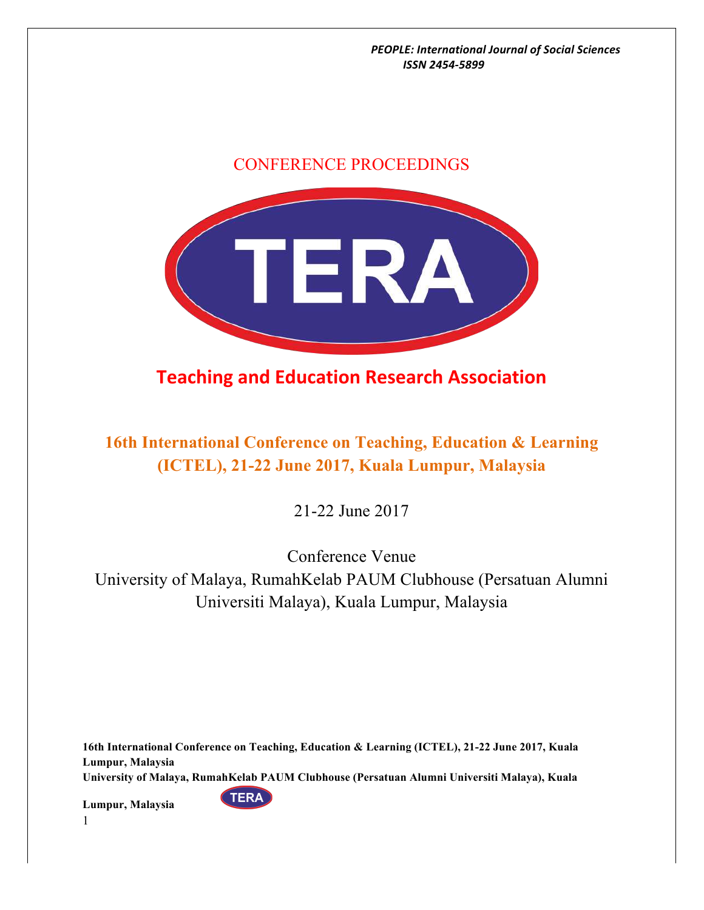CONFERENCE PROCEEDINGS

TERA

## Teaching and Education Research Association

# 16th International Conference on Teaching, Education & Learning (ICTEL), 21-22 June 2017, Kuala Lumpur, Malaysia

21-22 June 2017

Conference Venue

University of Malaya, RumahKelab PAUM Clubhouse (Persatuan Alumni Universiti Malaya), Kuala Lumpur, Malaysia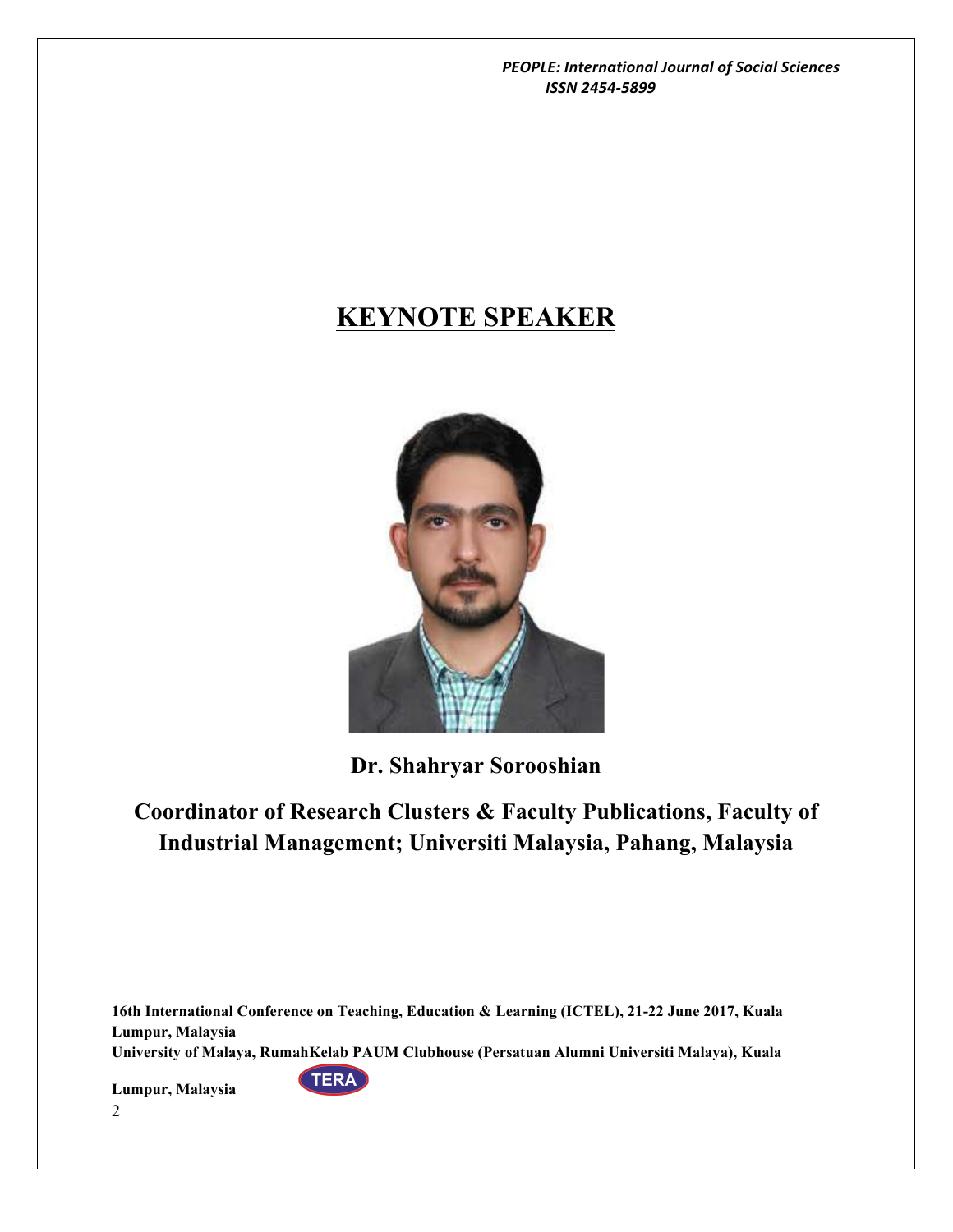# KEYNOTE SPEAKER

**Dr. Shahryar Sorooshian**

**Coordinator of Research Clusters & Faculty Publications, Faculty of Industrial Management; Universiti Malaysia, Pahang, Malaysia**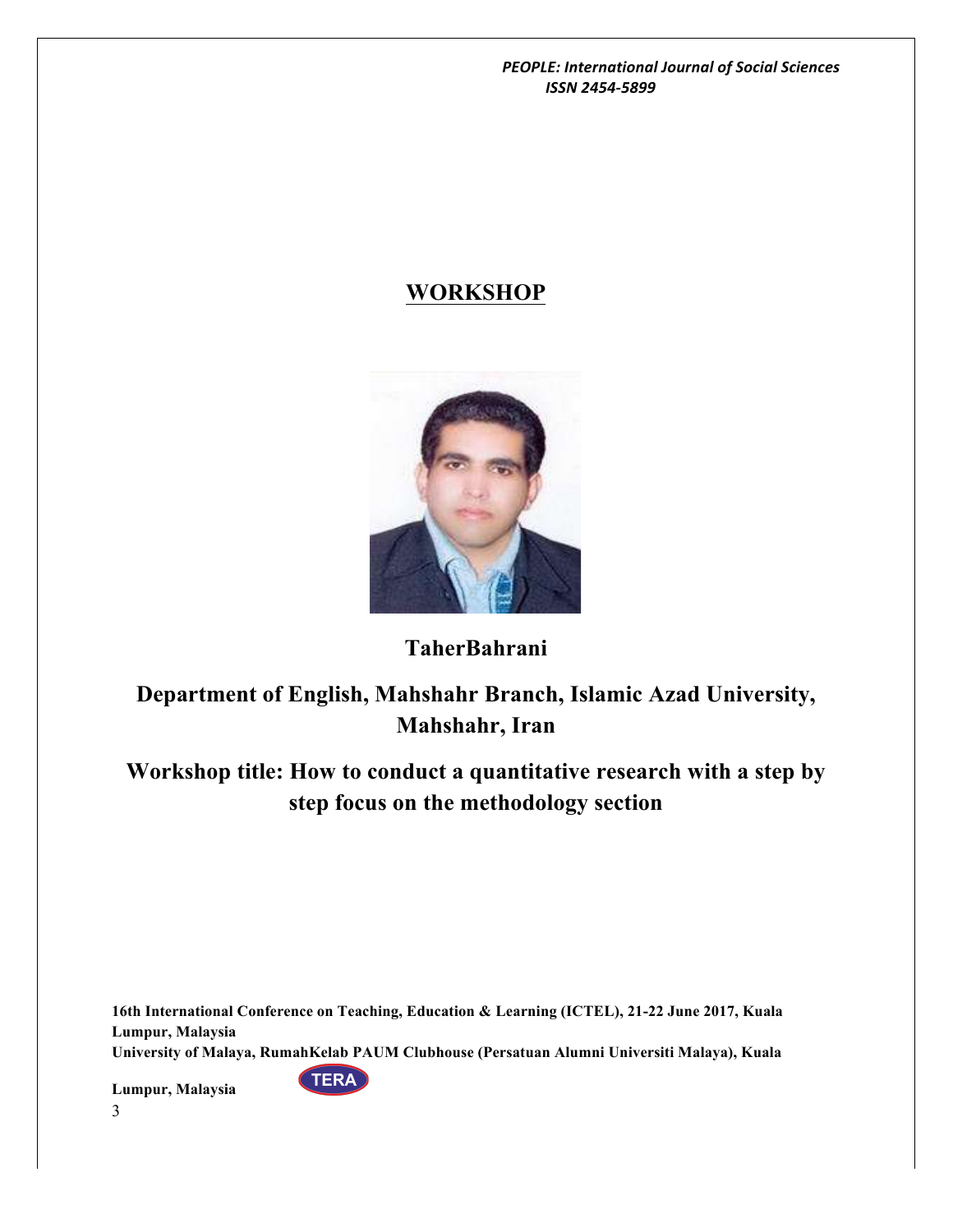## WORKSHOP

**TaherBahrani**

**Department of English, Mahshahr Branch, Islamic Azad University, Mahshahr, Iran**

**Workshop title: How to conduct a quantitative research with a step by step focus on the methodology section**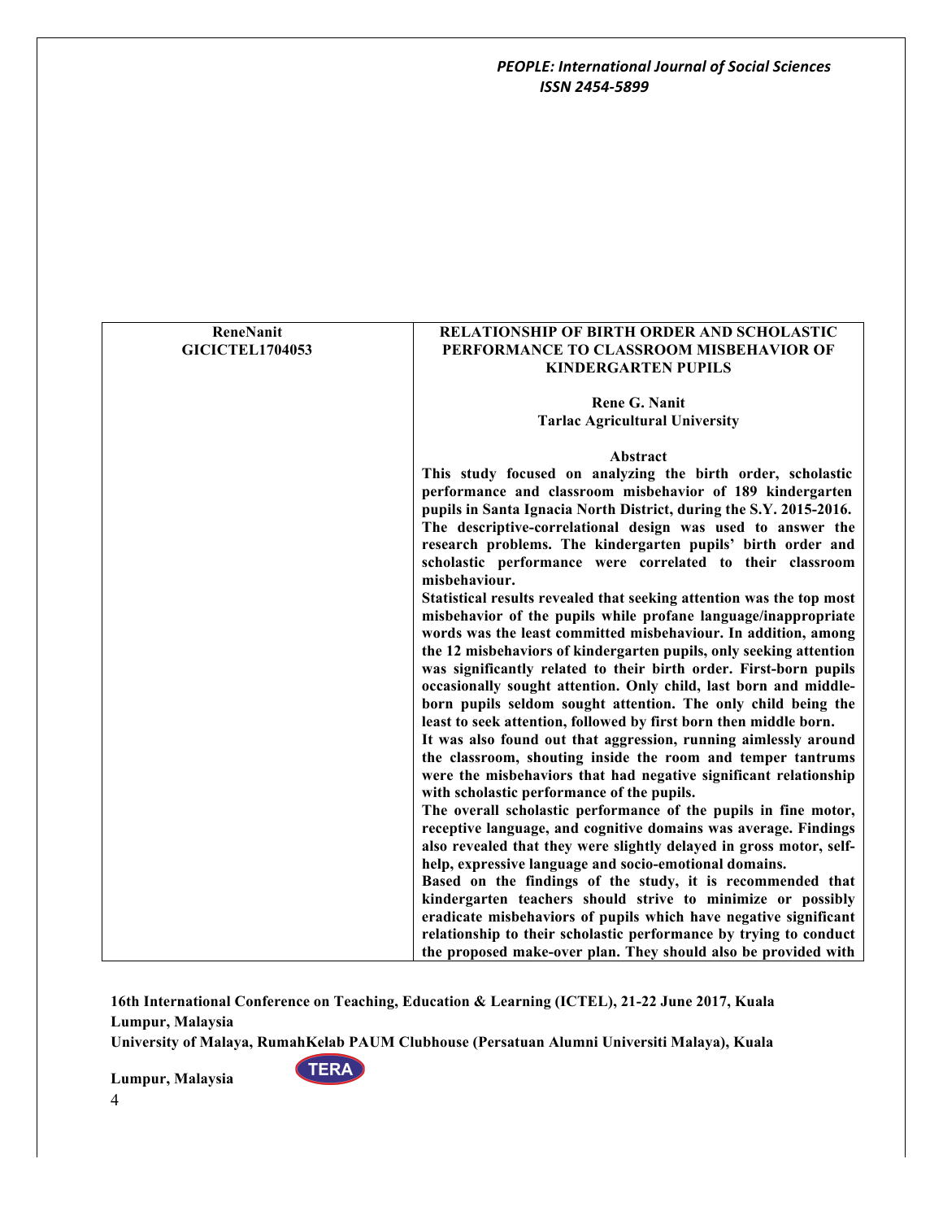| ReneNanit GICICTEL1704053 | **RELATIONSHIP OF BIRTH ORDER AND SCHOLASTIC PERFORMANCE TO CLASSROOM MISBEHAVIOR OF KINDERGARTEN PUPILS** |
|---|---|

**RELATIONSHIP OF BIRTH ORDER AND SCHOLASTIC PERFORMANCE TO CLASSROOM MISBEHAVIOR OF KINDERGARTEN PUPILS**

**Rene G. Nanit**
**Tarlac Agricultural University**

**Abstract**

**This study focused on analyzing the birth order, scholastic performance and classroom misbehavior of 189 kindergarten pupils in Santa Ignacia North District, during the S.Y. 2015-2016. The descriptive-correlational design was used to answer the research problems. The kindergarten pupils' birth order and scholastic performance were correlated to their classroom misbehaviour.**

**Statistical results revealed that seeking attention was the top most misbehavior of the pupils while profane language/inappropriate words was the least committed misbehaviour. In addition, among the 12 misbehaviors of kindergarten pupils, only seeking attention was significantly related to their birth order. First-born pupils occasionally sought attention. Only child, last born and middle-born pupils seldom sought attention. The only child being the least to seek attention, followed by first born then middle born.**

**It was also found out that aggression, running aimlessly around the classroom, shouting inside the room and temper tantrums were the misbehaviors that had negative significant relationship with scholastic performance of the pupils.**

**The overall scholastic performance of the pupils in fine motor, receptive language, and cognitive domains was average. Findings also revealed that they were slightly delayed in gross motor, self-help, expressive language and socio-emotional domains.**

**Based on the findings of the study, it is recommended that kindergarten teachers should strive to minimize or possibly eradicate misbehaviors of pupils which have negative significant relationship to their scholastic performance by trying to conduct the proposed make-over plan. They should also be provided with**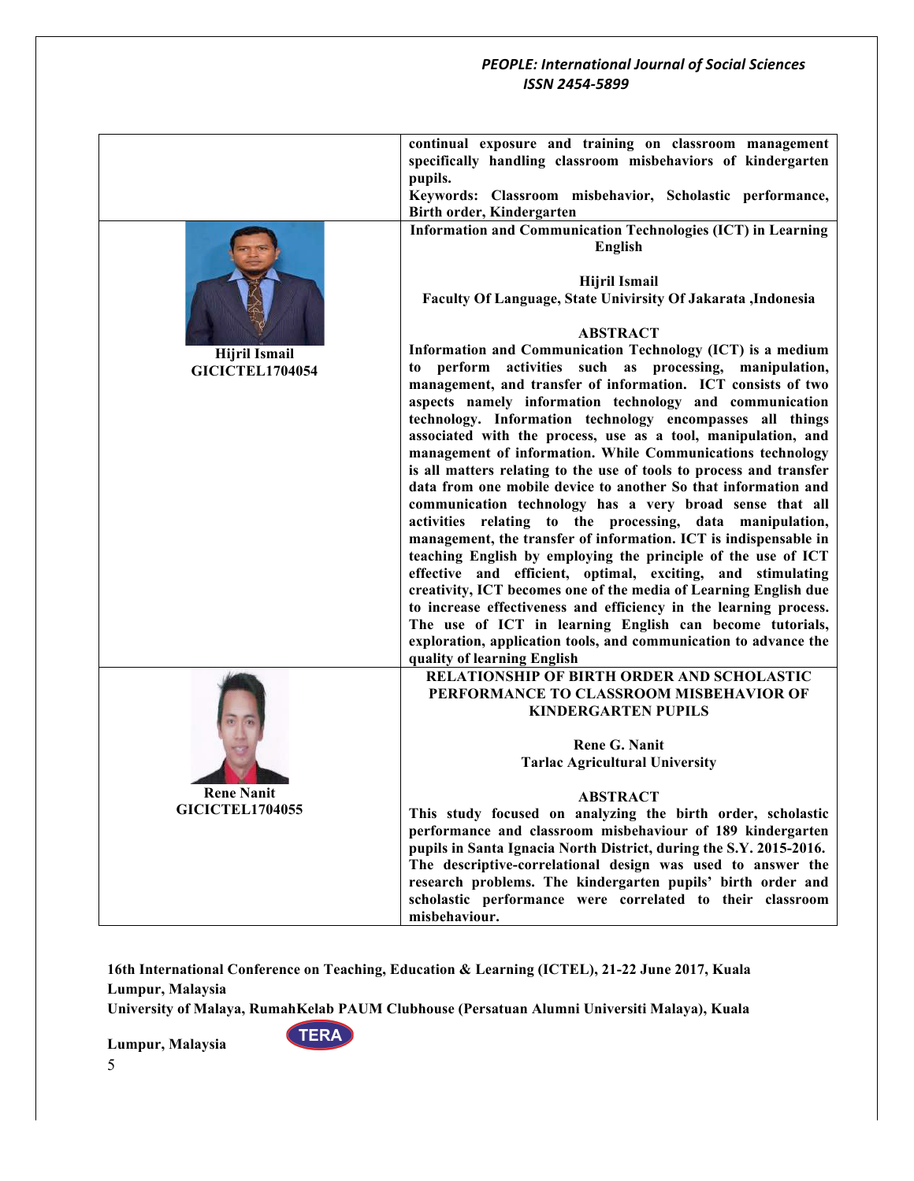| | |
|---|---|
| | **continual exposure and training on classroom management specifically handling classroom misbehaviors of kindergarten pupils.** **Keywords: Classroom misbehavior, Scholastic performance, Birth order, Kindergarten** |
| **Hijril Ismail** **GICICTEL1704054** | **Information and Communication Technologies (ICT) in Learning English** **Hijril Ismail** **Faculty Of Language, State Univirsity Of Jakarata ,Indonesia** **ABSTRACT** **Information and Communication Technology (ICT) is a medium to perform activities such as processing, manipulation, management, and transfer of information. ICT consists of two aspects namely information technology and communication technology. Information technology encompasses all things associated with the process, use as a tool, manipulation, and management of information. While Communications technology is all matters relating to the use of tools to process and transfer data from one mobile device to another So that information and communication technology has a very broad sense that all activities relating to the processing, data manipulation, management, the transfer of information. ICT is indispensable in teaching English by employing the principle of the use of ICT effective and efficient, optimal, exciting, and stimulating creativity, ICT becomes one of the media of Learning English due to increase effectiveness and efficiency in the learning process. The use of ICT in learning English can become tutorials, exploration, application tools, and communication to advance the quality of learning English** |
| **Rene Nanit** **GICICTEL1704055** | **RELATIONSHIP OF BIRTH ORDER AND SCHOLASTIC PERFORMANCE TO CLASSROOM MISBEHAVIOR OF KINDERGARTEN PUPILS** **Rene G. Nanit** **Tarlac Agricultural University** **ABSTRACT** **This study focused on analyzing the birth order, scholastic performance and classroom misbehaviour of 189 kindergarten pupils in Santa Ignacia North District, during the S.Y. 2015-2016. The descriptive-correlational design was used to answer the research problems. The kindergarten pupils' birth order and scholastic performance were correlated to their classroom misbehaviour.** |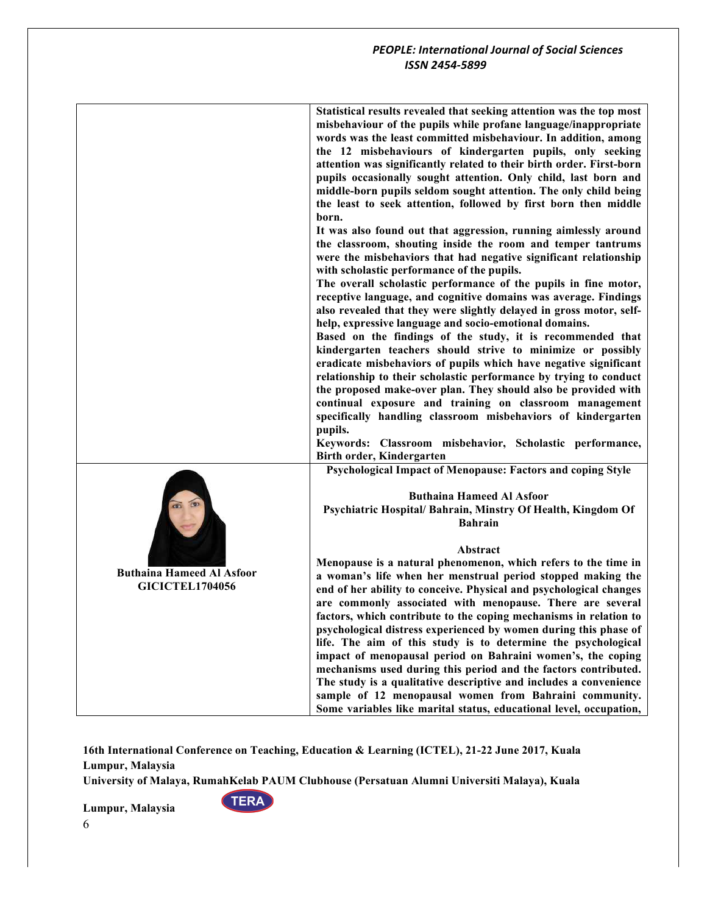**Statistical results revealed that seeking attention was the top most misbehaviour of the pupils while profane language/inappropriate words was the least committed misbehaviour. In addition, among the 12 misbehaviours of kindergarten pupils, only seeking attention was significantly related to their birth order. First-born pupils occasionally sought attention. Only child, last born and middle-born pupils seldom sought attention. The only child being the least to seek attention, followed by first born then middle born.**

**It was also found out that aggression, running aimlessly around the classroom, shouting inside the room and temper tantrums were the misbehaviors that had negative significant relationship with scholastic performance of the pupils.**

**The overall scholastic performance of the pupils in fine motor, receptive language, and cognitive domains was average. Findings also revealed that they were slightly delayed in gross motor, self-help, expressive language and socio-emotional domains.**

**Based on the findings of the study, it is recommended that kindergarten teachers should strive to minimize or possibly eradicate misbehaviors of pupils which have negative significant relationship to their scholastic performance by trying to conduct the proposed make-over plan. They should also be provided with continual exposure and training on classroom management specifically handling classroom misbehaviors of kindergarten pupils.**

**Keywords: Classroom misbehavior, Scholastic performance, Birth order, Kindergarten**

**Buthaina Hameed Al Asfoor**
**GICICTEL1704056**

## Psychological Impact of Menopause: Factors and coping Style

**Buthaina Hameed Al Asfoor**
**Psychiatric Hospital/ Bahrain, Minstry Of Health, Kingdom Of Bahrain**

### Abstract

**Menopause is a natural phenomenon, which refers to the time in a woman's life when her menstrual period stopped making the end of her ability to conceive. Physical and psychological changes are commonly associated with menopause. There are several factors, which contribute to the coping mechanisms in relation to psychological distress experienced by women during this phase of life. The aim of this study is to determine the psychological impact of menopausal period on Bahraini women's, the coping mechanisms used during this period and the factors contributed. The study is a qualitative descriptive and includes a convenience sample of 12 menopausal women from Bahraini community. Some variables like marital status, educational level, occupation,**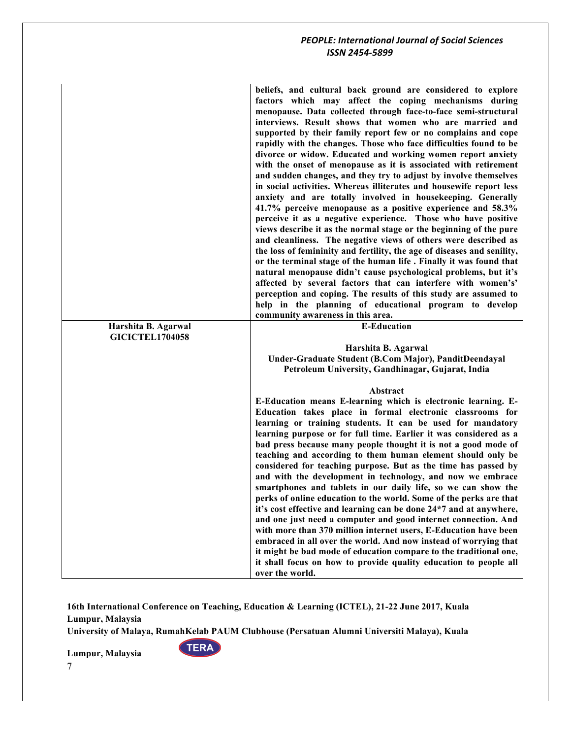| | |
|---|---|
| | **beliefs, and cultural back ground are considered to explore factors which may affect the coping mechanisms during menopause. Data collected through face-to-face semi-structural interviews. Result shows that women who are married and supported by their family report few or no complains and cope rapidly with the changes. Those who face difficulties found to be divorce or widow. Educated and working women report anxiety with the onset of menopause as it is associated with retirement and sudden changes, and they try to adjust by involve themselves in social activities. Whereas illiterates and housewife report less anxiety and are totally involved in housekeeping. Generally 41.7% perceive menopause as a positive experience and 58.3% perceive it as a negative experience. Those who have positive views describe it as the normal stage or the beginning of the pure and cleanliness. The negative views of others were described as the loss of femininity and fertility, the age of diseases and senility, or the terminal stage of the human life . Finally it was found that natural menopause didn't cause psychological problems, but it's affected by several factors that can interfere with women's' perception and coping. The results of this study are assumed to help in the planning of educational program to develop community awareness in this area.** |
| **Harshita B. Agarwal GICICTEL1704058** | **E-Education**<br><br>**Harshita B. Agarwal**<br>**Under-Graduate Student (B.Com Major), PanditDeendayal Petroleum University, Gandhinagar, Gujarat, India**<br><br>**Abstract**<br>**E-Education means E-learning which is electronic learning. E-Education takes place in formal electronic classrooms for learning or training students. It can be used for mandatory learning purpose or for full time. Earlier it was considered as a bad press because many people thought it is not a good mode of teaching and according to them human element should only be considered for teaching purpose. But as the time has passed by and with the development in technology, and now we embrace smartphones and tablets in our daily life, so we can show the perks of online education to the world. Some of the perks are that it's cost effective and learning can be done 24*7 and at anywhere, and one just need a computer and good internet connection. And with more than 370 million internet users, E-Education have been embraced in all over the world. And now instead of worrying that it might be bad mode of education compare to the traditional one, it shall focus on how to provide quality education to people all over the world.** |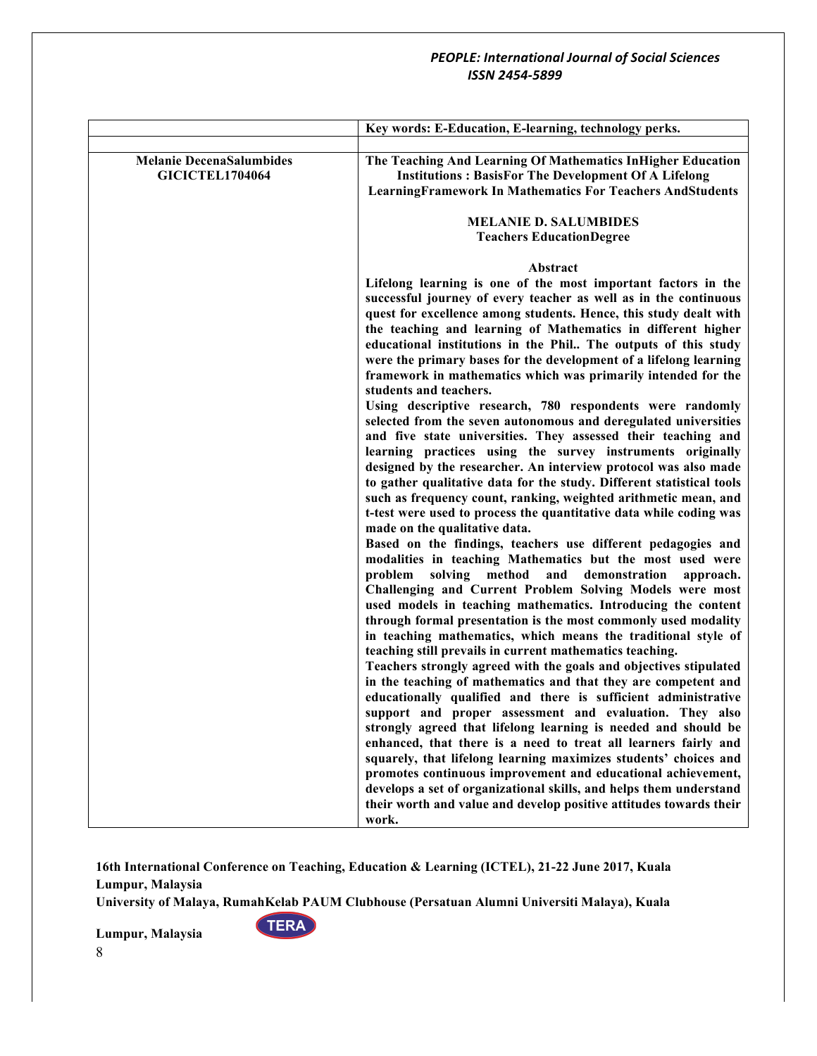| | Key words: E-Education, E-learning, technology perks. |
|---|---|
| | |
| **Melanie DecenaSalumbides**<br>**GICICTEL1704064** | **The Teaching And Learning Of Mathematics InHigher Education Institutions : BasisFor The Development Of A Lifelong LearningFramework In Mathematics For Teachers AndStudents**<br><br>**MELANIE D. SALUMBIDES**<br>**Teachers EducationDegree**<br><br>**Abstract**<br>**Lifelong learning is one of the most important factors in the successful journey of every teacher as well as in the continuous quest for excellence among students. Hence, this study dealt with the teaching and learning of Mathematics in different higher educational institutions in the Phil.. The outputs of this study were the primary bases for the development of a lifelong learning framework in mathematics which was primarily intended for the students and teachers.**<br>**Using descriptive research, 780 respondents were randomly selected from the seven autonomous and deregulated universities and five state universities. They assessed their teaching and learning practices using the survey instruments originally designed by the researcher. An interview protocol was also made to gather qualitative data for the study. Different statistical tools such as frequency count, ranking, weighted arithmetic mean, and t-test were used to process the quantitative data while coding was made on the qualitative data.**<br>**Based on the findings, teachers use different pedagogies and modalities in teaching Mathematics but the most used were problem solving method and demonstration approach. Challenging and Current Problem Solving Models were most used models in teaching mathematics. Introducing the content through formal presentation is the most commonly used modality in teaching mathematics, which means the traditional style of teaching still prevails in current mathematics teaching.**<br>**Teachers strongly agreed with the goals and objectives stipulated in the teaching of mathematics and that they are competent and educationally qualified and there is sufficient administrative support and proper assessment and evaluation. They also strongly agreed that lifelong learning is needed and should be enhanced, that there is a need to treat all learners fairly and squarely, that lifelong learning maximizes students' choices and promotes continuous improvement and educational achievement, develops a set of organizational skills, and helps them understand their worth and value and develop positive attitudes towards their work.** |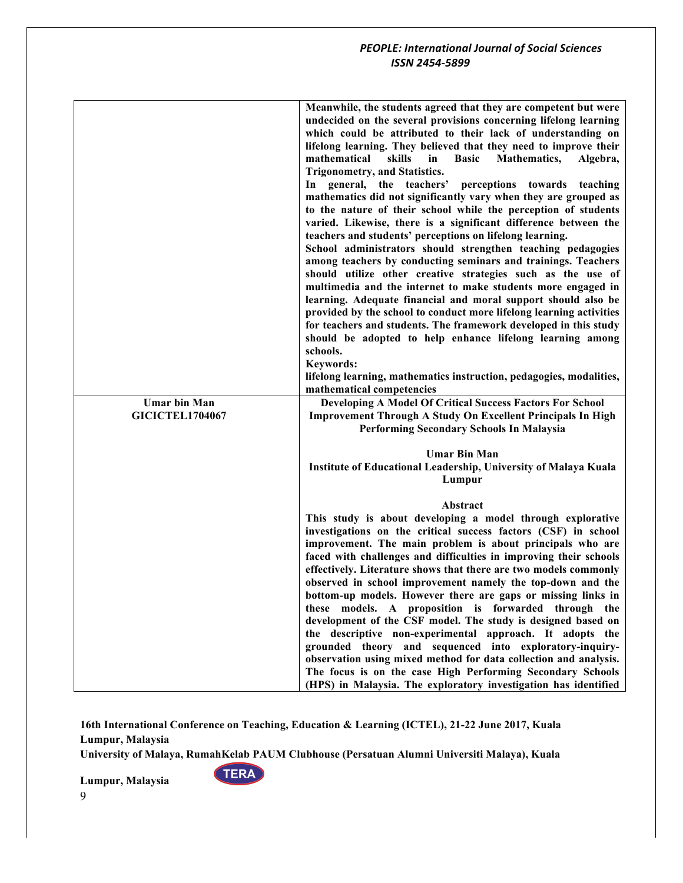| | |
|---|---|
| | **Meanwhile, the students agreed that they are competent but were undecided on the several provisions concerning lifelong learning which could be attributed to their lack of understanding on lifelong learning. They believed that they need to improve their mathematical skills in Basic Mathematics, Algebra, Trigonometry, and Statistics.**<br>**In general, the teachers' perceptions towards teaching mathematics did not significantly vary when they are grouped as to the nature of their school while the perception of students varied. Likewise, there is a significant difference between the teachers and students' perceptions on lifelong learning.**<br>**School administrators should strengthen teaching pedagogies among teachers by conducting seminars and trainings. Teachers should utilize other creative strategies such as the use of multimedia and the internet to make students more engaged in learning. Adequate financial and moral support should also be provided by the school to conduct more lifelong learning activities for teachers and students. The framework developed in this study should be adopted to help enhance lifelong learning among schools.**<br>**Keywords:**<br>**lifelong learning, mathematics instruction, pedagogies, modalities, mathematical competencies** |
| **Umar bin Man**<br>**GICICTEL1704067** | **Developing A Model Of Critical Success Factors For School Improvement Through A Study On Excellent Principals In High Performing Secondary Schools In Malaysia**<br><br>**Umar Bin Man**<br>**Institute of Educational Leadership, University of Malaya Kuala Lumpur**<br><br>**Abstract**<br>**This study is about developing a model through explorative investigations on the critical success factors (CSF) in school improvement. The main problem is about principals who are faced with challenges and difficulties in improving their schools effectively. Literature shows that there are two models commonly observed in school improvement namely the top-down and the bottom-up models. However there are gaps or missing links in these models. A proposition is forwarded through the development of the CSF model. The study is designed based on the descriptive non-experimental approach. It adopts the grounded theory and sequenced into exploratory-inquiry-observation using mixed method for data collection and analysis. The focus is on the case High Performing Secondary Schools (HPS) in Malaysia. The exploratory investigation has identified** |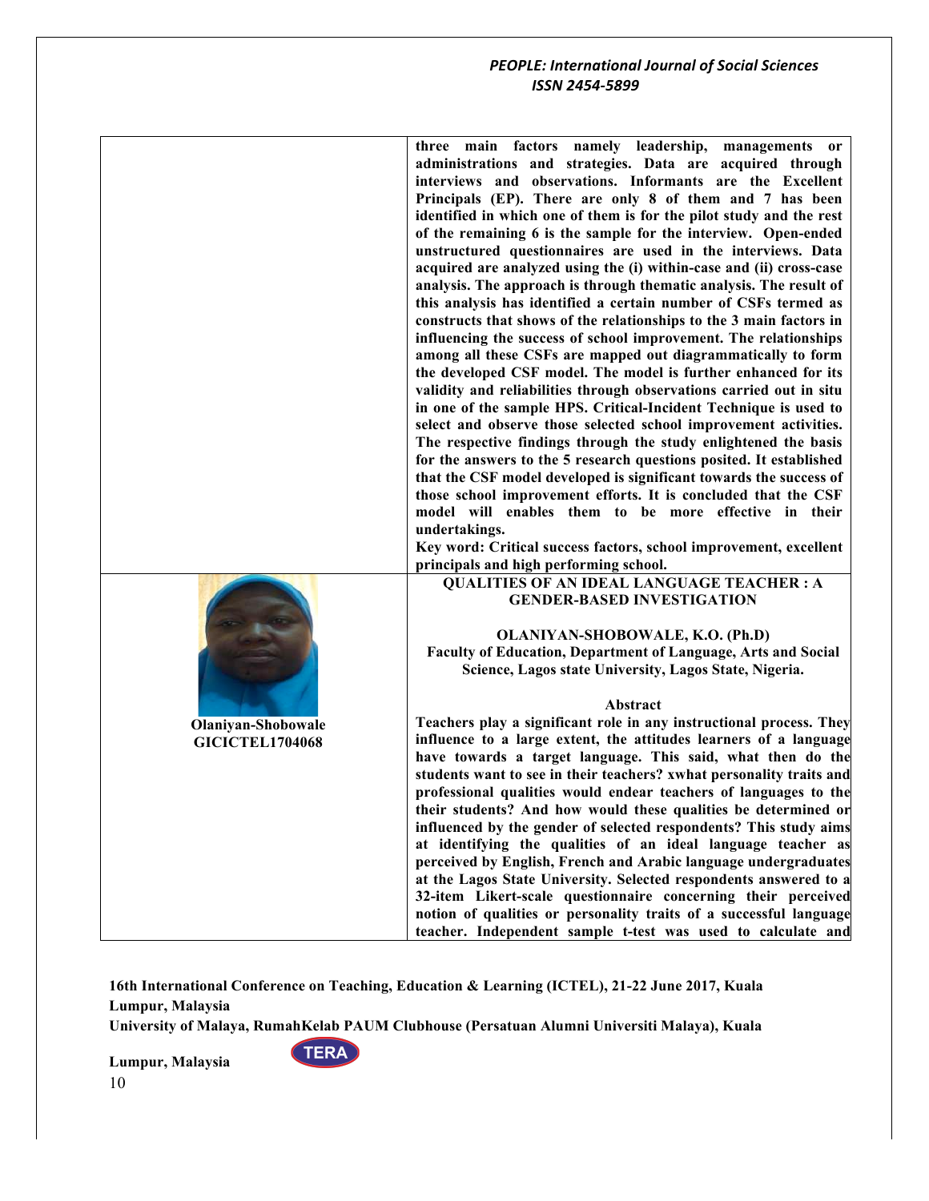**three main factors namely leadership, managements or administrations and strategies. Data are acquired through interviews and observations. Informants are the Excellent Principals (EP). There are only 8 of them and 7 has been identified in which one of them is for the pilot study and the rest of the remaining 6 is the sample for the interview. Open-ended unstructured questionnaires are used in the interviews. Data acquired are analyzed using the (i) within-case and (ii) cross-case analysis. The approach is through thematic analysis. The result of this analysis has identified a certain number of CSFs termed as constructs that shows of the relationships to the 3 main factors in influencing the success of school improvement. The relationships among all these CSFs are mapped out diagrammatically to form the developed CSF model. The model is further enhanced for its validity and reliabilities through observations carried out in situ in one of the sample HPS. Critical-Incident Technique is used to select and observe those selected school improvement activities. The respective findings through the study enlightened the basis for the answers to the 5 research questions posited. It established that the CSF model developed is significant towards the success of those school improvement efforts. It is concluded that the CSF model will enables them to be more effective in their undertakings.**

**Key word: Critical success factors, school improvement, excellent principals and high performing school.**

**Olaniyan-Shobowale**
**GICICTEL1704068**

## QUALITIES OF AN IDEAL LANGUAGE TEACHER : A GENDER-BASED INVESTIGATION

**OLANIYAN-SHOBOWALE, K.O. (Ph.D)**
**Faculty of Education, Department of Language, Arts and Social Science, Lagos state University, Lagos State, Nigeria.**

**Abstract**

**Teachers play a significant role in any instructional process. They influence to a large extent, the attitudes learners of a language have towards a target language. This said, what then do the students want to see in their teachers? xwhat personality traits and professional qualities would endear teachers of languages to the their students? And how would these qualities be determined or influenced by the gender of selected respondents? This study aims at identifying the qualities of an ideal language teacher as perceived by English, French and Arabic language undergraduates at the Lagos State University. Selected respondents answered to a 32-item Likert-scale questionnaire concerning their perceived notion of qualities or personality traits of a successful language teacher. Independent sample t-test was used to calculate and**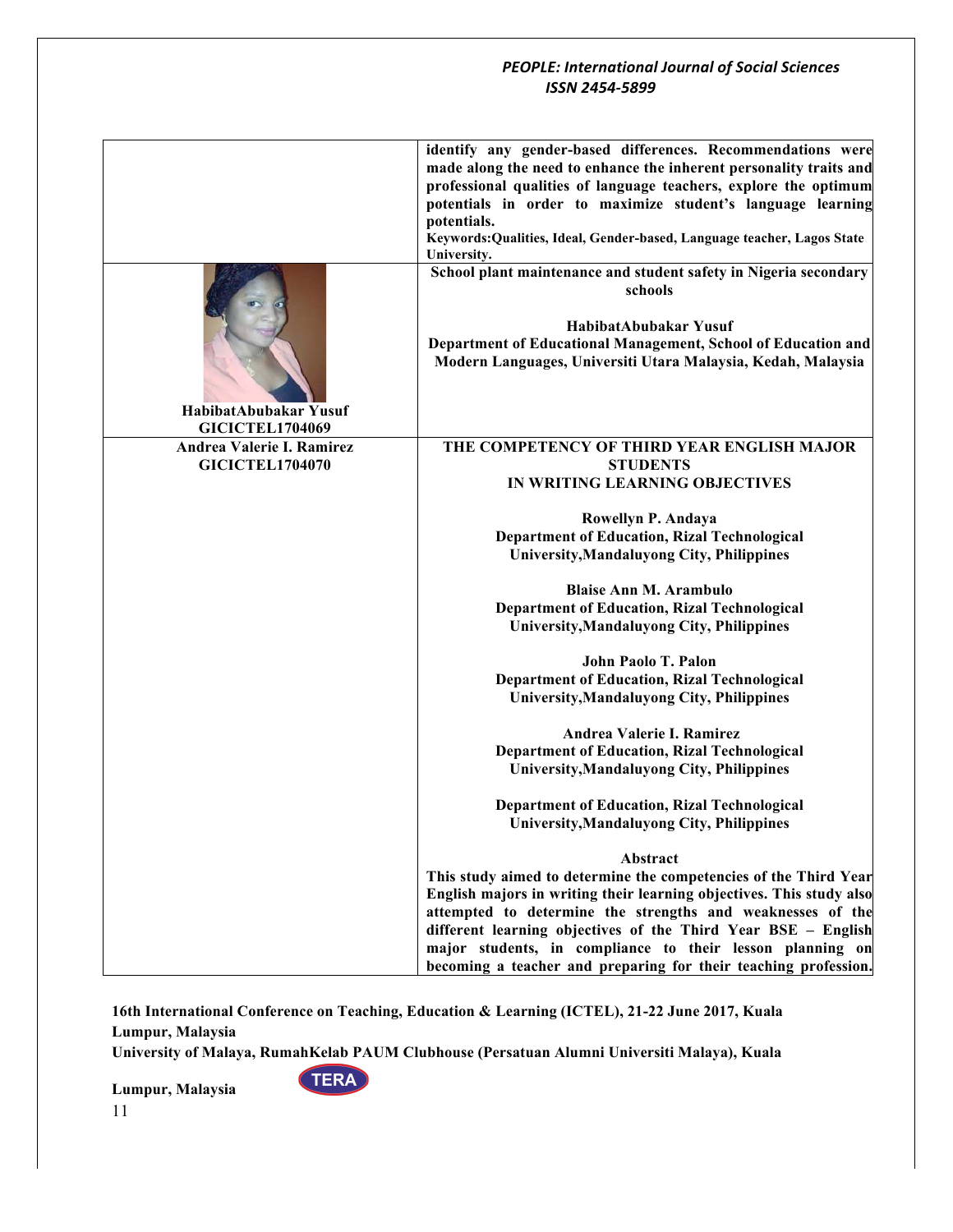**identify any gender-based differences. Recommendations were made along the need to enhance the inherent personality traits and professional qualities of language teachers, explore the optimum potentials in order to maximize student's language learning potentials.**

**Keywords:Qualities, Ideal, Gender-based, Language teacher, Lagos State University.**

**School plant maintenance and student safety in Nigeria secondary schools**

**HabibatAbubakar Yusuf**
**Department of Educational Management, School of Education and Modern Languages, Universiti Utara Malaysia, Kedah, Malaysia**

**HabibatAbubakar Yusuf**
**GICICTEL1704069**

**Andrea Valerie I. Ramirez**
**GICICTEL1704070**

**THE COMPETENCY OF THIRD YEAR ENGLISH MAJOR STUDENTS IN WRITING LEARNING OBJECTIVES**

**Rowellyn P. Andaya**
**Department of Education, Rizal Technological University,Mandaluyong City, Philippines**

**Blaise Ann M. Arambulo**
**Department of Education, Rizal Technological University,Mandaluyong City, Philippines**

**John Paolo T. Palon**
**Department of Education, Rizal Technological University,Mandaluyong City, Philippines**

**Andrea Valerie I. Ramirez**
**Department of Education, Rizal Technological University,Mandaluyong City, Philippines**

**Department of Education, Rizal Technological University,Mandaluyong City, Philippines**

**Abstract**

**This study aimed to determine the competencies of the Third Year English majors in writing their learning objectives. This study also attempted to determine the strengths and weaknesses of the different learning objectives of the Third Year BSE – English major students, in compliance to their lesson planning on becoming a teacher and preparing for their teaching profession.**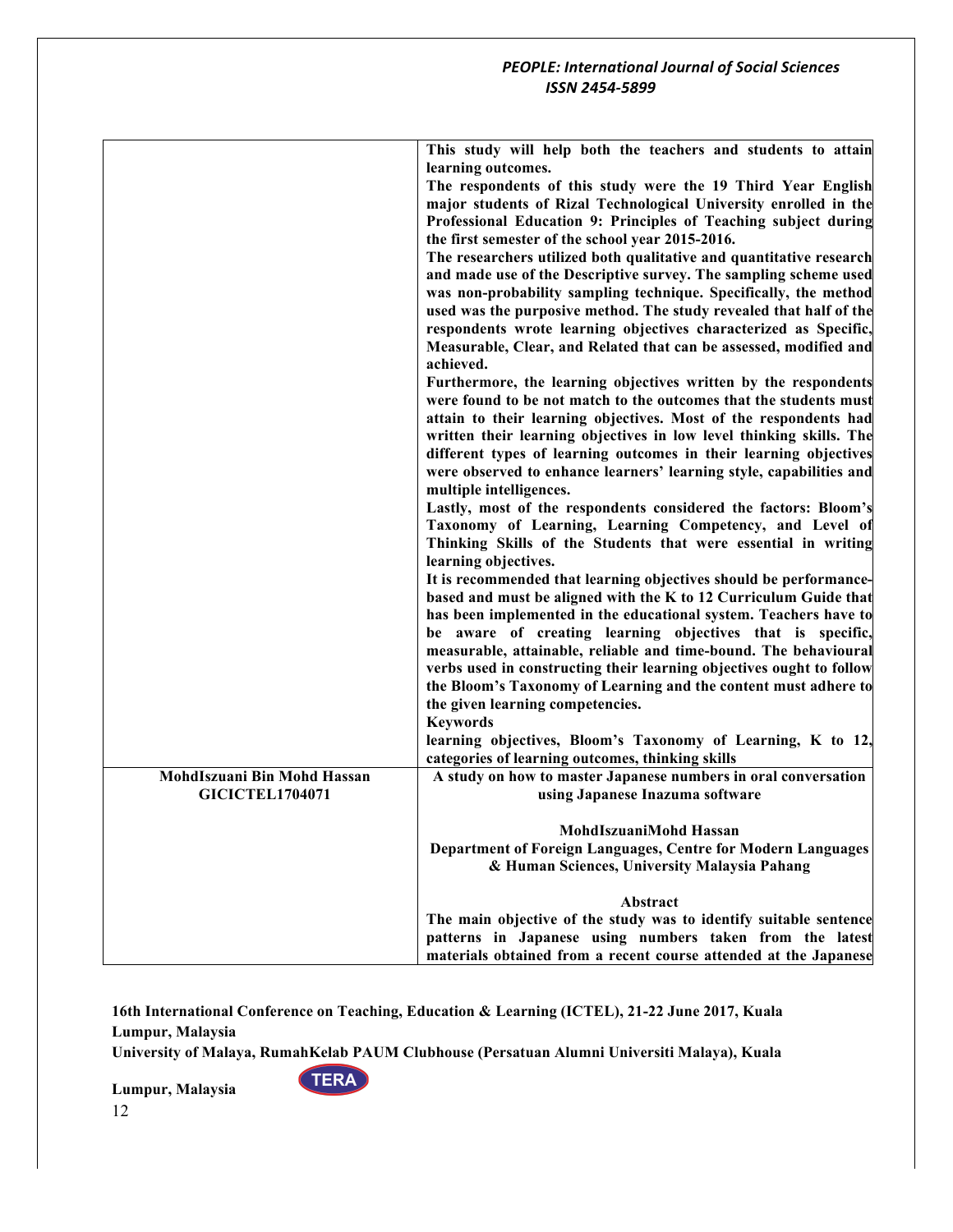| | |
|---|---|
| | **This study will help both the teachers and students to attain learning outcomes.**<br>**The respondents of this study were the 19 Third Year English major students of Rizal Technological University enrolled in the Professional Education 9: Principles of Teaching subject during the first semester of the school year 2015-2016.**<br>**The researchers utilized both qualitative and quantitative research and made use of the Descriptive survey. The sampling scheme used was non-probability sampling technique. Specifically, the method used was the purposive method. The study revealed that half of the respondents wrote learning objectives characterized as Specific, Measurable, Clear, and Related that can be assessed, modified and achieved.**<br>**Furthermore, the learning objectives written by the respondents were found to be not match to the outcomes that the students must attain to their learning objectives. Most of the respondents had written their learning objectives in low level thinking skills. The different types of learning outcomes in their learning objectives were observed to enhance learners' learning style, capabilities and multiple intelligences.**<br>**Lastly, most of the respondents considered the factors: Bloom's Taxonomy of Learning, Learning Competency, and Level of Thinking Skills of the Students that were essential in writing learning objectives.**<br>**It is recommended that learning objectives should be performance-based and must be aligned with the K to 12 Curriculum Guide that has been implemented in the educational system. Teachers have to be aware of creating learning objectives that is specific, measurable, attainable, reliable and time-bound. The behavioural verbs used in constructing their learning objectives ought to follow the Bloom's Taxonomy of Learning and the content must adhere to the given learning competencies.**<br>**Keywords**<br>**learning objectives, Bloom's Taxonomy of Learning, K to 12, categories of learning outcomes, thinking skills** |
| **MohdIszuani Bin Mohd Hassan**<br>**GICICTEL1704071** | **A study on how to master Japanese numbers in oral conversation using Japanese Inazuma software**<br><br>**MohdIszuaniMohd Hassan**<br>**Department of Foreign Languages, Centre for Modern Languages & Human Sciences, University Malaysia Pahang**<br><br>**Abstract**<br>**The main objective of the study was to identify suitable sentence patterns in Japanese using numbers taken from the latest materials obtained from a recent course attended at the Japanese** |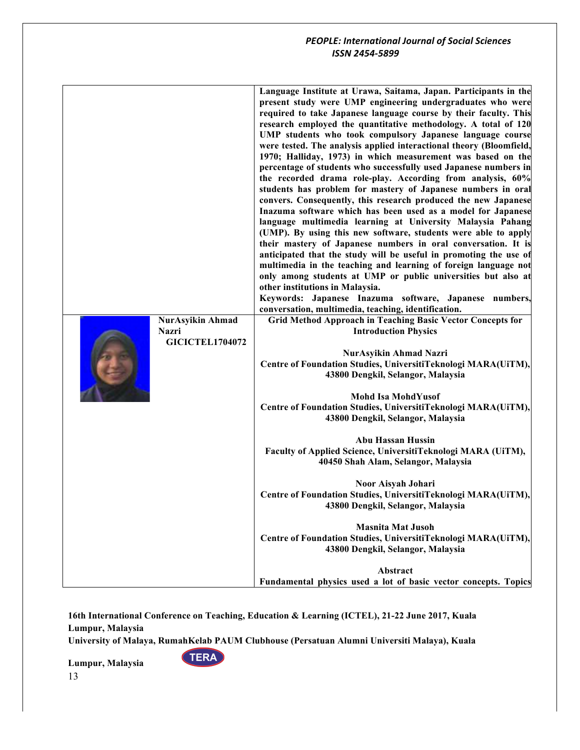Language Institute at Urawa, Saitama, Japan. Participants in the present study were UMP engineering undergraduates who were required to take Japanese language course by their faculty. This research employed the quantitative methodology. A total of 120 UMP students who took compulsory Japanese language course were tested. The analysis applied interactional theory (Bloomfield, 1970; Halliday, 1973) in which measurement was based on the percentage of students who successfully used Japanese numbers in the recorded drama role-play. According from analysis, 60% students has problem for mastery of Japanese numbers in oral convers. Consequently, this research produced the new Japanese Inazuma software which has been used as a model for Japanese language multimedia learning at University Malaysia Pahang (UMP). By using this new software, students were able to apply their mastery of Japanese numbers in oral conversation. It is anticipated that the study will be useful in promoting the use of multimedia in the teaching and learning of foreign language not only among students at UMP or public universities but also at other institutions in Malaysia.

**Keywords:** Japanese Inazuma software, Japanese numbers, conversation, multimedia, teaching, identification.

**NurAsyikin Ahmad Nazri**
**GICICTEL1704072**

## Grid Method Approach in Teaching Basic Vector Concepts for Introduction Physics

**NurAsyikin Ahmad Nazri**
Centre of Foundation Studies, UniversitiTeknologi MARA(UiTM), 43800 Dengkil, Selangor, Malaysia

**Mohd Isa MohdYusof**
Centre of Foundation Studies, UniversitiTeknologi MARA(UiTM), 43800 Dengkil, Selangor, Malaysia

**Abu Hassan Hussin**
Faculty of Applied Science, UniversitiTeknologi MARA (UiTM), 40450 Shah Alam, Selangor, Malaysia

**Noor Aisyah Johari**
Centre of Foundation Studies, UniversitiTeknologi MARA(UiTM), 43800 Dengkil, Selangor, Malaysia

**Masnita Mat Jusoh**
Centre of Foundation Studies, UniversitiTeknologi MARA(UiTM), 43800 Dengkil, Selangor, Malaysia

### Abstract

Fundamental physics used a lot of basic vector concepts. Topics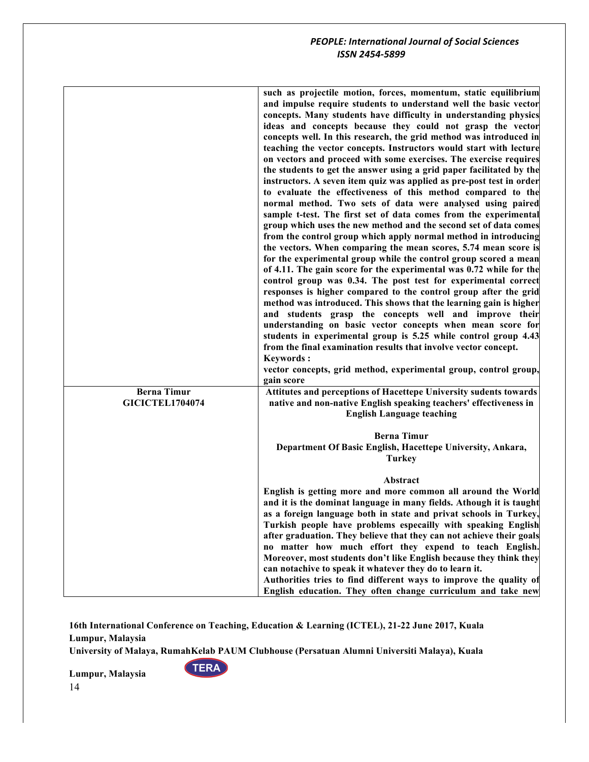| | |
|---|---|
| | **such as projectile motion, forces, momentum, static equilibrium and impulse require students to understand well the basic vector concepts. Many students have difficulty in understanding physics ideas and concepts because they could not grasp the vector concepts well. In this research, the grid method was introduced in teaching the vector concepts. Instructors would start with lecture on vectors and proceed with some exercises. The exercise requires the students to get the answer using a grid paper facilitated by the instructors. A seven item quiz was applied as pre-post test in order to evaluate the effectiveness of this method compared to the normal method. Two sets of data were analysed using paired sample t-test. The first set of data comes from the experimental group which uses the new method and the second set of data comes from the control group which apply normal method in introducing the vectors. When comparing the mean scores, 5.74 mean score is for the experimental group while the control group scored a mean of 4.11. The gain score for the experimental was 0.72 while for the control group was 0.34. The post test for experimental correct responses is higher compared to the control group after the grid method was introduced. This shows that the learning gain is higher and students grasp the concepts well and improve their understanding on basic vector concepts when mean score for students in experimental group is 5.25 while control group 4.43 from the final examination results that involve vector concept.**<br>**Keywords :**<br>**vector concepts, grid method, experimental group, control group, gain score** |
| **Berna Timur**<br>**GICICTEL1704074** | **Attitutes and perceptions of Hacettepe University sudents towards native and non-native English speaking teachers' effectiveness in English Language teaching**<br><br>**Berna Timur**<br>**Department Of Basic English, Hacettepe University, Ankara, Turkey**<br><br>**Abstract**<br>**English is getting more and more common all around the World and it is the dominat language in many fields. Athough it is taught as a foreign language both in state and privat schools in Turkey, Turkish people have problems especailly with speaking English after graduation. They believe that they can not achieve their goals no matter how much effort they expend to teach English. Moreover, most students don't like English because they think they can notachive to speak it whatever they do to learn it.**<br>**Authorities tries to find different ways to improve the quality of English education. They often change curriculum and take new** |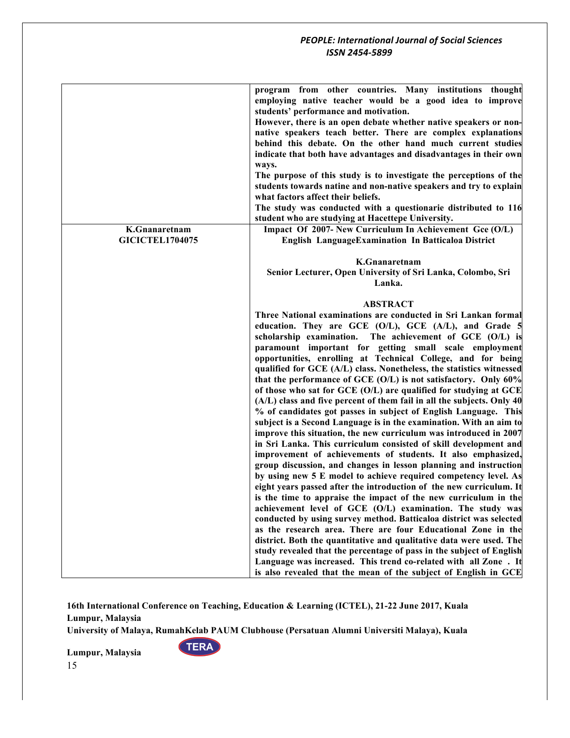| | |
|---|---|
| | **program from other countries. Many institutions thought employing native teacher would be a good idea to improve students' performance and motivation.**<br>**However, there is an open debate whether native speakers or non-native speakers teach better. There are complex explanations behind this debate. On the other hand much current studies indicate that both have advantages and disadvantages in their own ways.**<br>**The purpose of this study is to investigate the perceptions of the students towards natine and non-native speakers and try to explain what factors affect their beliefs.**<br>**The study was conducted with a questionarie distributed to 116 student who are studying at Hacettepe University.** |
| **K.Gnanaretnam**<br>**GICICTEL1704075** | **Impact Of 2007- New Curriculum In Achievement Gce (O/L) English LanguageExamination In Batticaloa District**<br><br>**K.Gnanaretnam**<br>**Senior Lecturer, Open University of Sri Lanka, Colombo, Sri Lanka.**<br><br>**ABSTRACT**<br>**Three National examinations are conducted in Sri Lankan formal education. They are GCE (O/L), GCE (A/L), and Grade 5 scholarship examination. The achievement of GCE (O/L) is paramount important for getting small scale employment opportunities, enrolling at Technical College, and for being qualified for GCE (A/L) class. Nonetheless, the statistics witnessed that the performance of GCE (O/L) is not satisfactory. Only 60% of those who sat for GCE (O/L) are qualified for studying at GCE (A/L) class and five percent of them fail in all the subjects. Only 40 % of candidates got passes in subject of English Language. This subject is a Second Language is in the examination. With an aim to improve this situation, the new curriculum was introduced in 2007 in Sri Lanka. This curriculum consisted of skill development and improvement of achievements of students. It also emphasized, group discussion, and changes in lesson planning and instruction by using new 5 E model to achieve required competency level. As eight years passed after the introduction of the new curriculum. It is the time to appraise the impact of the new curriculum in the achievement level of GCE (O/L) examination. The study was conducted by using survey method. Batticaloa district was selected as the research area. There are four Educational Zone in the district. Both the quantitative and qualitative data were used. The study revealed that the percentage of pass in the subject of English Language was increased. This trend co-related with all Zone . It is also revealed that the mean of the subject of English in GCE** |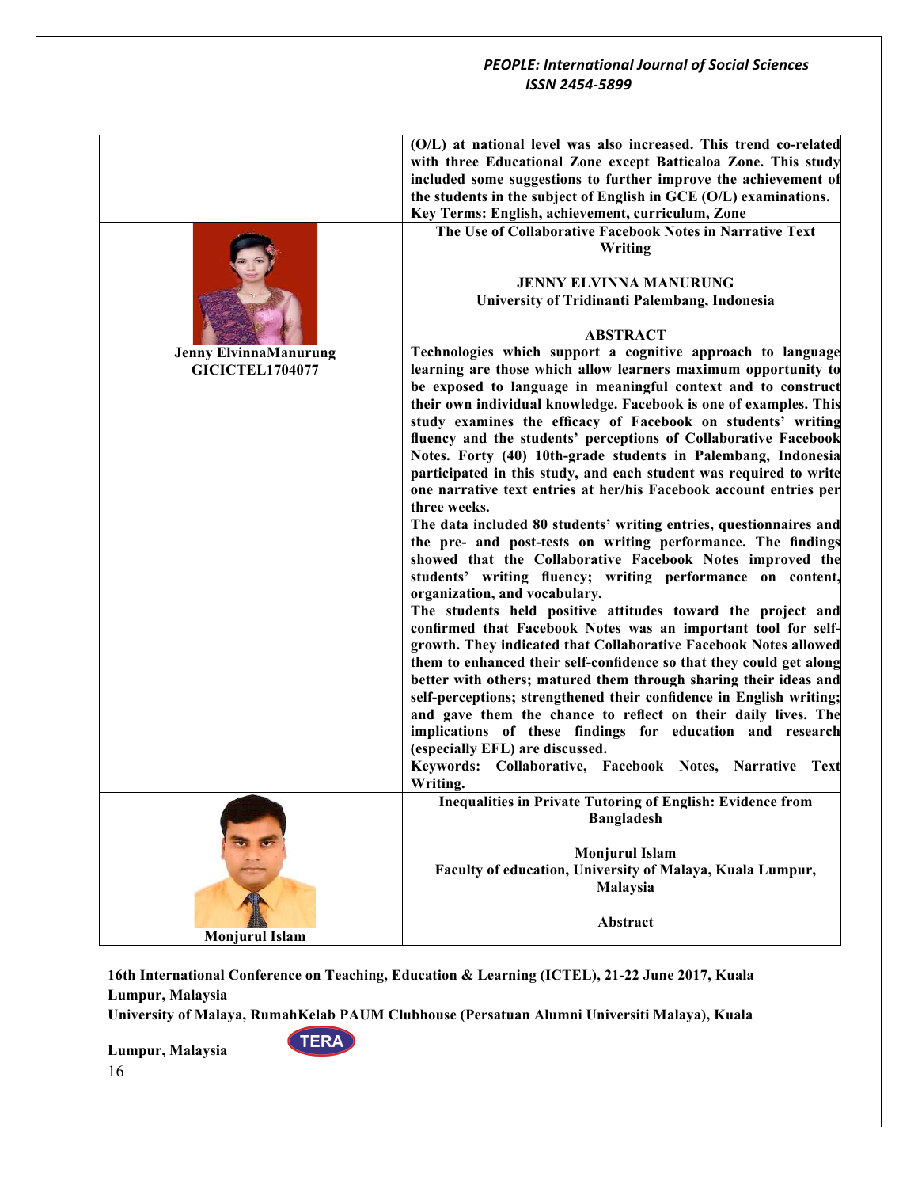(O/L) at national level was also increased. This trend co-related with three Educational Zone except Batticaloa Zone. This study included some suggestions to further improve the achievement of the students in the subject of English in GCE (O/L) examinations.

**Key Terms:** English, achievement, curriculum, Zone

**Jenny ElvinnaManurung**
**GICICTEL1704077**

## The Use of Collaborative Facebook Notes in Narrative Text Writing

**JENNY ELVINNA MANURUNG**
**University of Tridinanti Palembang, Indonesia**

### ABSTRACT

Technologies which support a cognitive approach to language learning are those which allow learners maximum opportunity to be exposed to language in meaningful context and to construct their own individual knowledge. Facebook is one of examples. This study examines the efficacy of Facebook on students' writing fluency and the students' perceptions of Collaborative Facebook Notes. Forty (40) 10th-grade students in Palembang, Indonesia participated in this study, and each student was required to write one narrative text entries at her/his Facebook account entries per three weeks.

The data included 80 students' writing entries, questionnaires and the pre- and post-tests on writing performance. The findings showed that the Collaborative Facebook Notes improved the students' writing fluency; writing performance on content, organization, and vocabulary.

The students held positive attitudes toward the project and confirmed that Facebook Notes was an important tool for self-growth. They indicated that Collaborative Facebook Notes allowed them to enhanced their self-confidence so that they could get along better with others; matured them through sharing their ideas and self-perceptions; strengthened their confidence in English writing; and gave them the chance to reflect on their daily lives. The implications of these findings for education and research (especially EFL) are discussed.

**Keywords:** Collaborative, Facebook Notes, Narrative Text Writing.

**Monjurul Islam**

## Inequalities in Private Tutoring of English: Evidence from Bangladesh

**Monjurul Islam**
**Faculty of education, University of Malaya, Kuala Lumpur, Malaysia**

### Abstract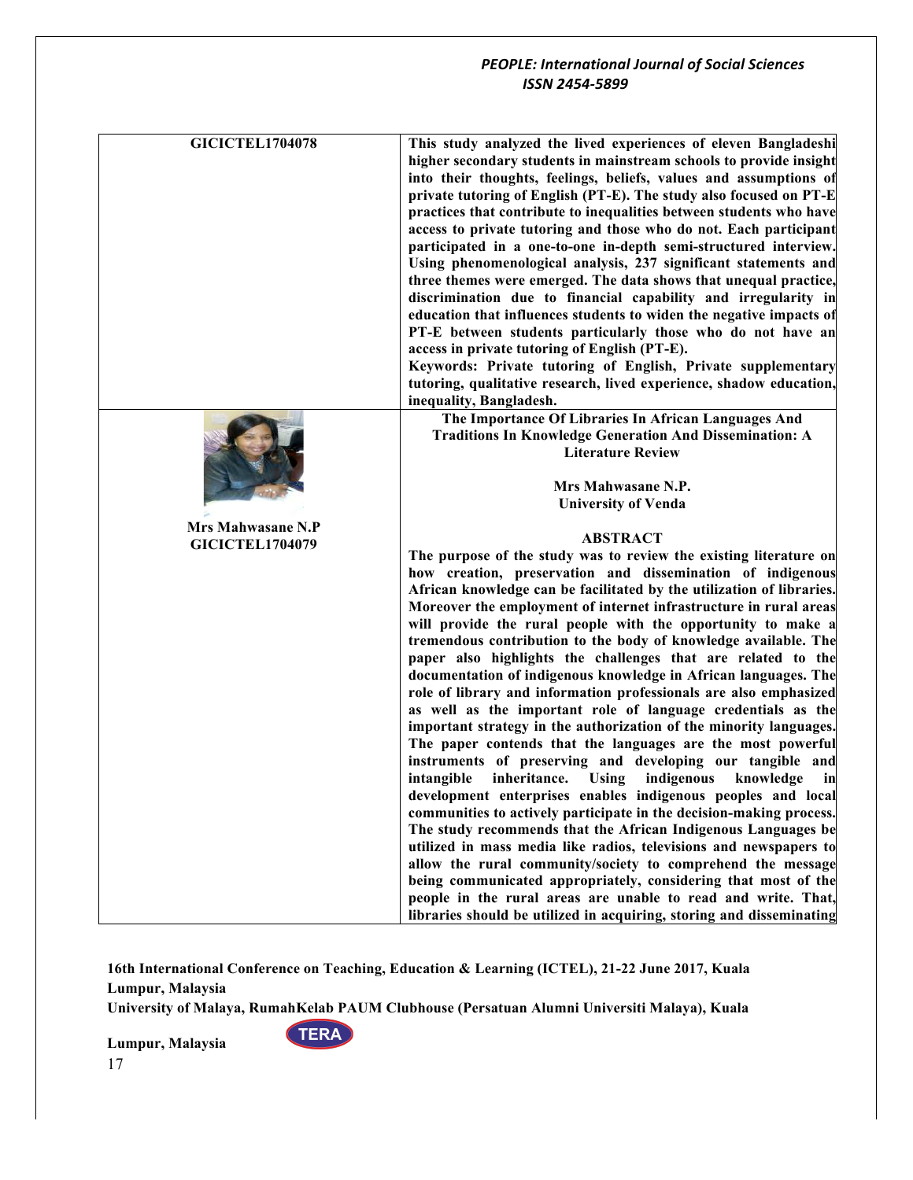| | |
|---|---|
| **GICICTEL1704078** | **This study analyzed the lived experiences of eleven Bangladeshi higher secondary students in mainstream schools to provide insight into their thoughts, feelings, beliefs, values and assumptions of private tutoring of English (PT-E). The study also focused on PT-E practices that contribute to inequalities between students who have access to private tutoring and those who do not. Each participant participated in a one-to-one in-depth semi-structured interview. Using phenomenological analysis, 237 significant statements and three themes were emerged. The data shows that unequal practice, discrimination due to financial capability and irregularity in education that influences students to widen the negative impacts of PT-E between students particularly those who do not have an access in private tutoring of English (PT-E).**<br>**Keywords: Private tutoring of English, Private supplementary tutoring, qualitative research, lived experience, shadow education, inequality, Bangladesh.** |
| **Mrs Mahwasane N.P**<br>**GICICTEL1704079** | **The Importance Of Libraries In African Languages And Traditions In Knowledge Generation And Dissemination: A Literature Review**<br><br>**Mrs Mahwasane N.P.**<br>**University of Venda**<br><br>**ABSTRACT**<br>**The purpose of the study was to review the existing literature on how creation, preservation and dissemination of indigenous African knowledge can be facilitated by the utilization of libraries. Moreover the employment of internet infrastructure in rural areas will provide the rural people with the opportunity to make a tremendous contribution to the body of knowledge available. The paper also highlights the challenges that are related to the documentation of indigenous knowledge in African languages. The role of library and information professionals are also emphasized as well as the important role of language credentials as the important strategy in the authorization of the minority languages. The paper contends that the languages are the most powerful instruments of preserving and developing our tangible and intangible inheritance. Using indigenous knowledge in development enterprises enables indigenous peoples and local communities to actively participate in the decision-making process. The study recommends that the African Indigenous Languages be utilized in mass media like radios, televisions and newspapers to allow the rural community/society to comprehend the message being communicated appropriately, considering that most of the people in the rural areas are unable to read and write. That, libraries should be utilized in acquiring, storing and disseminating** |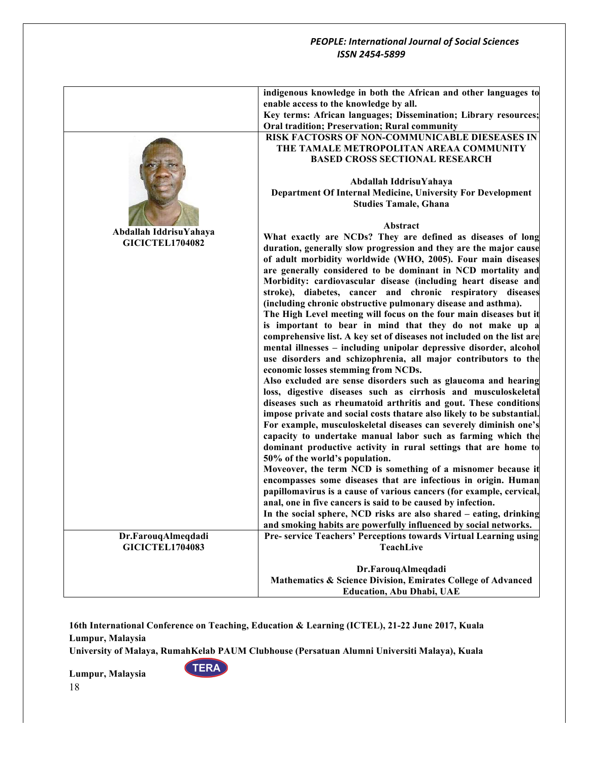| | |
|---|---|
| | **indigenous knowledge in both the African and other languages to enable access to the knowledge by all.** **Key terms: African languages; Dissemination; Library resources; Oral tradition; Preservation; Rural community** |
| **Abdallah IddrisuYahaya** **GICICTEL1704082** | **RISK FACTOSRS OF NON-COMMUNICABLE DIESEASES IN THE TAMALE METROPOLITAN AREAA COMMUNITY BASED CROSS SECTIONAL RESEARCH** **Abdallah IddrisuYahaya** **Department Of Internal Medicine, University For Development Studies Tamale, Ghana** **Abstract** **What exactly are NCDs? They are defined as diseases of long duration, generally slow progression and they are the major cause of adult morbidity worldwide (WHO, 2005). Four main diseases are generally considered to be dominant in NCD mortality and Morbidity: cardiovascular disease (including heart disease and stroke), diabetes, cancer and chronic respiratory diseases (including chronic obstructive pulmonary disease and asthma).** **The High Level meeting will focus on the four main diseases but it is important to bear in mind that they do not make up a comprehensive list. A key set of diseases not included on the list are mental illnesses – including unipolar depressive disorder, alcohol use disorders and schizophrenia, all major contributors to the economic losses stemming from NCDs.** **Also excluded are sense disorders such as glaucoma and hearing loss, digestive diseases such as cirrhosis and musculoskeletal diseases such as rheumatoid arthritis and gout. These conditions impose private and social costs thatare also likely to be substantial. For example, musculoskeletal diseases can severely diminish one's capacity to undertake manual labor such as farming which the dominant productive activity in rural settings that are home to 50% of the world's population.** **Moveover, the term NCD is something of a misnomer because it encompasses some diseases that are infectious in origin. Human papillomavirus is a cause of various cancers (for example, cervical, anal, one in five cancers is said to be caused by infection.** **In the social sphere, NCD risks are also shared – eating, drinking and smoking habits are powerfully influenced by social networks.** |
| **Dr.FarouqAlmeqdadi** **GICICTEL1704083** | **Pre- service Teachers' Perceptions towards Virtual Learning using TeachLive** **Dr.FarouqAlmeqdadi** **Mathematics & Science Division, Emirates College of Advanced Education, Abu Dhabi, UAE** |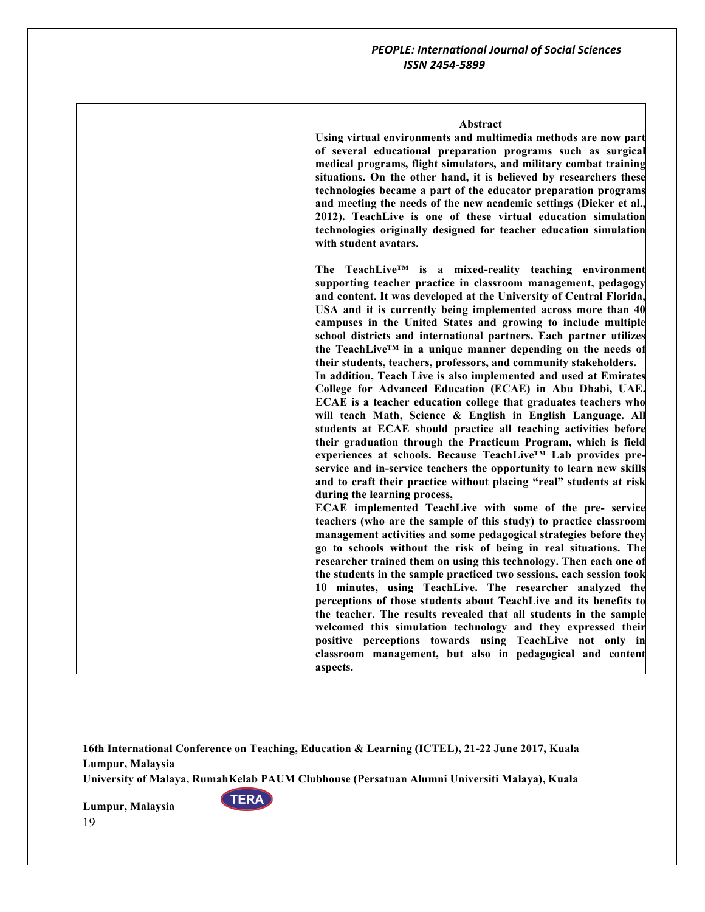**Abstract**

**Using virtual environments and multimedia methods are now part of several educational preparation programs such as surgical medical programs, flight simulators, and military combat training situations. On the other hand, it is believed by researchers these technologies became a part of the educator preparation programs and meeting the needs of the new academic settings (Dieker et al., 2012). TeachLive is one of these virtual education simulation technologies originally designed for teacher education simulation with student avatars.**

**The TeachLive™ is a mixed-reality teaching environment supporting teacher practice in classroom management, pedagogy and content. It was developed at the University of Central Florida, USA and it is currently being implemented across more than 40 campuses in the United States and growing to include multiple school districts and international partners. Each partner utilizes the TeachLive™ in a unique manner depending on the needs of their students, teachers, professors, and community stakeholders.**
**In addition, Teach Live is also implemented and used at Emirates College for Advanced Education (ECAE) in Abu Dhabi, UAE. ECAE is a teacher education college that graduates teachers who will teach Math, Science & English in English Language. All students at ECAE should practice all teaching activities before their graduation through the Practicum Program, which is field experiences at schools. Because TeachLive™ Lab provides pre-service and in-service teachers the opportunity to learn new skills and to craft their practice without placing "real" students at risk during the learning process,**
**ECAE implemented TeachLive with some of the pre- service teachers (who are the sample of this study) to practice classroom management activities and some pedagogical strategies before they go to schools without the risk of being in real situations. The researcher trained them on using this technology. Then each one of the students in the sample practiced two sessions, each session took 10 minutes, using TeachLive. The researcher analyzed the perceptions of those students about TeachLive and its benefits to the teacher. The results revealed that all students in the sample welcomed this simulation technology and they expressed their positive perceptions towards using TeachLive not only in classroom management, but also in pedagogical and content aspects.**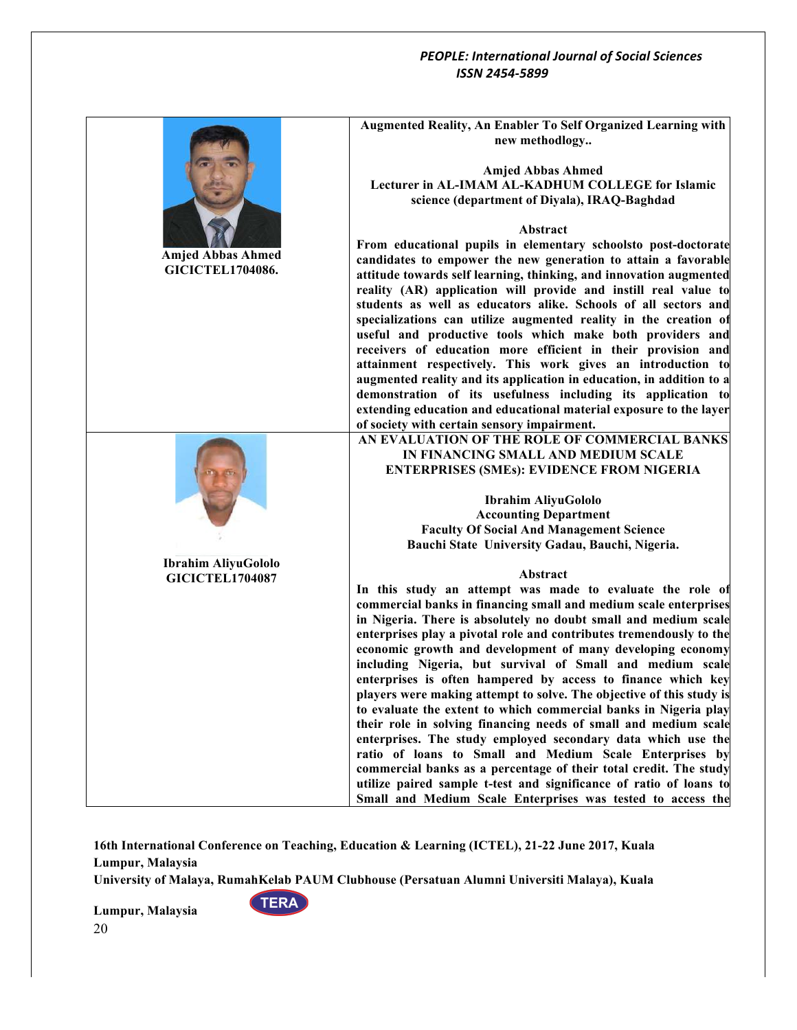**Amjed Abbas Ahmed**
**GICICTEL1704086.**

## Augmented Reality, An Enabler To Self Organized Learning with new methodlogy..

**Amjed Abbas Ahmed**
**Lecturer in AL-IMAM AL-KADHUM COLLEGE for Islamic science (department of Diyala), IRAQ-Baghdad**

### Abstract

**From educational pupils in elementary schoolsto post-doctorate candidates to empower the new generation to attain a favorable attitude towards self learning, thinking, and innovation augmented reality (AR) application will provide and instill real value to students as well as educators alike. Schools of all sectors and specializations can utilize augmented reality in the creation of useful and productive tools which make both providers and receivers of education more efficient in their provision and attainment respectively. This work gives an introduction to augmented reality and its application in education, in addition to a demonstration of its usefulness including its application to extending education and educational material exposure to the layer of society with certain sensory impairment.**

**Ibrahim AliyuGololo**
**GICICTEL1704087**

## AN EVALUATION OF THE ROLE OF COMMERCIAL BANKS IN FINANCING SMALL AND MEDIUM SCALE ENTERPRISES (SMEs): EVIDENCE FROM NIGERIA

**Ibrahim AliyuGololo**
**Accounting Department**
**Faculty Of Social And Management Science**
**Bauchi State University Gadau, Bauchi, Nigeria.**

### Abstract

**In this study an attempt was made to evaluate the role of commercial banks in financing small and medium scale enterprises in Nigeria. There is absolutely no doubt small and medium scale enterprises play a pivotal role and contributes tremendously to the economic growth and development of many developing economy including Nigeria, but survival of Small and medium scale enterprises is often hampered by access to finance which key players were making attempt to solve. The objective of this study is to evaluate the extent to which commercial banks in Nigeria play their role in solving financing needs of small and medium scale enterprises. The study employed secondary data which use the ratio of loans to Small and Medium Scale Enterprises by commercial banks as a percentage of their total credit. The study utilize paired sample t-test and significance of ratio of loans to Small and Medium Scale Enterprises was tested to access the**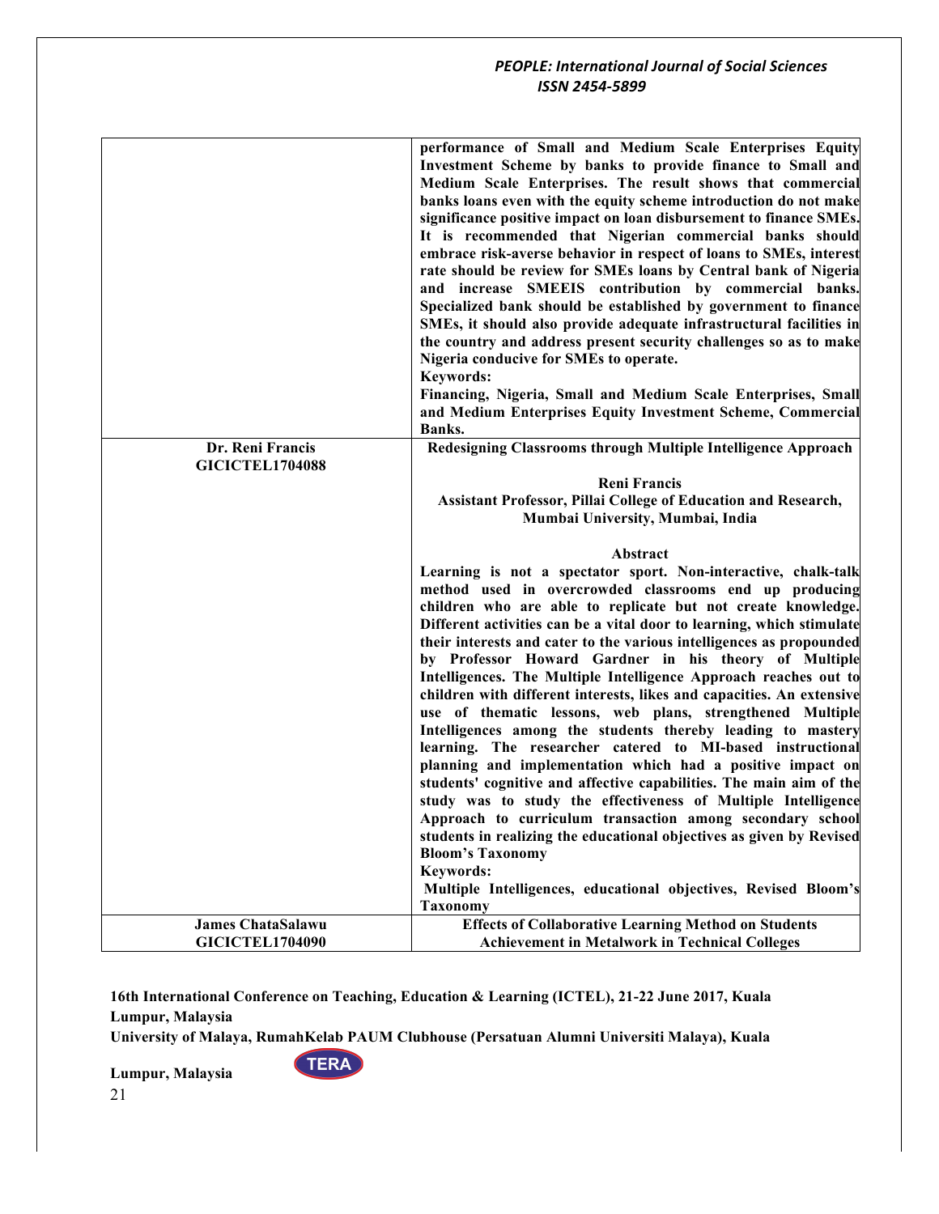| | |
|---|---|
| | **performance of Small and Medium Scale Enterprises Equity Investment Scheme by banks to provide finance to Small and Medium Scale Enterprises. The result shows that commercial banks loans even with the equity scheme introduction do not make significance positive impact on loan disbursement to finance SMEs. It is recommended that Nigerian commercial banks should embrace risk-averse behavior in respect of loans to SMEs, interest rate should be review for SMEs loans by Central bank of Nigeria and increase SMEEIS contribution by commercial banks. Specialized bank should be established by government to finance SMEs, it should also provide adequate infrastructural facilities in the country and address present security challenges so as to make Nigeria conducive for SMEs to operate.**<br>**Keywords:**<br>**Financing, Nigeria, Small and Medium Scale Enterprises, Small and Medium Enterprises Equity Investment Scheme, Commercial Banks.** |
| **Dr. Reni Francis**<br>**GICICTEL1704088** | **Redesigning Classrooms through Multiple Intelligence Approach**<br><br>**Reni Francis**<br>**Assistant Professor, Pillai College of Education and Research, Mumbai University, Mumbai, India**<br><br>**Abstract**<br>**Learning is not a spectator sport. Non-interactive, chalk-talk method used in overcrowded classrooms end up producing children who are able to replicate but not create knowledge. Different activities can be a vital door to learning, which stimulate their interests and cater to the various intelligences as propounded by Professor Howard Gardner in his theory of Multiple Intelligences. The Multiple Intelligence Approach reaches out to children with different interests, likes and capacities. An extensive use of thematic lessons, web plans, strengthened Multiple Intelligences among the students thereby leading to mastery learning. The researcher catered to MI-based instructional planning and implementation which had a positive impact on students' cognitive and affective capabilities. The main aim of the study was to study the effectiveness of Multiple Intelligence Approach to curriculum transaction among secondary school students in realizing the educational objectives as given by Revised Bloom's Taxonomy**<br>**Keywords:**<br>**Multiple Intelligences, educational objectives, Revised Bloom's Taxonomy** |
| **James ChataSalawu**<br>**GICICTEL1704090** | **Effects of Collaborative Learning Method on Students Achievement in Metalwork in Technical Colleges** |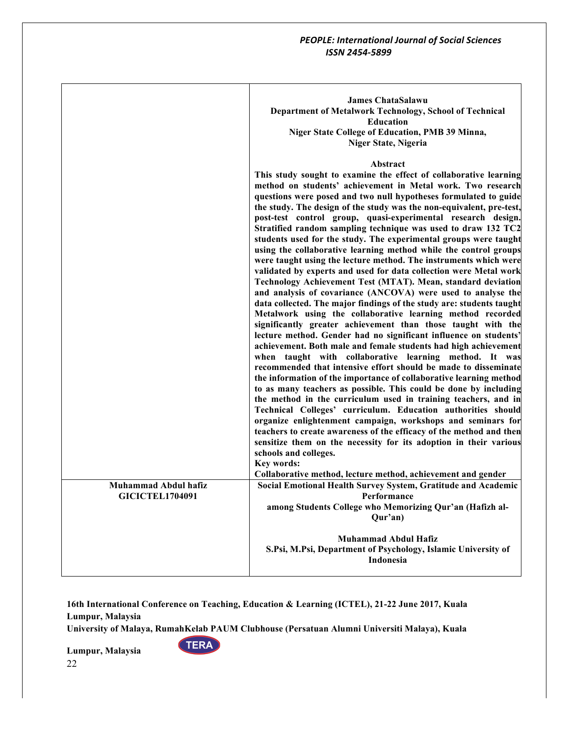| | |
|---|---|
| | **James ChataSalawu**<br>**Department of Metalwork Technology, School of Technical Education**<br>**Niger State College of Education, PMB 39 Minna, Niger State, Nigeria**<br><br>**Abstract**<br>**This study sought to examine the effect of collaborative learning method on students' achievement in Metal work. Two research questions were posed and two null hypotheses formulated to guide the study. The design of the study was the non-equivalent, pre-test, post-test control group, quasi-experimental research design. Stratified random sampling technique was used to draw 132 TC2 students used for the study. The experimental groups were taught using the collaborative learning method while the control groups were taught using the lecture method. The instruments which were validated by experts and used for data collection were Metal work Technology Achievement Test (MTAT). Mean, standard deviation and analysis of covariance (ANCOVA) were used to analyse the data collected. The major findings of the study are: students taught Metalwork using the collaborative learning method recorded significantly greater achievement than those taught with the lecture method. Gender had no significant influence on students' achievement. Both male and female students had high achievement when taught with collaborative learning method. It was recommended that intensive effort should be made to disseminate the information of the importance of collaborative learning method to as many teachers as possible. This could be done by including the method in the curriculum used in training teachers, and in Technical Colleges' curriculum. Education authorities should organize enlightenment campaign, workshops and seminars for teachers to create awareness of the efficacy of the method and then sensitize them on the necessity for its adoption in their various schools and colleges.**<br>**Key words:**<br>**Collaborative method, lecture method, achievement and gender** |
| **Muhammad Abdul hafiz**<br>**GICICTEL1704091** | **Social Emotional Health Survey System, Gratitude and Academic Performance among Students College who Memorizing Qur'an (Hafizh al-Qur'an)**<br><br>**Muhammad Abdul Hafiz**<br>**S.Psi, M.Psi, Department of Psychology, Islamic University of Indonesia** |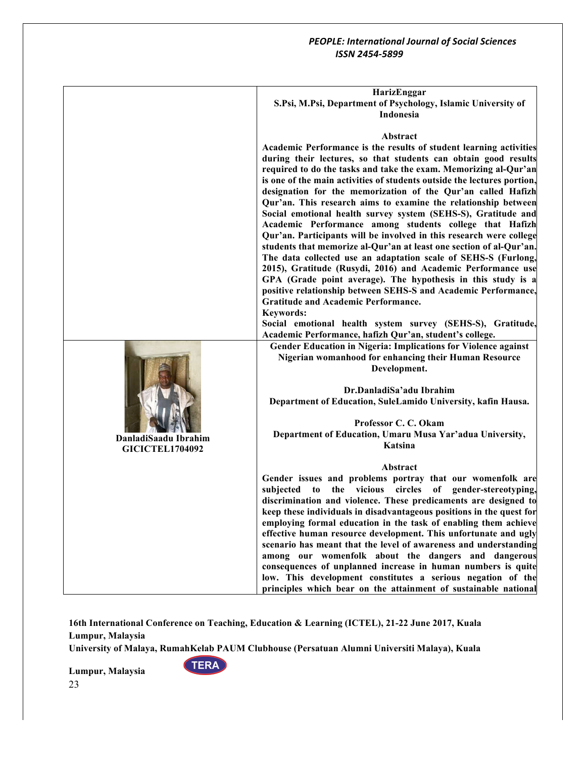**HarizEnggar**
**S.Psi, M.Psi, Department of Psychology, Islamic University of Indonesia**

**Abstract**

**Academic Performance is the results of student learning activities during their lectures, so that students can obtain good results required to do the tasks and take the exam. Memorizing al-Qur'an is one of the main activities of students outside the lectures portion, designation for the memorization of the Qur'an called Hafizh Qur'an. This research aims to examine the relationship between Social emotional health survey system (SEHS-S), Gratitude and Academic Performance among students college that Hafizh Qur'an. Participants will be involved in this research were college students that memorize al-Qur'an at least one section of al-Qur'an. The data collected use an adaptation scale of SEHS-S (Furlong, 2015), Gratitude (Rusydi, 2016) and Academic Performance use GPA (Grade point average). The hypothesis in this study is a positive relationship between SEHS-S and Academic Performance, Gratitude and Academic Performance.**

**Keywords:**

**Social emotional health system survey (SEHS-S), Gratitude, Academic Performance, hafizh Qur'an, student's college.**

**DanladiSaadu Ibrahim**
**GICICTEL1704092**

**Gender Education in Nigeria: Implications for Violence against Nigerian womanhood for enhancing their Human Resource Development.**

**Dr.DanladiSa'adu Ibrahim**
**Department of Education, SuleLamido University, kafin Hausa.**

**Professor C. C. Okam**
**Department of Education, Umaru Musa Yar'adua University, Katsina**

**Abstract**

**Gender issues and problems portray that our womenfolk are subjected to the vicious circles of gender-stereotyping, discrimination and violence. These predicaments are designed to keep these individuals in disadvantageous positions in the quest for employing formal education in the task of enabling them achieve effective human resource development. This unfortunate and ugly scenario has meant that the level of awareness and understanding among our womenfolk about the dangers and dangerous consequences of unplanned increase in human numbers is quite low. This development constitutes a serious negation of the principles which bear on the attainment of sustainable national**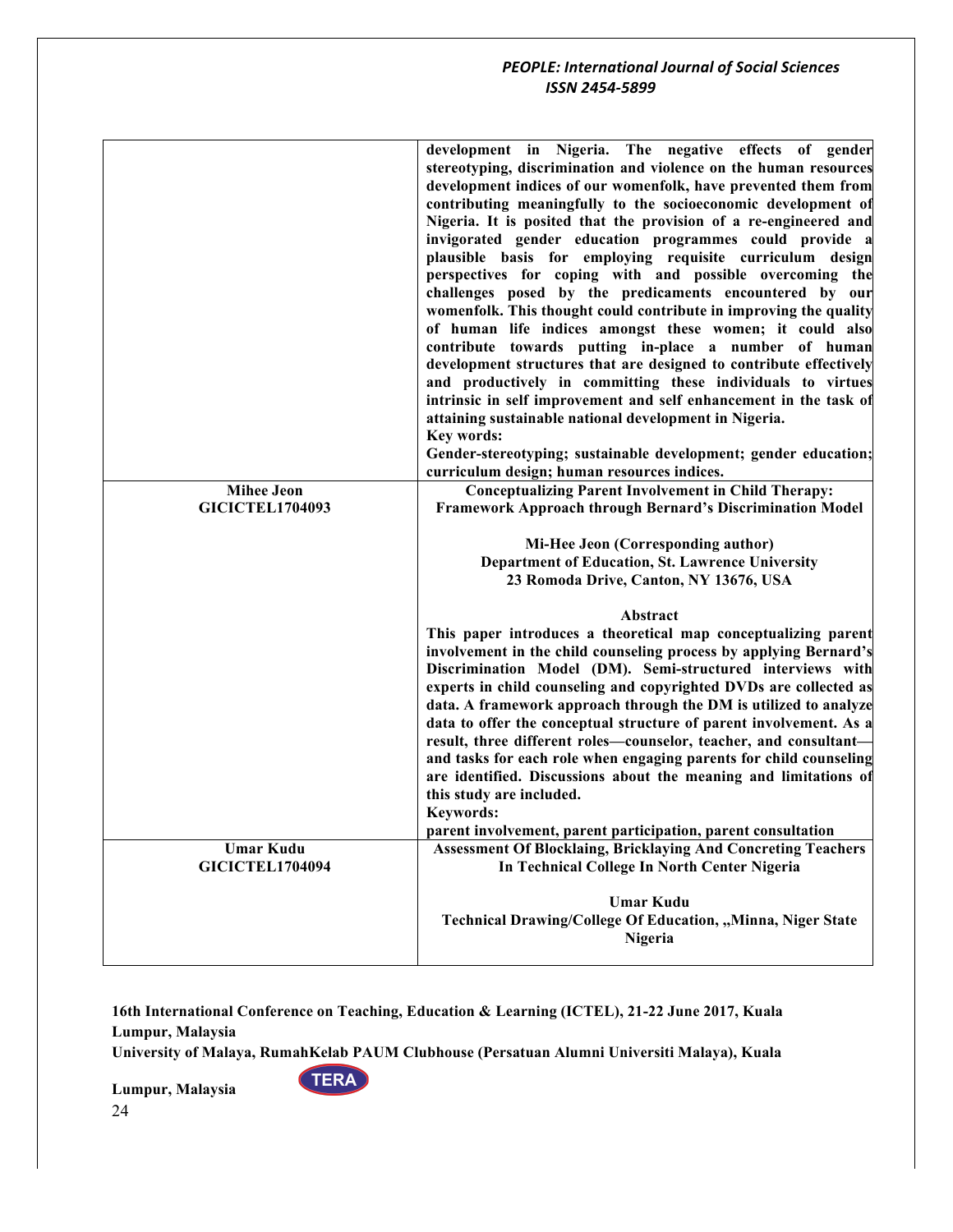| | |
|---|---|
| | **development in Nigeria. The negative effects of gender stereotyping, discrimination and violence on the human resources development indices of our womenfolk, have prevented them from contributing meaningfully to the socioeconomic development of Nigeria. It is posited that the provision of a re-engineered and invigorated gender education programmes could provide a plausible basis for employing requisite curriculum design perspectives for coping with and possible overcoming the challenges posed by the predicaments encountered by our womenfolk. This thought could contribute in improving the quality of human life indices amongst these women; it could also contribute towards putting in-place a number of human development structures that are designed to contribute effectively and productively in committing these individuals to virtues intrinsic in self improvement and self enhancement in the task of attaining sustainable national development in Nigeria.**<br>**Key words:**<br>**Gender-stereotyping; sustainable development; gender education; curriculum design; human resources indices.** |
| **Mihee Jeon**<br>**GICICTEL1704093** | **Conceptualizing Parent Involvement in Child Therapy: Framework Approach through Bernard's Discrimination Model**<br><br>**Mi-Hee Jeon (Corresponding author)**<br>**Department of Education, St. Lawrence University**<br>**23 Romoda Drive, Canton, NY 13676, USA**<br><br>**Abstract**<br>**This paper introduces a theoretical map conceptualizing parent involvement in the child counseling process by applying Bernard's Discrimination Model (DM). Semi-structured interviews with experts in child counseling and copyrighted DVDs are collected as data. A framework approach through the DM is utilized to analyze data to offer the conceptual structure of parent involvement. As a result, three different roles—counselor, teacher, and consultant—and tasks for each role when engaging parents for child counseling are identified. Discussions about the meaning and limitations of this study are included.**<br>**Keywords:**<br>**parent involvement, parent participation, parent consultation** |
| **Umar Kudu**<br>**GICICTEL1704094** | **Assessment Of Blocklaing, Bricklaying And Concreting Teachers In Technical College In North Center Nigeria**<br><br>**Umar Kudu**<br>**Technical Drawing/College Of Education, ,,Minna, Niger State Nigeria** |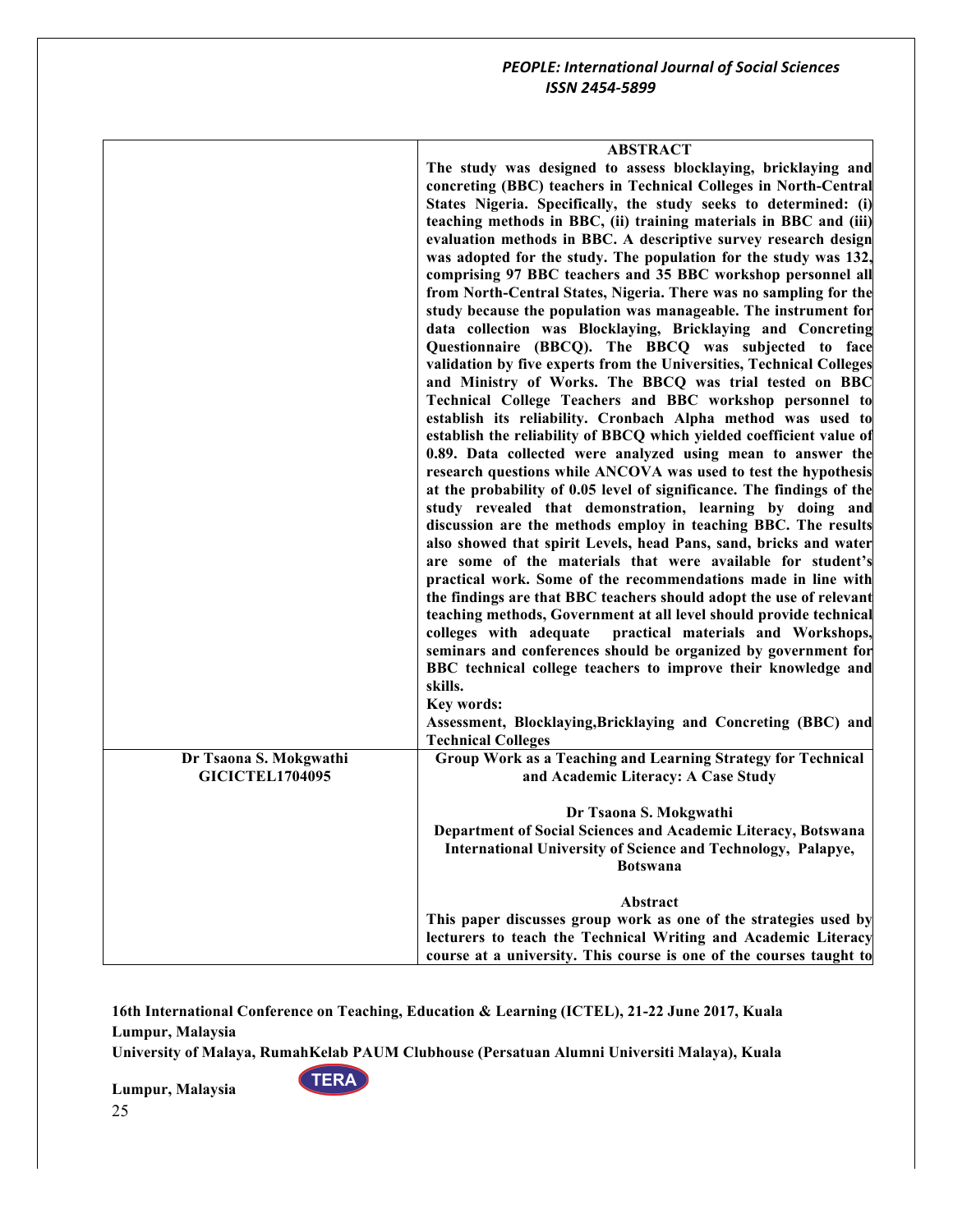| | **ABSTRACT** |
|---|---|
| | **The study was designed to assess blocklaying, bricklaying and concreting (BBC) teachers in Technical Colleges in North-Central States Nigeria. Specifically, the study seeks to determined: (i) teaching methods in BBC, (ii) training materials in BBC and (iii) evaluation methods in BBC. A descriptive survey research design was adopted for the study. The population for the study was 132, comprising 97 BBC teachers and 35 BBC workshop personnel all from North-Central States, Nigeria. There was no sampling for the study because the population was manageable. The instrument for data collection was Blocklaying, Bricklaying and Concreting Questionnaire (BBCQ). The BBCQ was subjected to face validation by five experts from the Universities, Technical Colleges and Ministry of Works. The BBCQ was trial tested on BBC Technical College Teachers and BBC workshop personnel to establish its reliability. Cronbach Alpha method was used to establish the reliability of BBCQ which yielded coefficient value of 0.89. Data collected were analyzed using mean to answer the research questions while ANCOVA was used to test the hypothesis at the probability of 0.05 level of significance. The findings of the study revealed that demonstration, learning by doing and discussion are the methods employ in teaching BBC. The results also showed that spirit Levels, head Pans, sand, bricks and water are some of the materials that were available for student's practical work. Some of the recommendations made in line with the findings are that BBC teachers should adopt the use of relevant teaching methods, Government at all level should provide technical colleges with adequate practical materials and Workshops, seminars and conferences should be organized by government for BBC technical college teachers to improve their knowledge and skills.** <br> **Key words:** <br> **Assessment, Blocklaying,Bricklaying and Concreting (BBC) and Technical Colleges** |
| **Dr Tsaona S. Mokgwathi** <br> **GICICTEL1704095** | **Group Work as a Teaching and Learning Strategy for Technical and Academic Literacy: A Case Study** <br><br> **Dr Tsaona S. Mokgwathi** <br> **Department of Social Sciences and Academic Literacy, Botswana International University of Science and Technology, Palapye, Botswana** <br><br> **Abstract** <br> **This paper discusses group work as one of the strategies used by lecturers to teach the Technical Writing and Academic Literacy course at a university. This course is one of the courses taught to** |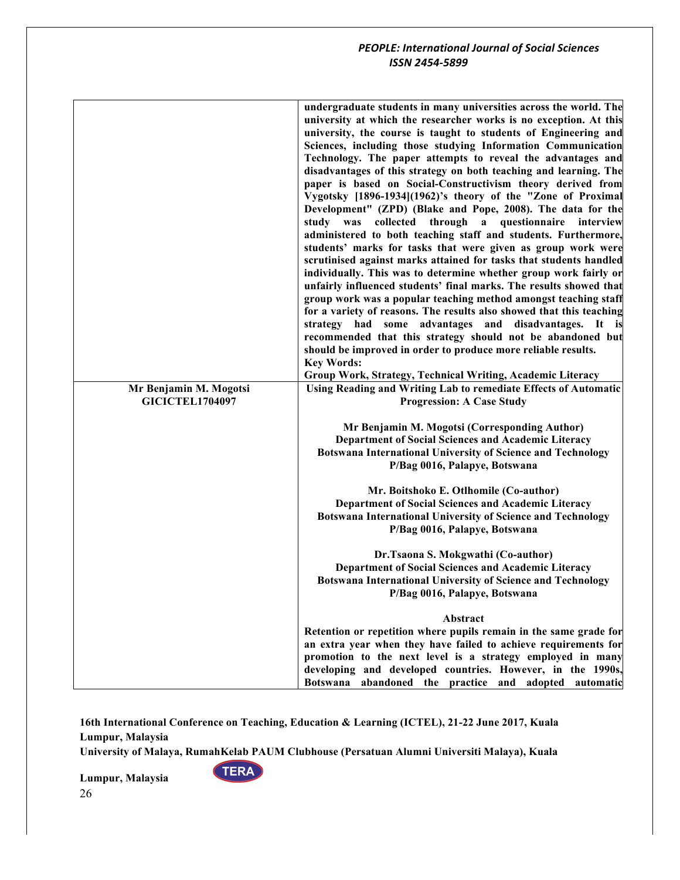| | |
|---|---|
| | **undergraduate students in many universities across the world. The university at which the researcher works is no exception. At this university, the course is taught to students of Engineering and Sciences, including those studying Information Communication Technology. The paper attempts to reveal the advantages and disadvantages of this strategy on both teaching and learning. The paper is based on Social-Constructivism theory derived from Vygotsky [1896-1934](1962)'s theory of the "Zone of Proximal Development" (ZPD) (Blake and Pope, 2008). The data for the study was collected through a questionnaire interview administered to both teaching staff and students. Furthermore, students' marks for tasks that were given as group work were scrutinised against marks attained for tasks that students handled individually. This was to determine whether group work fairly or unfairly influenced students' final marks. The results showed that group work was a popular teaching method amongst teaching staff for a variety of reasons. The results also showed that this teaching strategy had some advantages and disadvantages. It is recommended that this strategy should not be abandoned but should be improved in order to produce more reliable results.**<br>**Key Words:**<br>**Group Work, Strategy, Technical Writing, Academic Literacy** |
| **Mr Benjamin M. Mogotsi**<br>**GICICTEL1704097** | **Using Reading and Writing Lab to remediate Effects of Automatic Progression: A Case Study**<br><br>**Mr Benjamin M. Mogotsi (Corresponding Author)**<br>**Department of Social Sciences and Academic Literacy**<br>**Botswana International University of Science and Technology**<br>**P/Bag 0016, Palapye, Botswana**<br><br>**Mr. Boitshoko E. Otlhomile (Co-author)**<br>**Department of Social Sciences and Academic Literacy**<br>**Botswana International University of Science and Technology**<br>**P/Bag 0016, Palapye, Botswana**<br><br>**Dr.Tsaona S. Mokgwathi (Co-author)**<br>**Department of Social Sciences and Academic Literacy**<br>**Botswana International University of Science and Technology**<br>**P/Bag 0016, Palapye, Botswana**<br><br>**Abstract**<br>**Retention or repetition where pupils remain in the same grade for an extra year when they have failed to achieve requirements for promotion to the next level is a strategy employed in many developing and developed countries. However, in the 1990s, Botswana abandoned the practice and adopted automatic** |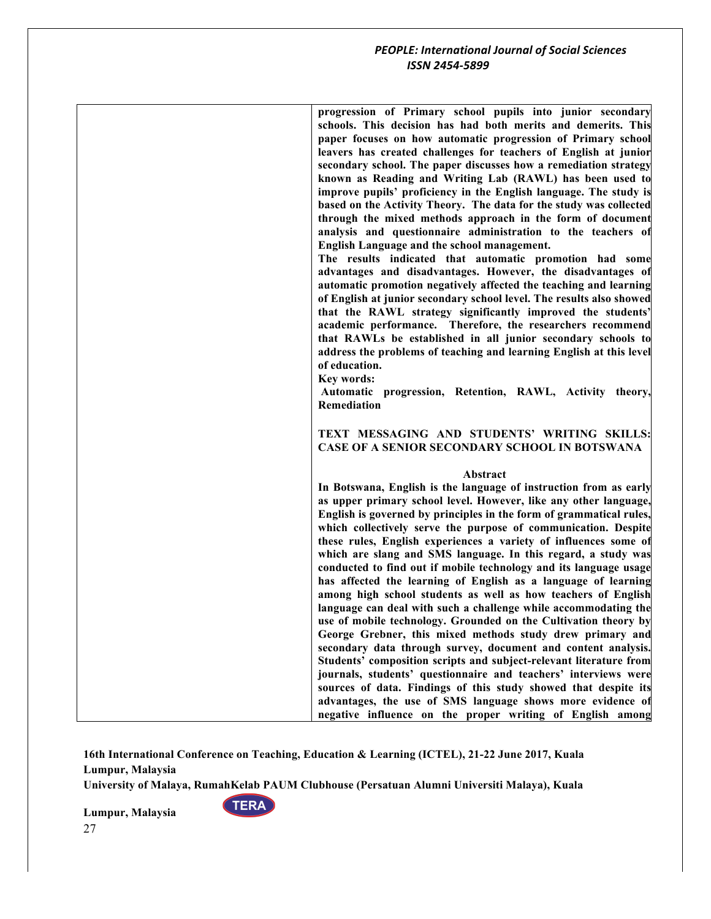**progression of Primary school pupils into junior secondary schools. This decision has had both merits and demerits. This paper focuses on how automatic progression of Primary school leavers has created challenges for teachers of English at junior secondary school. The paper discusses how a remediation strategy known as Reading and Writing Lab (RAWL) has been used to improve pupils' proficiency in the English language. The study is based on the Activity Theory. The data for the study was collected through the mixed methods approach in the form of document analysis and questionnaire administration to the teachers of English Language and the school management.**

**The results indicated that automatic promotion had some advantages and disadvantages. However, the disadvantages of automatic promotion negatively affected the teaching and learning of English at junior secondary school level. The results also showed that the RAWL strategy significantly improved the students' academic performance. Therefore, the researchers recommend that RAWLs be established in all junior secondary schools to address the problems of teaching and learning English at this level of education.**

**Key words:**

**Automatic progression, Retention, RAWL, Activity theory, Remediation**

## TEXT MESSAGING AND STUDENTS' WRITING SKILLS: CASE OF A SENIOR SECONDARY SCHOOL IN BOTSWANA

### Abstract

**In Botswana, English is the language of instruction from as early as upper primary school level. However, like any other language, English is governed by principles in the form of grammatical rules, which collectively serve the purpose of communication. Despite these rules, English experiences a variety of influences some of which are slang and SMS language. In this regard, a study was conducted to find out if mobile technology and its language usage has affected the learning of English as a language of learning among high school students as well as how teachers of English language can deal with such a challenge while accommodating the use of mobile technology. Grounded on the Cultivation theory by George Grebner, this mixed methods study drew primary and secondary data through survey, document and content analysis. Students' composition scripts and subject-relevant literature from journals, students' questionnaire and teachers' interviews were sources of data. Findings of this study showed that despite its advantages, the use of SMS language shows more evidence of negative influence on the proper writing of English among**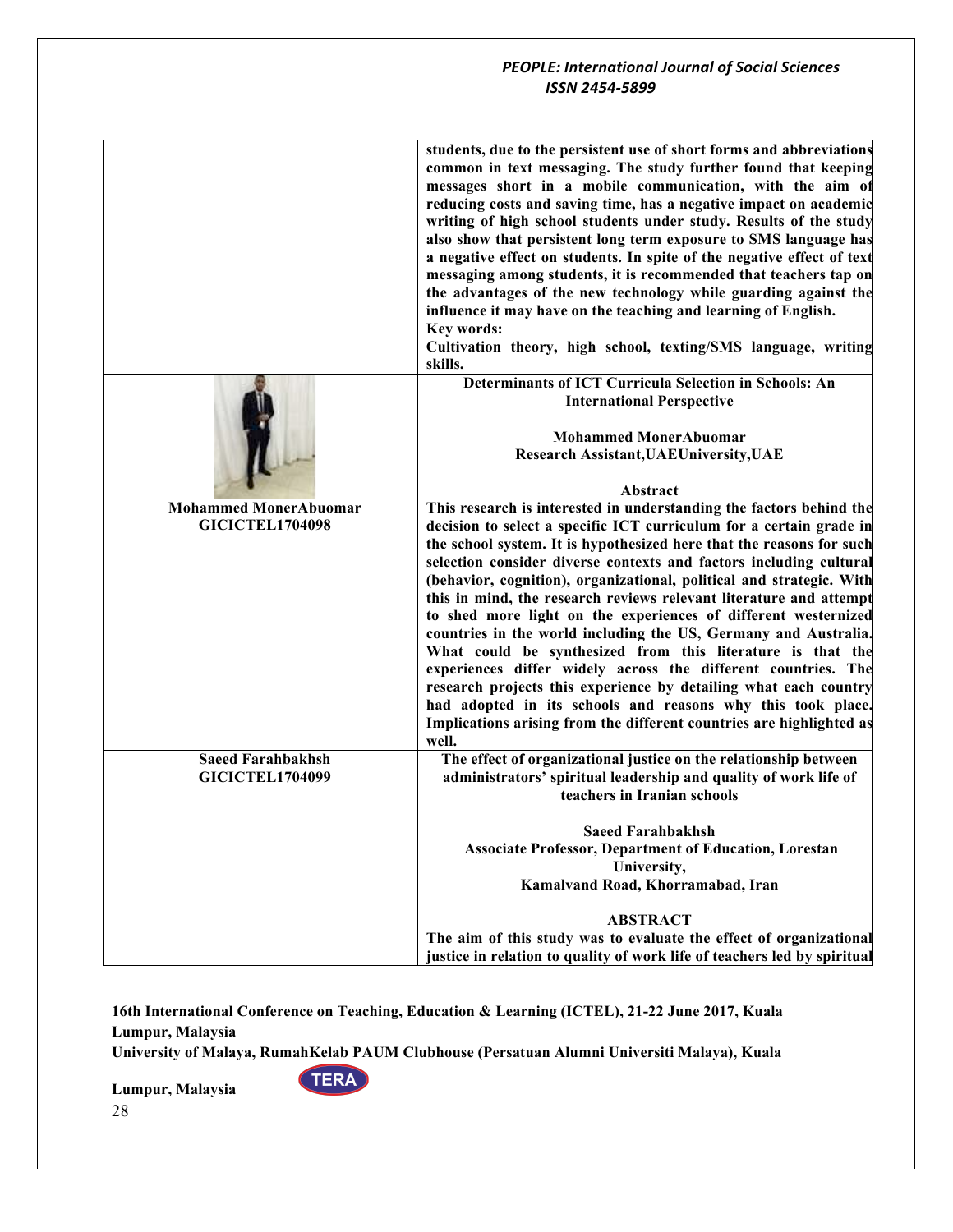| | |
|---|---|
| | **students, due to the persistent use of short forms and abbreviations common in text messaging. The study further found that keeping messages short in a mobile communication, with the aim of reducing costs and saving time, has a negative impact on academic writing of high school students under study. Results of the study also show that persistent long term exposure to SMS language has a negative effect on students. In spite of the negative effect of text messaging among students, it is recommended that teachers tap on the advantages of the new technology while guarding against the influence it may have on the teaching and learning of English.** <br> **Key words:** <br> **Cultivation theory, high school, texting/SMS language, writing skills.** |
| **Mohammed MonerAbuomar** <br> **GICICTEL1704098** | **Determinants of ICT Curricula Selection in Schools: An International Perspective** <br><br> **Mohammed MonerAbuomar** <br> **Research Assistant,UAEUniversity,UAE** <br><br> **Abstract** <br> **This research is interested in understanding the factors behind the decision to select a specific ICT curriculum for a certain grade in the school system. It is hypothesized here that the reasons for such selection consider diverse contexts and factors including cultural (behavior, cognition), organizational, political and strategic. With this in mind, the research reviews relevant literature and attempt to shed more light on the experiences of different westernized countries in the world including the US, Germany and Australia. What could be synthesized from this literature is that the experiences differ widely across the different countries. The research projects this experience by detailing what each country had adopted in its schools and reasons why this took place. Implications arising from the different countries are highlighted as well.** |
| **Saeed Farahbakhsh** <br> **GICICTEL1704099** | **The effect of organizational justice on the relationship between administrators' spiritual leadership and quality of work life of teachers in Iranian schools** <br><br> **Saeed Farahbakhsh** <br> **Associate Professor, Department of Education, Lorestan University,** <br> **Kamalvand Road, Khorramabad, Iran** <br><br> **ABSTRACT** <br> **The aim of this study was to evaluate the effect of organizational justice in relation to quality of work life of teachers led by spiritual** |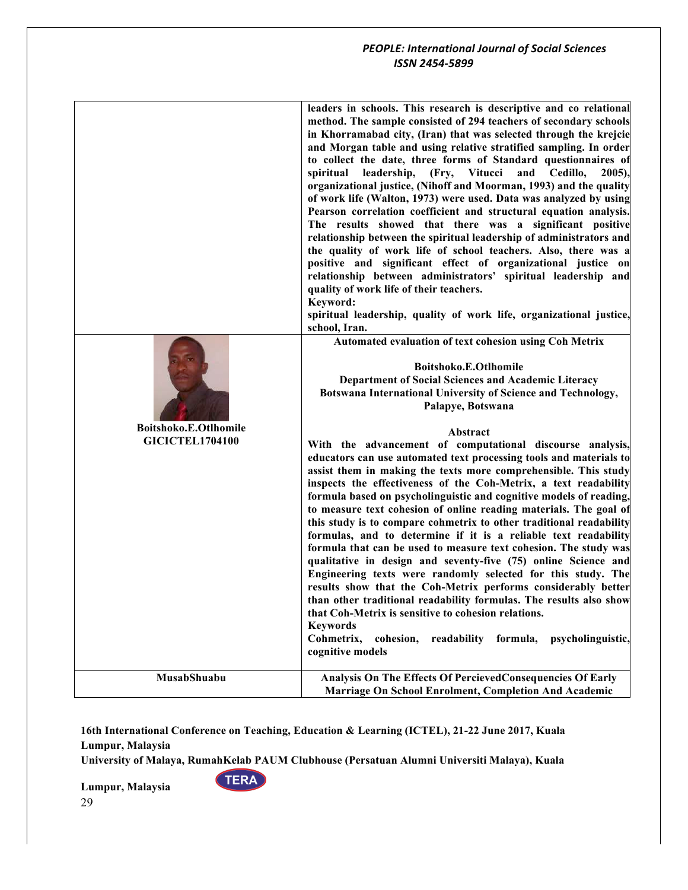| | |
|---|---|
| | **leaders in schools. This research is descriptive and co relational method. The sample consisted of 294 teachers of secondary schools in Khorramabad city, (Iran) that was selected through the krejcie and Morgan table and using relative stratified sampling. In order to collect the date, three forms of Standard questionnaires of spiritual leadership, (Fry, Vitucci and Cedillo, 2005), organizational justice, (Nihoff and Moorman, 1993) and the quality of work life (Walton, 1973) were used. Data was analyzed by using Pearson correlation coefficient and structural equation analysis. The results showed that there was a significant positive relationship between the spiritual leadership of administrators and the quality of work life of school teachers. Also, there was a positive and significant effect of organizational justice on relationship between administrators' spiritual leadership and quality of work life of their teachers.**<br>**Keyword:**<br>**spiritual leadership, quality of work life, organizational justice, school, Iran.** |
| **Boitshoko.E.Otlhomile**<br>**GICICTEL1704100** | **Automated evaluation of text cohesion using Coh Metrix**<br><br>**Boitshoko.E.Otlhomile**<br>**Department of Social Sciences and Academic Literacy**<br>**Botswana International University of Science and Technology, Palapye, Botswana**<br><br>**Abstract**<br>**With the advancement of computational discourse analysis, educators can use automated text processing tools and materials to assist them in making the texts more comprehensible. This study inspects the effectiveness of the Coh-Metrix, a text readability formula based on psycholinguistic and cognitive models of reading, to measure text cohesion of online reading materials. The goal of this study is to compare cohmetrix to other traditional readability formulas, and to determine if it is a reliable text readability formula that can be used to measure text cohesion. The study was qualitative in design and seventy-five (75) online Science and Engineering texts were randomly selected for this study. The results show that the Coh-Metrix performs considerably better than other traditional readability formulas. The results also show that Coh-Metrix is sensitive to cohesion relations.**<br>**Keywords**<br>**Cohmetrix, cohesion, readability formula, psycholinguistic, cognitive models** |
| **MusabShuabu** | **Analysis On The Effects Of PercievedConsequencies Of Early Marriage On School Enrolment, Completion And Academic** |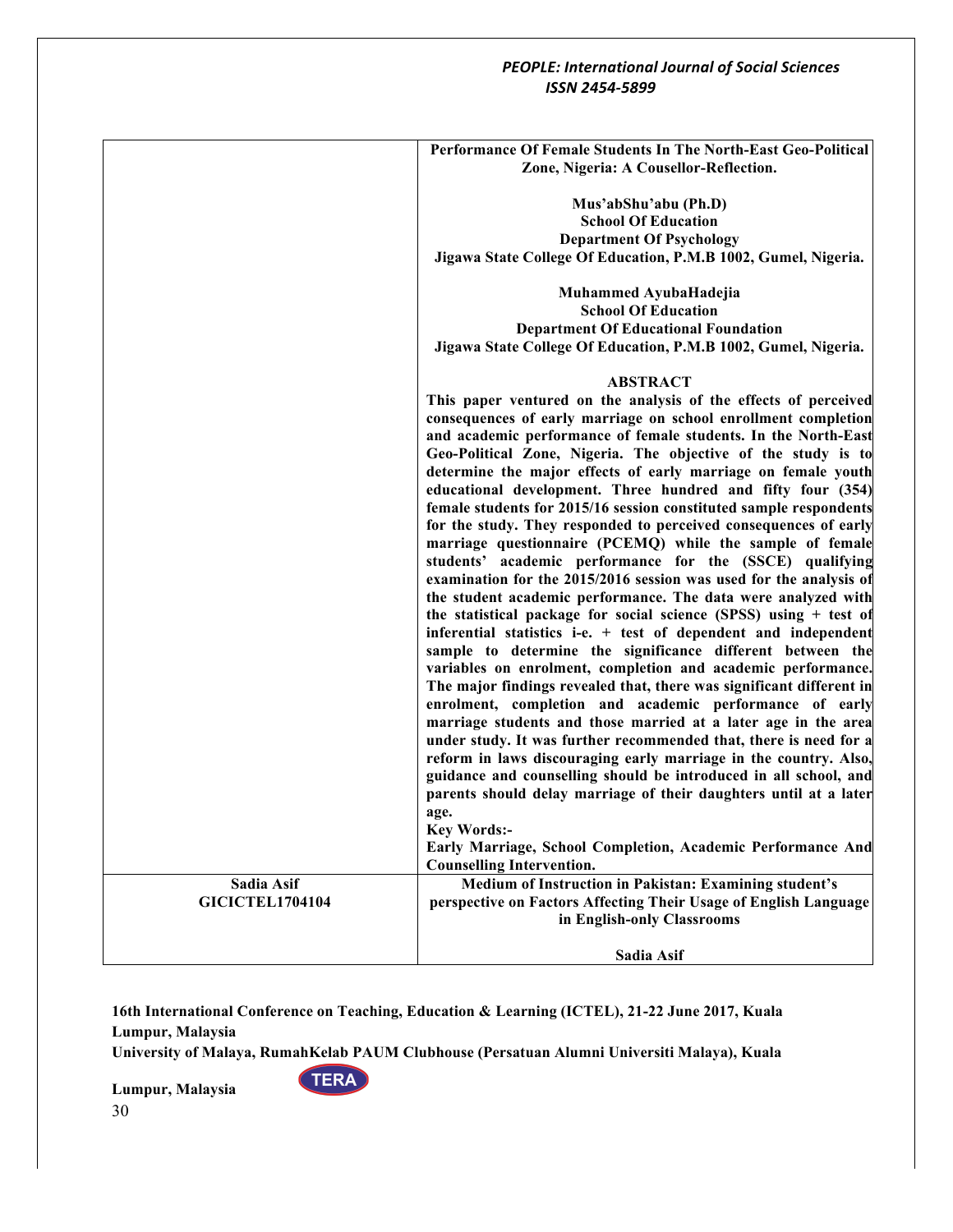| | **Performance Of Female Students In The North-East Geo-Political Zone, Nigeria: A Cousellor-Reflection.**<br><br>**Mus'abShu'abu (Ph.D)**<br>**School Of Education**<br>**Department Of Psychology**<br>**Jigawa State College Of Education, P.M.B 1002, Gumel, Nigeria.**<br><br>**Muhammed AyubaHadejia**<br>**School Of Education**<br>**Department Of Educational Foundation**<br>**Jigawa State College Of Education, P.M.B 1002, Gumel, Nigeria.**<br><br>**ABSTRACT**<br>**This paper ventured on the analysis of the effects of perceived consequences of early marriage on school enrollment completion and academic performance of female students. In the North-East Geo-Political Zone, Nigeria. The objective of the study is to determine the major effects of early marriage on female youth educational development. Three hundred and fifty four (354) female students for 2015/16 session constituted sample respondents for the study. They responded to perceived consequences of early marriage questionnaire (PCEMQ) while the sample of female students' academic performance for the (SSCE) qualifying examination for the 2015/2016 session was used for the analysis of the student academic performance. The data were analyzed with the statistical package for social science (SPSS) using + test of inferential statistics i-e. + test of dependent and independent sample to determine the significance different between the variables on enrolment, completion and academic performance. The major findings revealed that, there was significant different in enrolment, completion and academic performance of early marriage students and those married at a later age in the area under study. It was further recommended that, there is need for a reform in laws discouraging early marriage in the country. Also, guidance and counselling should be introduced in all school, and parents should delay marriage of their daughters until at a later age.**<br>**Key Words:-**<br>**Early Marriage, School Completion, Academic Performance And Counselling Intervention.** |
|---|---|
| **Sadia Asif**<br>**GICICTEL1704104** | **Medium of Instruction in Pakistan: Examining student's perspective on Factors Affecting Their Usage of English Language in English-only Classrooms**<br><br>**Sadia Asif** |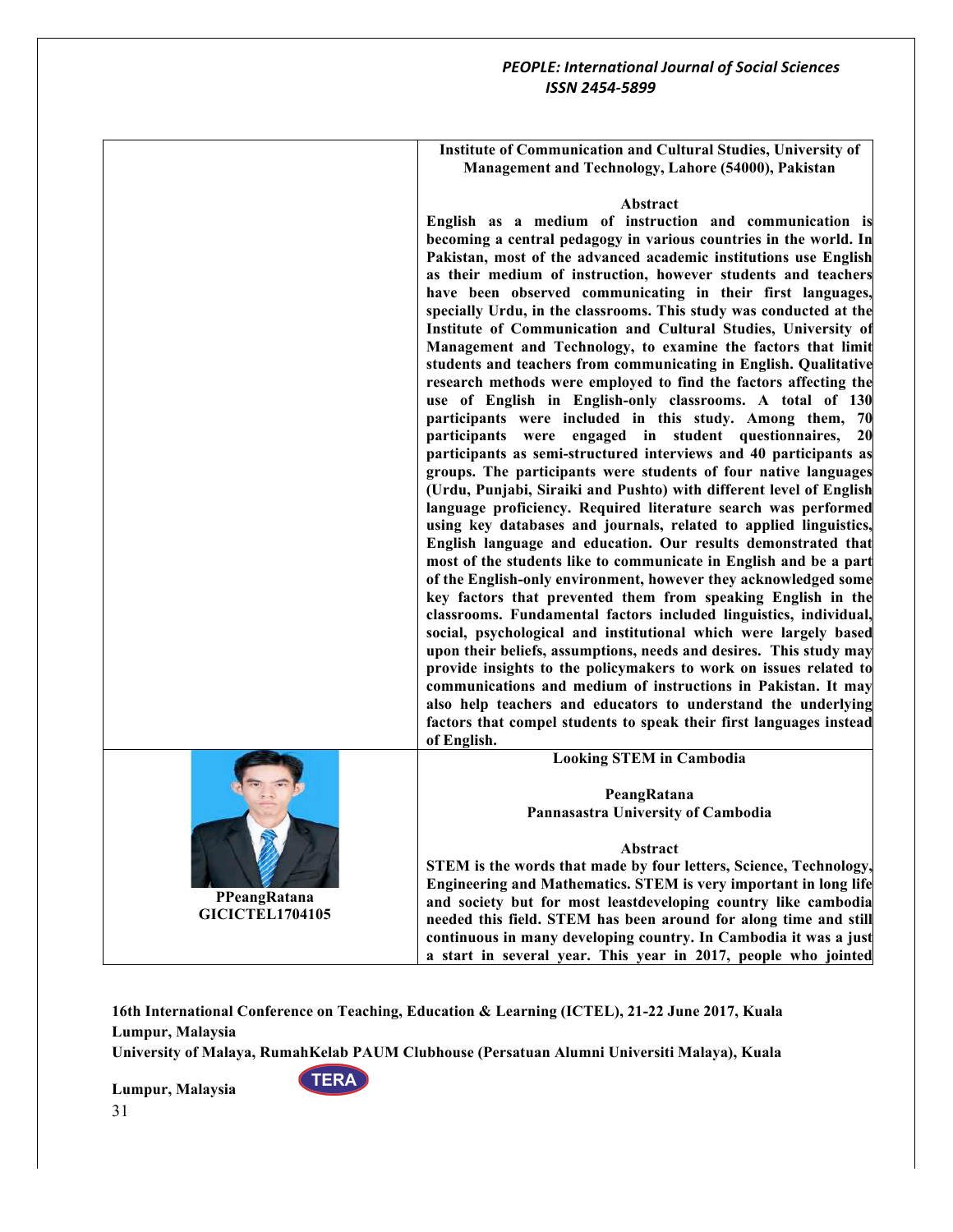**Institute of Communication and Cultural Studies, University of Management and Technology, Lahore (54000), Pakistan**

**Abstract**

**English as a medium of instruction and communication is becoming a central pedagogy in various countries in the world. In Pakistan, most of the advanced academic institutions use English as their medium of instruction, however students and teachers have been observed communicating in their first languages, specially Urdu, in the classrooms. This study was conducted at the Institute of Communication and Cultural Studies, University of Management and Technology, to examine the factors that limit students and teachers from communicating in English. Qualitative research methods were employed to find the factors affecting the use of English in English-only classrooms. A total of 130 participants were included in this study. Among them, 70 participants were engaged in student questionnaires, 20 participants as semi-structured interviews and 40 participants as groups. The participants were students of four native languages (Urdu, Punjabi, Siraiki and Pushto) with different level of English language proficiency. Required literature search was performed using key databases and journals, related to applied linguistics, English language and education. Our results demonstrated that most of the students like to communicate in English and be a part of the English-only environment, however they acknowledged some key factors that prevented them from speaking English in the classrooms. Fundamental factors included linguistics, individual, social, psychological and institutional which were largely based upon their beliefs, assumptions, needs and desires. This study may provide insights to the policymakers to work on issues related to communications and medium of instructions in Pakistan. It may also help teachers and educators to understand the underlying factors that compel students to speak their first languages instead of English.**

---

**PPeangRatana**
**GICICTEL1704105**

**Looking STEM in Cambodia**

**PeangRatana**
**Pannasastra University of Cambodia**

**Abstract**

**STEM is the words that made by four letters, Science, Technology, Engineering and Mathematics. STEM is very important in long life and society but for most leastdeveloping country like cambodia needed this field. STEM has been around for along time and still continuous in many developing country. In Cambodia it was a just a start in several year. This year in 2017, people who jointed**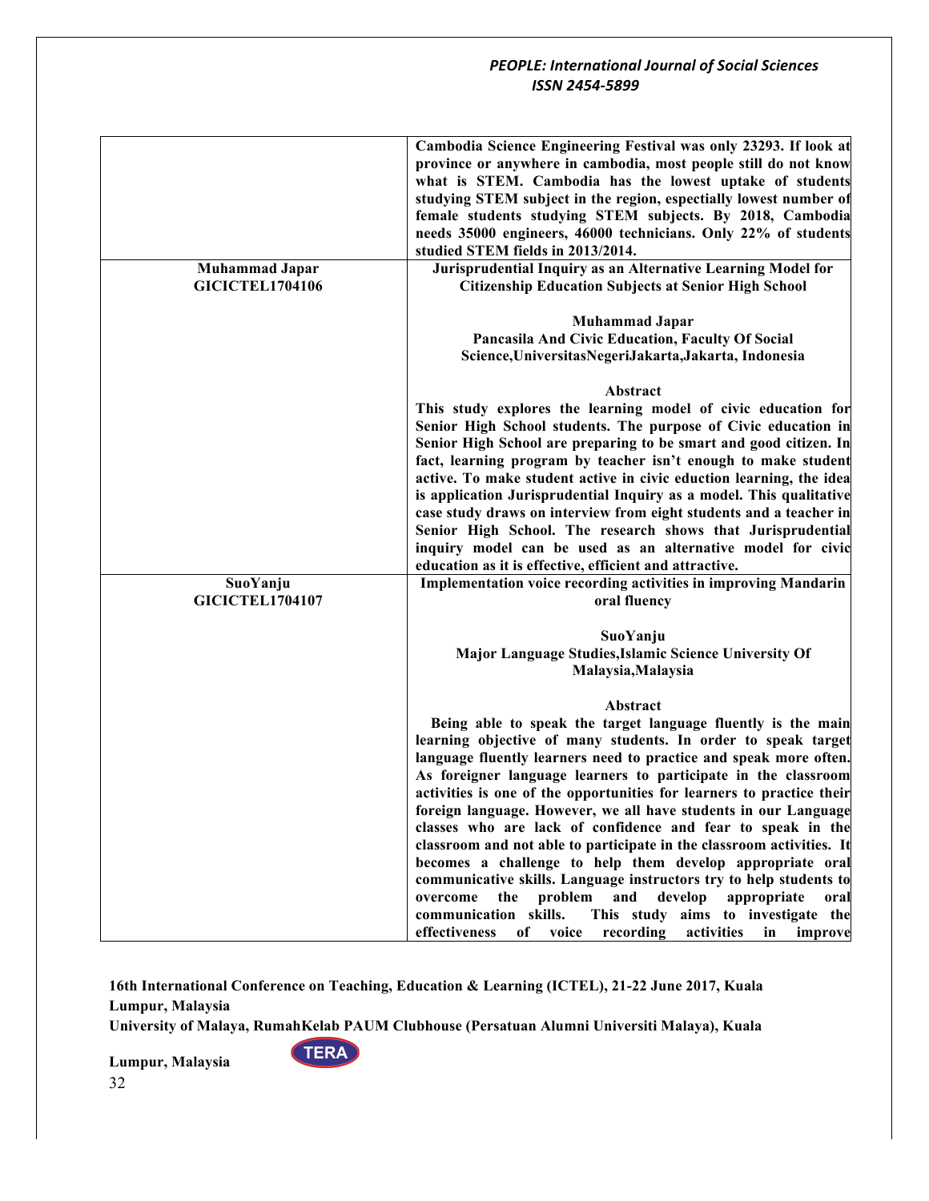| | |
|---|---|
| | **Cambodia Science Engineering Festival was only 23293. If look at province or anywhere in cambodia, most people still do not know what is STEM. Cambodia has the lowest uptake of students studying STEM subject in the region, espectially lowest number of female students studying STEM subjects. By 2018, Cambodia needs 35000 engineers, 46000 technicians. Only 22% of students studied STEM fields in 2013/2014.** |
| **Muhammad Japar**<br>**GICICTEL1704106** | **Jurisprudential Inquiry as an Alternative Learning Model for Citizenship Education Subjects at Senior High School**<br><br>**Muhammad Japar**<br>**Pancasila And Civic Education, Faculty Of Social Science,UniversitasNegeriJakarta,Jakarta, Indonesia**<br><br>**Abstract**<br>**This study explores the learning model of civic education for Senior High School students. The purpose of Civic education in Senior High School are preparing to be smart and good citizen. In fact, learning program by teacher isn't enough to make student active. To make student active in civic eduction learning, the idea is application Jurisprudential Inquiry as a model. This qualitative case study draws on interview from eight students and a teacher in Senior High School. The research shows that Jurisprudential inquiry model can be used as an alternative model for civic education as it is effective, efficient and attractive.** |
| **SuoYanju**<br>**GICICTEL1704107** | **Implementation voice recording activities in improving Mandarin oral fluency**<br><br>**SuoYanju**<br>**Major Language Studies,Islamic Science University Of Malaysia,Malaysia**<br><br>**Abstract**<br>**Being able to speak the target language fluently is the main learning objective of many students. In order to speak target language fluently learners need to practice and speak more often. As foreigner language learners to participate in the classroom activities is one of the opportunities for learners to practice their foreign language. However, we all have students in our Language classes who are lack of confidence and fear to speak in the classroom and not able to participate in the classroom activities. It becomes a challenge to help them develop appropriate oral communicative skills. Language instructors try to help students to overcome the problem and develop appropriate oral communication skills. This study aims to investigate the effectiveness of voice recording activities in improve** |

**16th International Conference on Teaching, Education & Learning (ICTEL), 21-22 June 2017, Kuala Lumpur, Malaysia**
**University of Malaya, RumahKelab PAUM Clubhouse (Persatuan Alumni Universiti Malaya), Kuala Lumpur, Malaysia**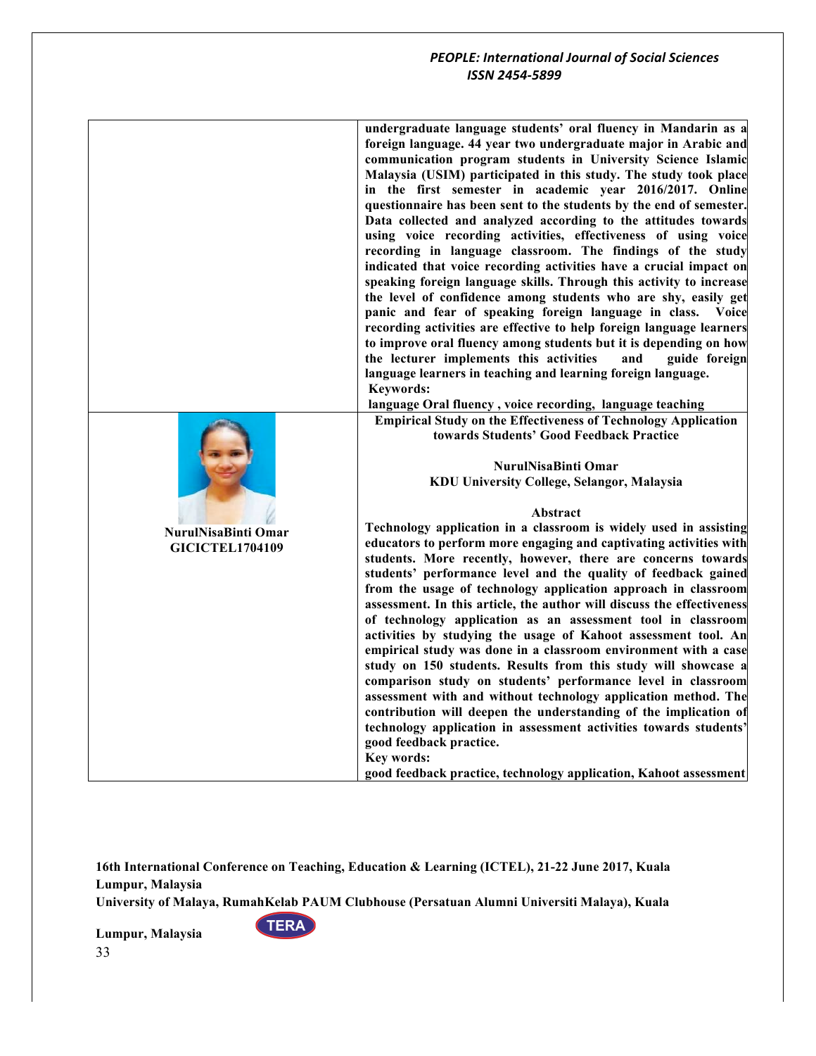undergraduate language students' oral fluency in Mandarin as a foreign language. 44 year two undergraduate major in Arabic and communication program students in University Science Islamic Malaysia (USIM) participated in this study. The study took place in the first semester in academic year 2016/2017. Online questionnaire has been sent to the students by the end of semester. Data collected and analyzed according to the attitudes towards using voice recording activities, effectiveness of using voice recording in language classroom. The findings of the study indicated that voice recording activities have a crucial impact on speaking foreign language skills. Through this activity to increase the level of confidence among students who are shy, easily get panic and fear of speaking foreign language in class. Voice recording activities are effective to help foreign language learners to improve oral fluency among students but it is depending on how the lecturer implements this activities and guide foreign language learners in teaching and learning foreign language.

**Keywords:**

language Oral fluency , voice recording, language teaching

**NurulNisaBinti Omar**
**GICICTEL1704109**

**Empirical Study on the Effectiveness of Technology Application towards Students' Good Feedback Practice**

**NurulNisaBinti Omar**
**KDU University College, Selangor, Malaysia**

**Abstract**

Technology application in a classroom is widely used in assisting educators to perform more engaging and captivating activities with students. More recently, however, there are concerns towards students' performance level and the quality of feedback gained from the usage of technology application approach in classroom assessment. In this article, the author will discuss the effectiveness of technology application as an assessment tool in classroom activities by studying the usage of Kahoot assessment tool. An empirical study was done in a classroom environment with a case study on 150 students. Results from this study will showcase a comparison study on students' performance level in classroom assessment with and without technology application method. The contribution will deepen the understanding of the implication of technology application in assessment activities towards students' good feedback practice.

**Key words:**

good feedback practice, technology application, Kahoot assessment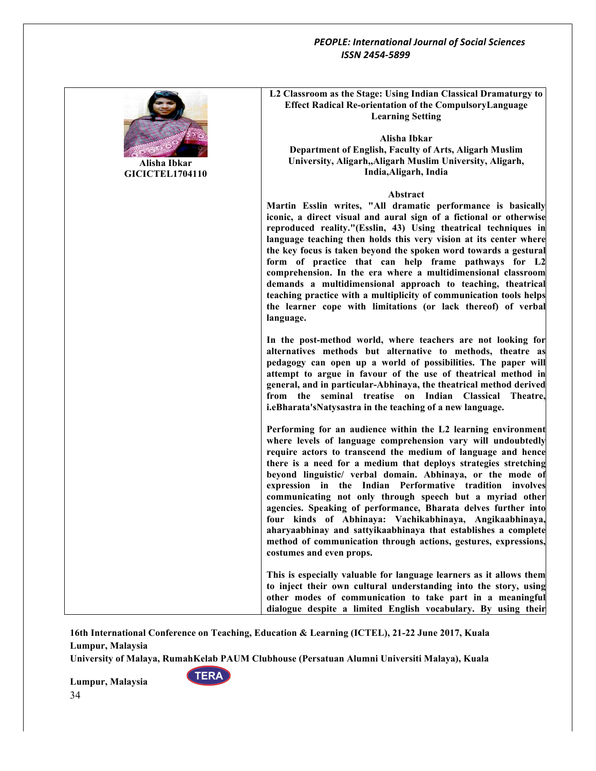Alisha Ibkar
GICICTEL1704110

**L2 Classroom as the Stage: Using Indian Classical Dramaturgy to Effect Radical Re-orientation of the CompulsoryLanguage Learning Setting**

**Alisha Ibkar**
**Department of English, Faculty of Arts, Aligarh Muslim University, Aligarh,,Aligarh Muslim University, Aligarh, India,Aligarh, India**

**Abstract**

**Martin Esslin writes, "All dramatic performance is basically iconic, a direct visual and aural sign of a fictional or otherwise reproduced reality."(Esslin, 43) Using theatrical techniques in language teaching then holds this very vision at its center where the key focus is taken beyond the spoken word towards a gestural form of practice that can help frame pathways for L2 comprehension. In the era where a multidimensional classroom demands a multidimensional approach to teaching, theatrical teaching practice with a multiplicity of communication tools helps the learner cope with limitations (or lack thereof) of verbal language.**

**In the post-method world, where teachers are not looking for alternatives methods but alternative to methods, theatre as pedagogy can open up a world of possibilities. The paper will attempt to argue in favour of the use of theatrical method in general, and in particular-Abhinaya, the theatrical method derived from the seminal treatise on Indian Classical Theatre, i.eBharata'sNatysastra in the teaching of a new language.**

**Performing for an audience within the L2 learning environment where levels of language comprehension vary will undoubtedly require actors to transcend the medium of language and hence there is a need for a medium that deploys strategies stretching beyond linguistic/ verbal domain. Abhinaya, or the mode of expression in the Indian Performative tradition involves communicating not only through speech but a myriad other agencies. Speaking of performance, Bharata delves further into four kinds of Abhinaya: Vachikabhinaya, Angikaabhinaya, aharyaabhinay and sattyikaabhinaya that establishes a complete method of communication through actions, gestures, expressions, costumes and even props.**

**This is especially valuable for language learners as it allows them to inject their own cultural understanding into the story, using other modes of communication to take part in a meaningful dialogue despite a limited English vocabulary. By using their**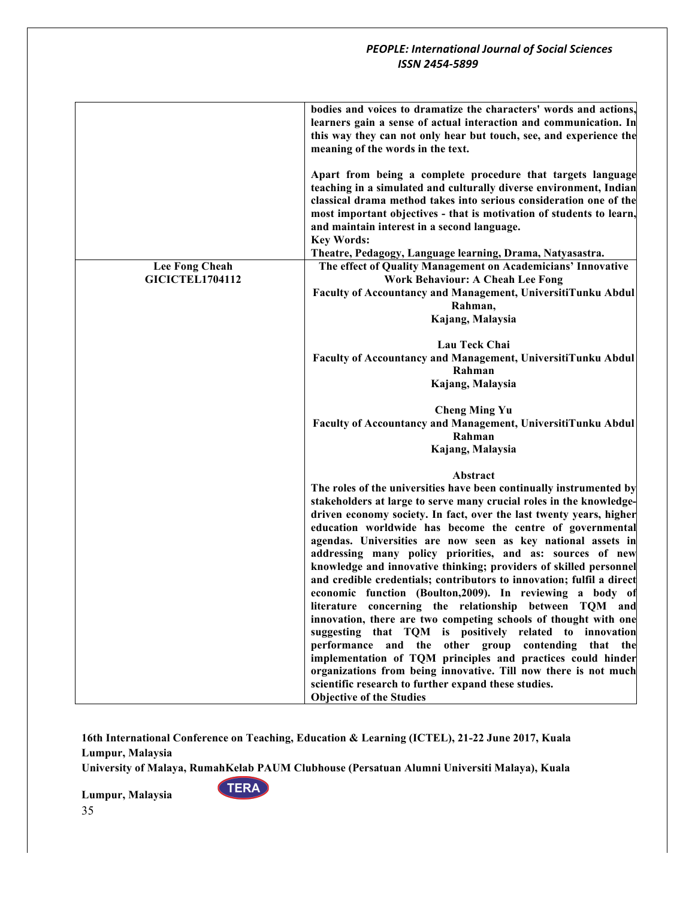| | |
|---|---|
| | **bodies and voices to dramatize the characters' words and actions, learners gain a sense of actual interaction and communication. In this way they can not only hear but touch, see, and experience the meaning of the words in the text.**<br><br>**Apart from being a complete procedure that targets language teaching in a simulated and culturally diverse environment, Indian classical drama method takes into serious consideration one of the most important objectives - that is motivation of students to learn, and maintain interest in a second language.**<br>**Key Words:**<br>**Theatre, Pedagogy, Language learning, Drama, Natyasastra.** |
| **Lee Fong Cheah**<br>**GICICTEL1704112** | **The effect of Quality Management on Academicians' Innovative Work Behaviour: A Cheah Lee Fong**<br>**Faculty of Accountancy and Management, UniversitiTunku Abdul Rahman,**<br>**Kajang, Malaysia**<br><br>**Lau Teck Chai**<br>**Faculty of Accountancy and Management, UniversitiTunku Abdul Rahman**<br>**Kajang, Malaysia**<br><br>**Cheng Ming Yu**<br>**Faculty of Accountancy and Management, UniversitiTunku Abdul Rahman**<br>**Kajang, Malaysia**<br><br>**Abstract**<br>**The roles of the universities have been continually instrumented by stakeholders at large to serve many crucial roles in the knowledge-driven economy society. In fact, over the last twenty years, higher education worldwide has become the centre of governmental agendas. Universities are now seen as key national assets in addressing many policy priorities, and as: sources of new knowledge and innovative thinking; providers of skilled personnel and credible credentials; contributors to innovation; fulfil a direct economic function (Boulton,2009). In reviewing a body of literature concerning the relationship between TQM and innovation, there are two competing schools of thought with one suggesting that TQM is positively related to innovation performance and the other group contending that the implementation of TQM principles and practices could hinder organizations from being innovative. Till now there is not much scientific research to further expand these studies.**<br>**Objective of the Studies** |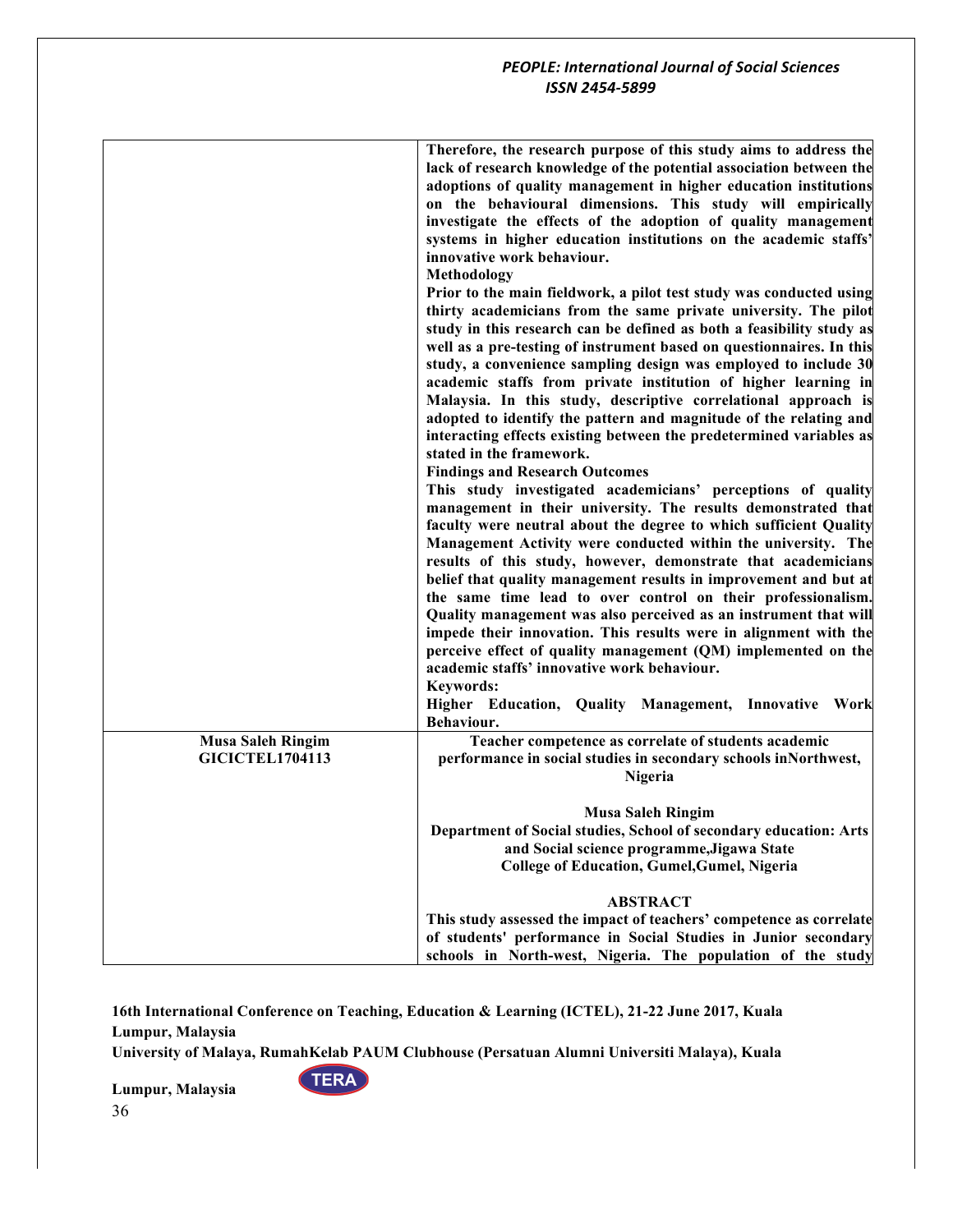| | |
|---|---|
| | **Therefore, the research purpose of this study aims to address the lack of research knowledge of the potential association between the adoptions of quality management in higher education institutions on the behavioural dimensions. This study will empirically investigate the effects of the adoption of quality management systems in higher education institutions on the academic staffs' innovative work behaviour.**<br>**Methodology**<br>**Prior to the main fieldwork, a pilot test study was conducted using thirty academicians from the same private university. The pilot study in this research can be defined as both a feasibility study as well as a pre-testing of instrument based on questionnaires. In this study, a convenience sampling design was employed to include 30 academic staffs from private institution of higher learning in Malaysia. In this study, descriptive correlational approach is adopted to identify the pattern and magnitude of the relating and interacting effects existing between the predetermined variables as stated in the framework.**<br>**Findings and Research Outcomes**<br>**This study investigated academicians' perceptions of quality management in their university. The results demonstrated that faculty were neutral about the degree to which sufficient Quality Management Activity were conducted within the university. The results of this study, however, demonstrate that academicians belief that quality management results in improvement and but at the same time lead to over control on their professionalism. Quality management was also perceived as an instrument that will impede their innovation. This results were in alignment with the perceive effect of quality management (QM) implemented on the academic staffs' innovative work behaviour.**<br>**Keywords:**<br>**Higher Education, Quality Management, Innovative Work Behaviour.** |
| **Musa Saleh Ringim**<br>**GICICTEL1704113** | **Teacher competence as correlate of students academic performance in social studies in secondary schools inNorthwest, Nigeria**<br><br>**Musa Saleh Ringim**<br>**Department of Social studies, School of secondary education: Arts and Social science programme,Jigawa State College of Education, Gumel,Gumel, Nigeria**<br><br>**ABSTRACT**<br>**This study assessed the impact of teachers' competence as correlate of students' performance in Social Studies in Junior secondary schools in North-west, Nigeria. The population of the study** |

**16th International Conference on Teaching, Education & Learning (ICTEL), 21-22 June 2017, Kuala Lumpur, Malaysia**
**University of Malaya, RumahKelab PAUM Clubhouse (Persatuan Alumni Universiti Malaya), Kuala Lumpur, Malaysia**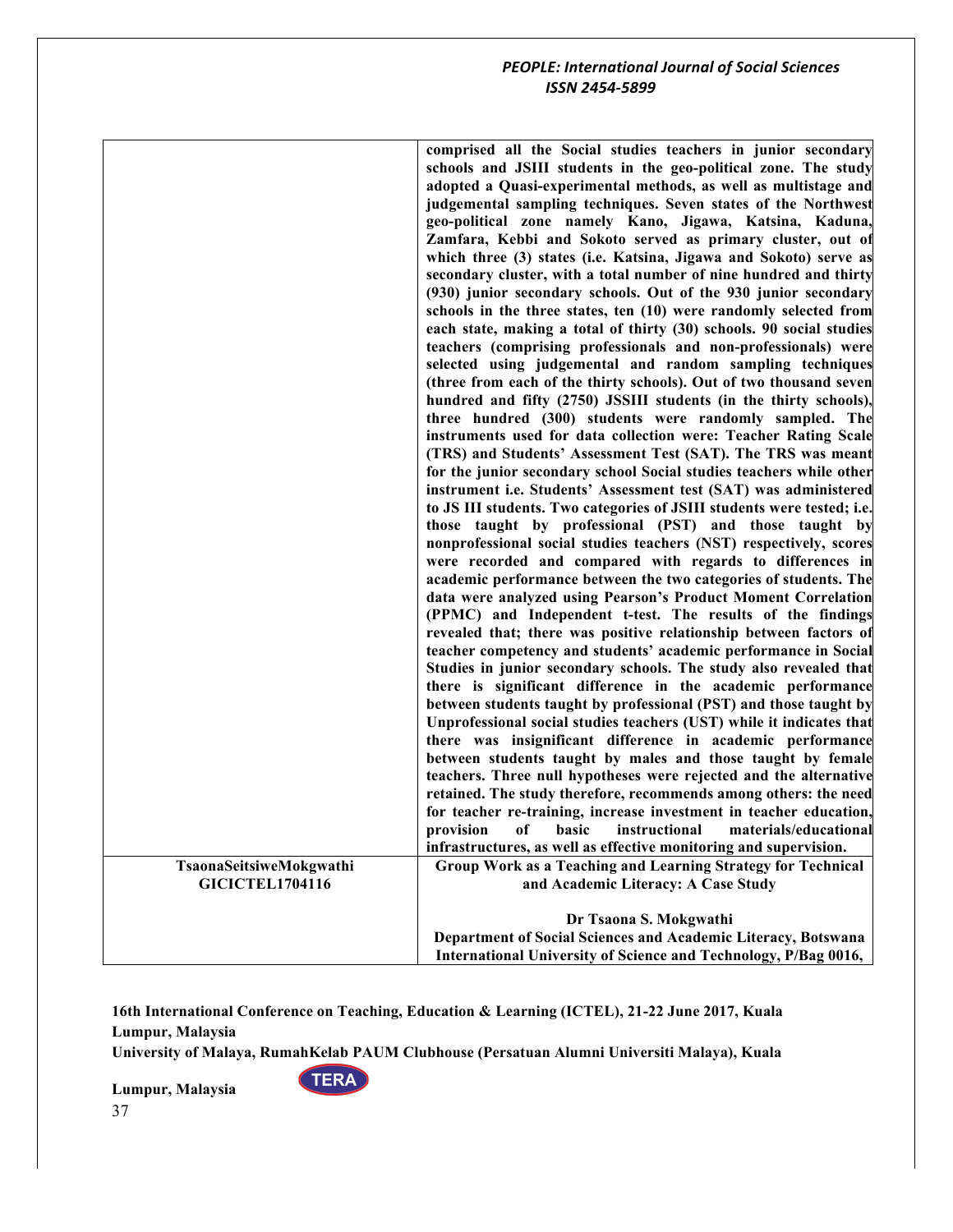| | |
|---|---|
| | **comprised all the Social studies teachers in junior secondary schools and JSIII students in the geo-political zone. The study adopted a Quasi-experimental methods, as well as multistage and judgemental sampling techniques. Seven states of the Northwest geo-political zone namely Kano, Jigawa, Katsina, Kaduna, Zamfara, Kebbi and Sokoto served as primary cluster, out of which three (3) states (i.e. Katsina, Jigawa and Sokoto) serve as secondary cluster, with a total number of nine hundred and thirty (930) junior secondary schools. Out of the 930 junior secondary schools in the three states, ten (10) were randomly selected from each state, making a total of thirty (30) schools. 90 social studies teachers (comprising professionals and non-professionals) were selected using judgemental and random sampling techniques (three from each of the thirty schools). Out of two thousand seven hundred and fifty (2750) JSSIII students (in the thirty schools), three hundred (300) students were randomly sampled. The instruments used for data collection were: Teacher Rating Scale (TRS) and Students' Assessment Test (SAT). The TRS was meant for the junior secondary school Social studies teachers while other instrument i.e. Students' Assessment test (SAT) was administered to JS III students. Two categories of JSIII students were tested; i.e. those taught by professional (PST) and those taught by nonprofessional social studies teachers (NST) respectively, scores were recorded and compared with regards to differences in academic performance between the two categories of students. The data were analyzed using Pearson's Product Moment Correlation (PPMC) and Independent t-test. The results of the findings revealed that; there was positive relationship between factors of teacher competency and students' academic performance in Social Studies in junior secondary schools. The study also revealed that there is significant difference in the academic performance between students taught by professional (PST) and those taught by Unprofessional social studies teachers (UST) while it indicates that there was insignificant difference in academic performance between students taught by males and those taught by female teachers. Three null hypotheses were rejected and the alternative retained. The study therefore, recommends among others: the need for teacher re-training, increase investment in teacher education, provision of basic instructional materials/educational infrastructures, as well as effective monitoring and supervision.** |
| **TsaonaSeitsiweMokgwathi GICICTEL1704116** | **Group Work as a Teaching and Learning Strategy for Technical and Academic Literacy: A Case Study**<br><br>**Dr Tsaona S. Mokgwathi**<br>**Department of Social Sciences and Academic Literacy, Botswana International University of Science and Technology, P/Bag 0016,** |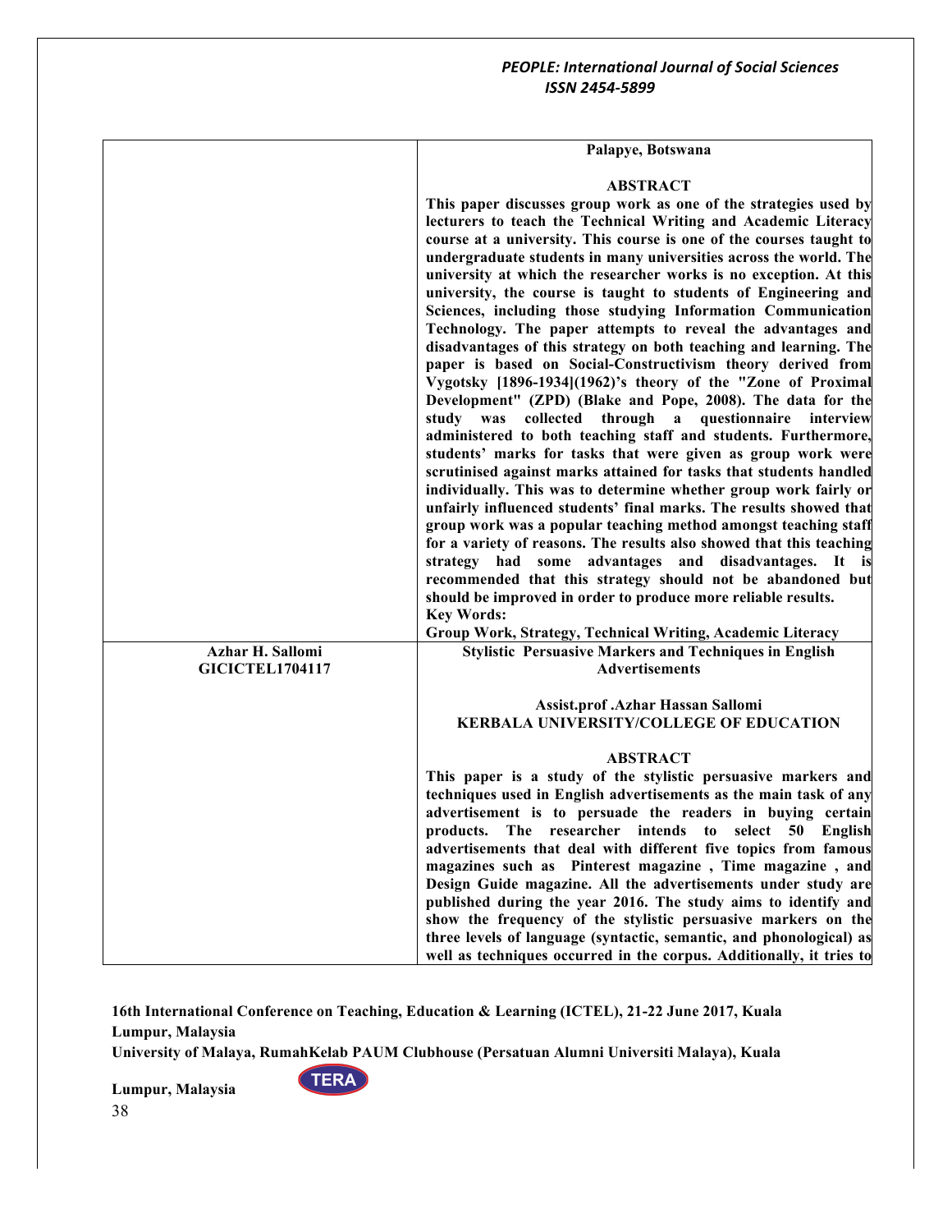| | |
|---|---|
| | **Palapye, Botswana**<br><br>**ABSTRACT**<br>**This paper discusses group work as one of the strategies used by lecturers to teach the Technical Writing and Academic Literacy course at a university. This course is one of the courses taught to undergraduate students in many universities across the world. The university at which the researcher works is no exception. At this university, the course is taught to students of Engineering and Sciences, including those studying Information Communication Technology. The paper attempts to reveal the advantages and disadvantages of this strategy on both teaching and learning. The paper is based on Social-Constructivism theory derived from Vygotsky [1896-1934](1962)'s theory of the "Zone of Proximal Development" (ZPD) (Blake and Pope, 2008). The data for the study was collected through a questionnaire interview administered to both teaching staff and students. Furthermore, students' marks for tasks that were given as group work were scrutinised against marks attained for tasks that students handled individually. This was to determine whether group work fairly or unfairly influenced students' final marks. The results showed that group work was a popular teaching method amongst teaching staff for a variety of reasons. The results also showed that this teaching strategy had some advantages and disadvantages. It is recommended that this strategy should not be abandoned but should be improved in order to produce more reliable results.**<br>**Key Words:**<br>**Group Work, Strategy, Technical Writing, Academic Literacy** |
| **Azhar H. Sallomi**<br>**GICICTEL1704117** | **Stylistic Persuasive Markers and Techniques in English Advertisements**<br><br>**Assist.prof .Azhar Hassan Sallomi**<br>**KERBALA UNIVERSITY/COLLEGE OF EDUCATION**<br><br>**ABSTRACT**<br>**This paper is a study of the stylistic persuasive markers and techniques used in English advertisements as the main task of any advertisement is to persuade the readers in buying certain products. The researcher intends to select 50 English advertisements that deal with different five topics from famous magazines such as Pinterest magazine , Time magazine , and Design Guide magazine. All the advertisements under study are published during the year 2016. The study aims to identify and show the frequency of the stylistic persuasive markers on the three levels of language (syntactic, semantic, and phonological) as well as techniques occurred in the corpus. Additionally, it tries to** |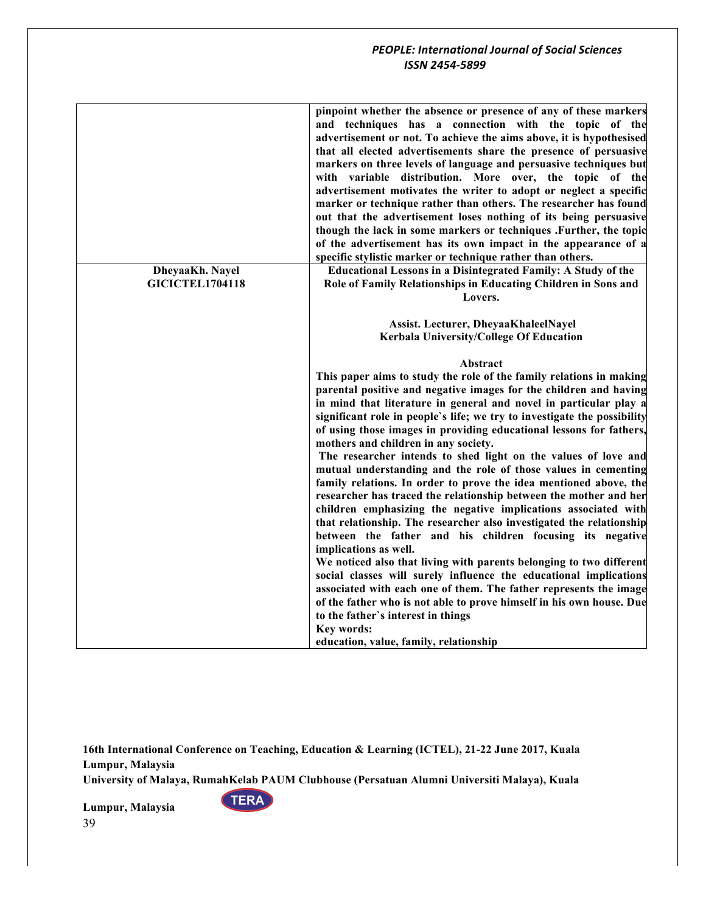| | |
|---|---|
| | **pinpoint whether the absence or presence of any of these markers and techniques has a connection with the topic of the advertisement or not. To achieve the aims above, it is hypothesised that all elected advertisements share the presence of persuasive markers on three levels of language and persuasive techniques but with variable distribution. More over, the topic of the advertisement motivates the writer to adopt or neglect a specific marker or technique rather than others. The researcher has found out that the advertisement loses nothing of its being persuasive though the lack in some markers or techniques .Further, the topic of the advertisement has its own impact in the appearance of a specific stylistic marker or technique rather than others.** |
| **DheyaaKh. Nayel**<br>**GICICTEL1704118** | **Educational Lessons in a Disintegrated Family: A Study of the Role of Family Relationships in Educating Children in Sons and Lovers.**<br><br>**Assist. Lecturer, DheyaaKhaleelNayel**<br>**Kerbala University/College Of Education**<br><br>**Abstract**<br>**This paper aims to study the role of the family relations in making parental positive and negative images for the children and having in mind that literature in general and novel in particular play a significant role in people`s life; we try to investigate the possibility of using those images in providing educational lessons for fathers, mothers and children in any society.**<br>**The researcher intends to shed light on the values of love and mutual understanding and the role of those values in cementing family relations. In order to prove the idea mentioned above, the researcher has traced the relationship between the mother and her children emphasizing the negative implications associated with that relationship. The researcher also investigated the relationship between the father and his children focusing its negative implications as well.**<br>**We noticed also that living with parents belonging to two different social classes will surely influence the educational implications associated with each one of them. The father represents the image of the father who is not able to prove himself in his own house. Due to the father`s interest in things**<br>**Key words:**<br>**education, value, family, relationship** |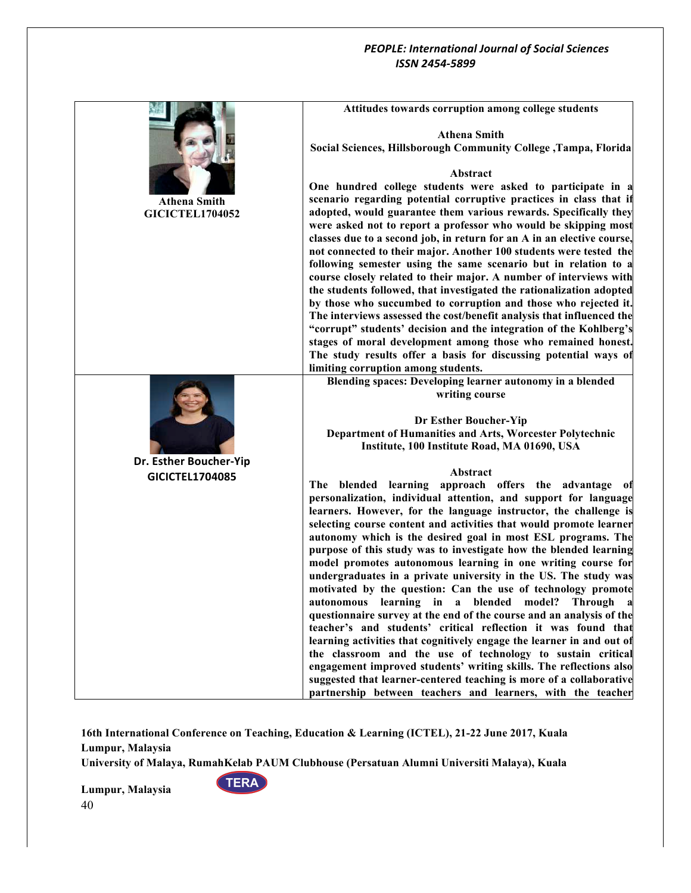| | |
|---|---|
| **Athena Smith**<br>**GICICTEL1704052** | **Attitudes towards corruption among college students**<br><br>**Athena Smith**<br>**Social Sciences, Hillsborough Community College ,Tampa, Florida**<br><br>**Abstract**<br>**One hundred college students were asked to participate in a scenario regarding potential corruptive practices in class that if adopted, would guarantee them various rewards. Specifically they were asked not to report a professor who would be skipping most classes due to a second job, in return for an A in an elective course, not connected to their major. Another 100 students were tested the following semester using the same scenario but in relation to a course closely related to their major. A number of interviews with the students followed, that investigated the rationalization adopted by those who succumbed to corruption and those who rejected it. The interviews assessed the cost/benefit analysis that influenced the "corrupt" students' decision and the integration of the Kohlberg's stages of moral development among those who remained honest. The study results offer a basis for discussing potential ways of limiting corruption among students.** |
| **Dr. Esther Boucher-Yip**<br>**GICICTEL1704085** | **Blending spaces: Developing learner autonomy in a blended writing course**<br><br>**Dr Esther Boucher-Yip**<br>**Department of Humanities and Arts, Worcester Polytechnic Institute, 100 Institute Road, MA 01690, USA**<br><br>**Abstract**<br>**The blended learning approach offers the advantage of personalization, individual attention, and support for language learners. However, for the language instructor, the challenge is selecting course content and activities that would promote learner autonomy which is the desired goal in most ESL programs. The purpose of this study was to investigate how the blended learning model promotes autonomous learning in one writing course for undergraduates in a private university in the US. The study was motivated by the question: Can the use of technology promote autonomous learning in a blended model? Through a questionnaire survey at the end of the course and an analysis of the teacher's and students' critical reflection it was found that learning activities that cognitively engage the learner in and out of the classroom and the use of technology to sustain critical engagement improved students' writing skills. The reflections also suggested that learner-centered teaching is more of a collaborative partnership between teachers and learners, with the teacher** |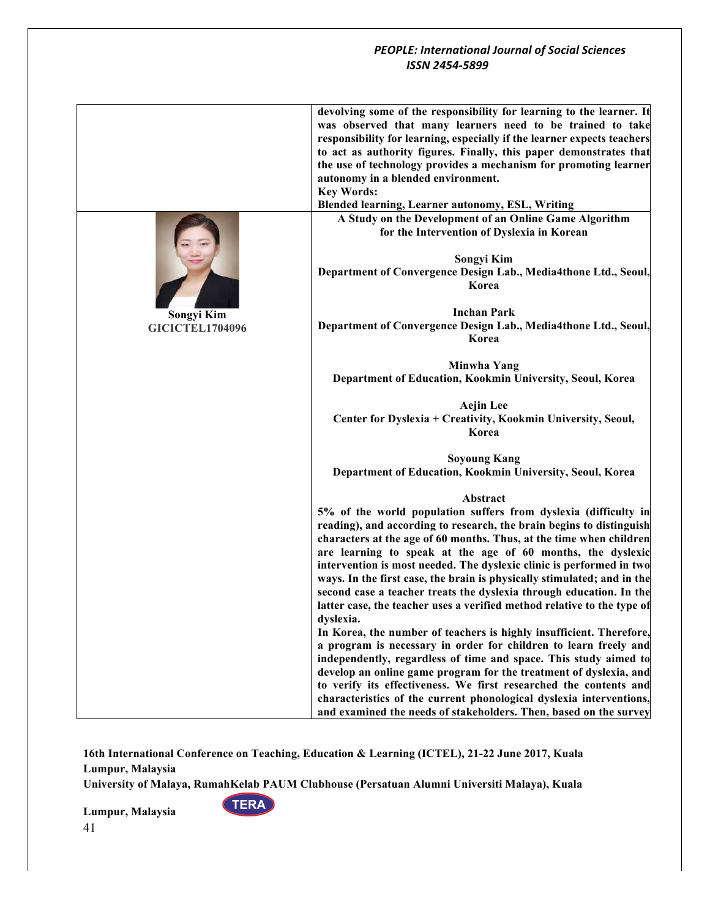devolving some of the responsibility for learning to the learner. It was observed that many learners need to be trained to take responsibility for learning, especially if the learner expects teachers to act as authority figures. Finally, this paper demonstrates that the use of technology provides a mechanism for promoting learner autonomy in a blended environment.

**Key Words:**

**Blended learning, Learner autonomy, ESL, Writing**

---

**Songyi Kim**
**GICICTEL1704096**

## A Study on the Development of an Online Game Algorithm for the Intervention of Dyslexia in Korean

**Songyi Kim**
**Department of Convergence Design Lab., Media4thone Ltd., Seoul, Korea**

**Inchan Park**
**Department of Convergence Design Lab., Media4thone Ltd., Seoul, Korea**

**Minwha Yang**
**Department of Education, Kookmin University, Seoul, Korea**

**Aejin Lee**
**Center for Dyslexia + Creativity, Kookmin University, Seoul, Korea**

**Soyoung Kang**
**Department of Education, Kookmin University, Seoul, Korea**

### Abstract

5% of the world population suffers from dyslexia (difficulty in reading), and according to research, the brain begins to distinguish characters at the age of 60 months. Thus, at the time when children are learning to speak at the age of 60 months, the dyslexic intervention is most needed. The dyslexic clinic is performed in two ways. In the first case, the brain is physically stimulated; and in the second case a teacher treats the dyslexia through education. In the latter case, the teacher uses a verified method relative to the type of dyslexia.

In Korea, the number of teachers is highly insufficient. Therefore, a program is necessary in order for children to learn freely and independently, regardless of time and space. This study aimed to develop an online game program for the treatment of dyslexia, and to verify its effectiveness. We first researched the contents and characteristics of the current phonological dyslexia interventions, and examined the needs of stakeholders. Then, based on the survey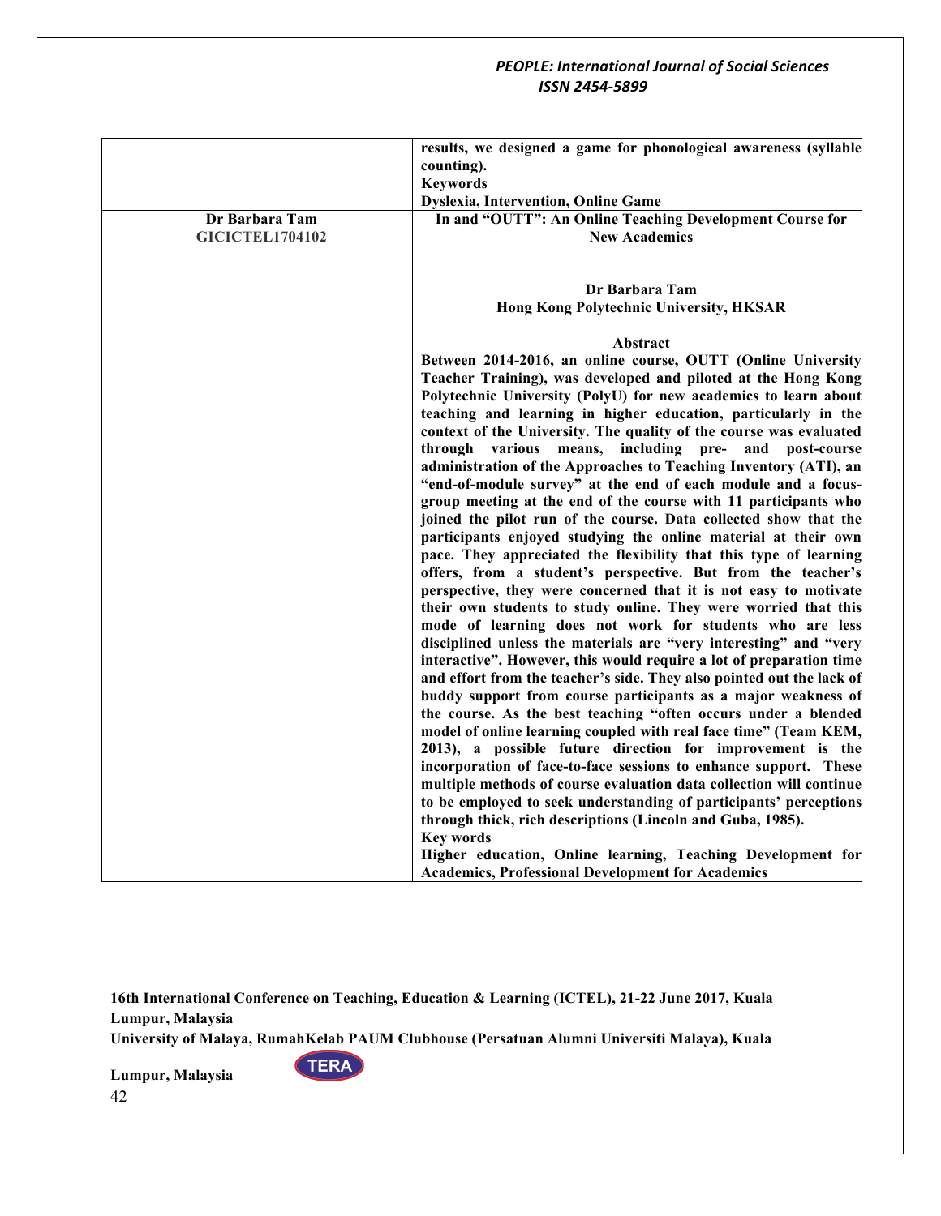| | |
|---|---|
| | **results, we designed a game for phonological awareness (syllable counting).**<br>**Keywords**<br>**Dyslexia, Intervention, Online Game** |
| **Dr Barbara Tam**<br>**GICICTEL1704102** | **In and "OUTT": An Online Teaching Development Course for New Academics**<br><br>**Dr Barbara Tam**<br>**Hong Kong Polytechnic University, HKSAR**<br><br>**Abstract**<br>**Between 2014-2016, an online course, OUTT (Online University Teacher Training), was developed and piloted at the Hong Kong Polytechnic University (PolyU) for new academics to learn about teaching and learning in higher education, particularly in the context of the University. The quality of the course was evaluated through various means, including pre- and post-course administration of the Approaches to Teaching Inventory (ATI), an "end-of-module survey" at the end of each module and a focus-group meeting at the end of the course with 11 participants who joined the pilot run of the course. Data collected show that the participants enjoyed studying the online material at their own pace. They appreciated the flexibility that this type of learning offers, from a student's perspective. But from the teacher's perspective, they were concerned that it is not easy to motivate their own students to study online. They were worried that this mode of learning does not work for students who are less disciplined unless the materials are "very interesting" and "very interactive". However, this would require a lot of preparation time and effort from the teacher's side. They also pointed out the lack of buddy support from course participants as a major weakness of the course. As the best teaching "often occurs under a blended model of online learning coupled with real face time" (Team KEM, 2013), a possible future direction for improvement is the incorporation of face-to-face sessions to enhance support. These multiple methods of course evaluation data collection will continue to be employed to seek understanding of participants' perceptions through thick, rich descriptions (Lincoln and Guba, 1985).**<br>**Key words**<br>**Higher education, Online learning, Teaching Development for Academics, Professional Development for Academics** |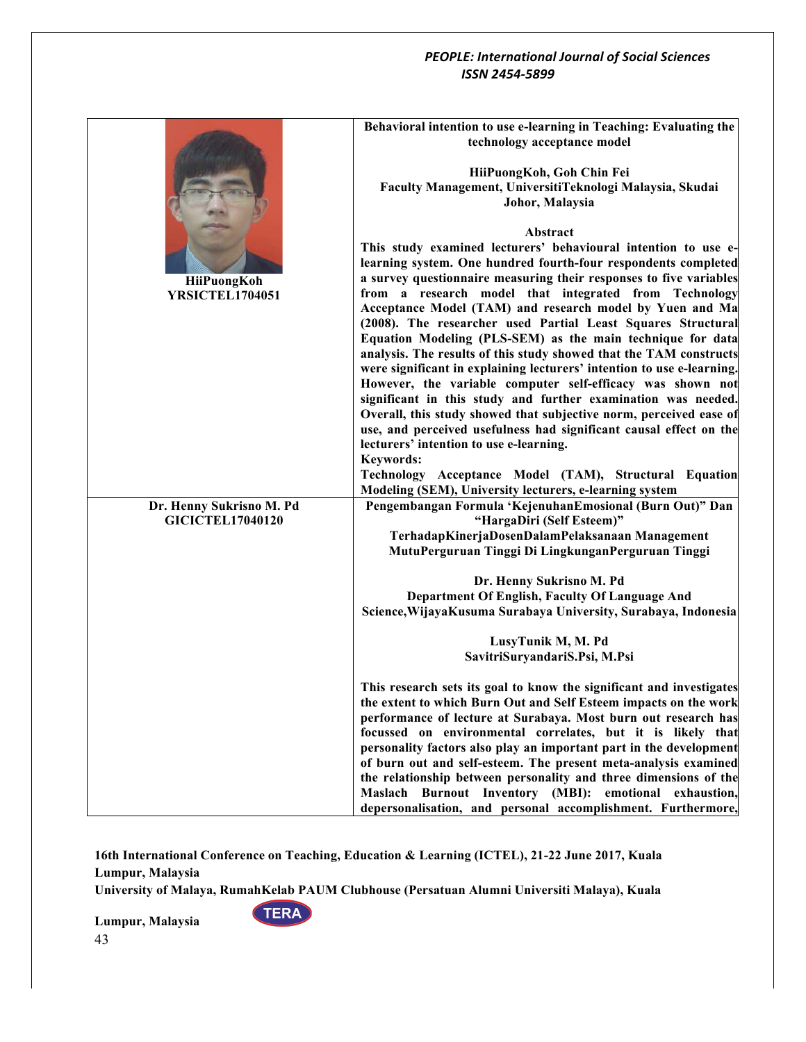| | |
|---|---|
| **HiiPuongKoh**<br>**YRSICTEL1704051** | **Behavioral intention to use e-learning in Teaching: Evaluating the technology acceptance model**<br><br>**HiiPuongKoh, Goh Chin Fei**<br>**Faculty Management, UniversitiTeknologi Malaysia, Skudai Johor, Malaysia**<br><br>**Abstract**<br>**This study examined lecturers' behavioural intention to use e-learning system. One hundred fourth-four respondents completed a survey questionnaire measuring their responses to five variables from a research model that integrated from Technology Acceptance Model (TAM) and research model by Yuen and Ma (2008). The researcher used Partial Least Squares Structural Equation Modeling (PLS-SEM) as the main technique for data analysis. The results of this study showed that the TAM constructs were significant in explaining lecturers' intention to use e-learning. However, the variable computer self-efficacy was shown not significant in this study and further examination was needed. Overall, this study showed that subjective norm, perceived ease of use, and perceived usefulness had significant causal effect on the lecturers' intention to use e-learning.**<br>**Keywords:**<br>**Technology Acceptance Model (TAM), Structural Equation Modeling (SEM), University lecturers, e-learning system** |
| **Dr. Henny Sukrisno M. Pd**<br>**GICICTEL17040120** | **Pengembangan Formula 'KejenuhanEmosional (Burn Out)" Dan "HargaDiri (Self Esteem)" TerhadapKinerjaDosenDalamPelaksanaan Management MutuPerguruan Tinggi Di LingkunganPerguruan Tinggi**<br><br>**Dr. Henny Sukrisno M. Pd**<br>**Department Of English, Faculty Of Language And Science,WijayaKusuma Surabaya University, Surabaya, Indonesia**<br><br>**LusyTunik M, M. Pd**<br>**SavitriSuryandariS.Psi, M.Psi**<br><br>**This research sets its goal to know the significant and investigates the extent to which Burn Out and Self Esteem impacts on the work performance of lecture at Surabaya. Most burn out research has focussed on environmental correlates, but it is likely that personality factors also play an important part in the development of burn out and self-esteem. The present meta-analysis examined the relationship between personality and three dimensions of the Maslach Burnout Inventory (MBI): emotional exhaustion, depersonalisation, and personal accomplishment. Furthermore,** |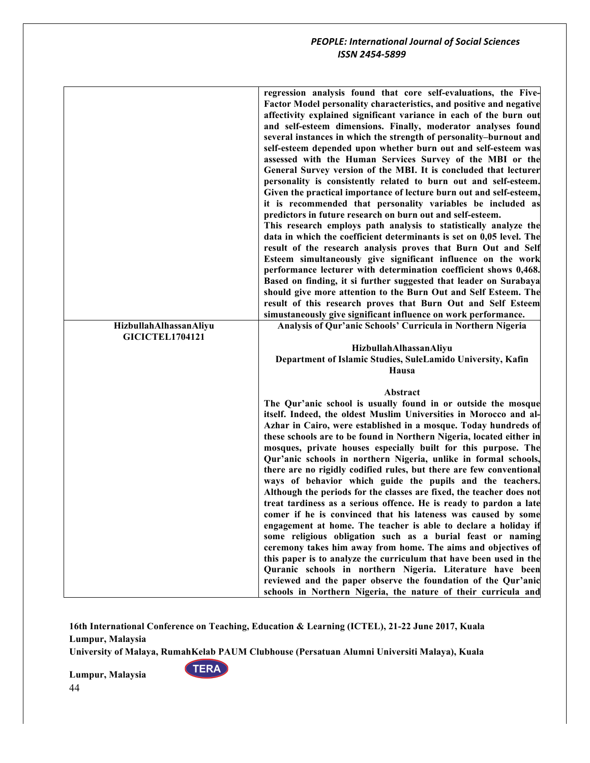| | |
|---|---|
| | **regression analysis found that core self-evaluations, the Five-Factor Model personality characteristics, and positive and negative affectivity explained significant variance in each of the burn out and self-esteem dimensions. Finally, moderator analyses found several instances in which the strength of personality–burnout and self-esteem depended upon whether burn out and self-esteem was assessed with the Human Services Survey of the MBI or the General Survey version of the MBI. It is concluded that lecturer personality is consistently related to burn out and self-esteem. Given the practical importance of lecture burn out and self-esteem, it is recommended that personality variables be included as predictors in future research on burn out and self-esteem.**<br>**This research employs path analysis to statistically analyze the data in which the coefficient determinants is set on 0,05 level. The result of the research analysis proves that Burn Out and Self Esteem simultaneously give significant influence on the work performance lecturer with determination coefficient shows 0,468. Based on finding, it si further suggested that leader on Surabaya should give more attention to the Burn Out and Self Esteem. The result of this research proves that Burn Out and Self Esteem simustaneously give significant influence on work performance.** |
| **HizbullahAlhassanAliyu**<br>**GICICTEL1704121** | **Analysis of Qur'anic Schools' Curricula in Northern Nigeria**<br><br>**HizbullahAlhassanAliyu**<br>**Department of Islamic Studies, SuleLamido University, Kafin Hausa**<br><br>**Abstract**<br>**The Qur'anic school is usually found in or outside the mosque itself. Indeed, the oldest Muslim Universities in Morocco and al-Azhar in Cairo, were established in a mosque. Today hundreds of these schools are to be found in Northern Nigeria, located either in mosques, private houses especially built for this purpose. The Qur'anic schools in northern Nigeria, unlike in formal schools, there are no rigidly codified rules, but there are few conventional ways of behavior which guide the pupils and the teachers. Although the periods for the classes are fixed, the teacher does not treat tardiness as a serious offence. He is ready to pardon a late comer if he is convinced that his lateness was caused by some engagement at home. The teacher is able to declare a holiday if some religious obligation such as a burial feast or naming ceremony takes him away from home. The aims and objectives of this paper is to analyze the curriculum that have been used in the Quranic schools in northern Nigeria. Literature have been reviewed and the paper observe the foundation of the Qur'anic schools in Northern Nigeria, the nature of their curricula and** |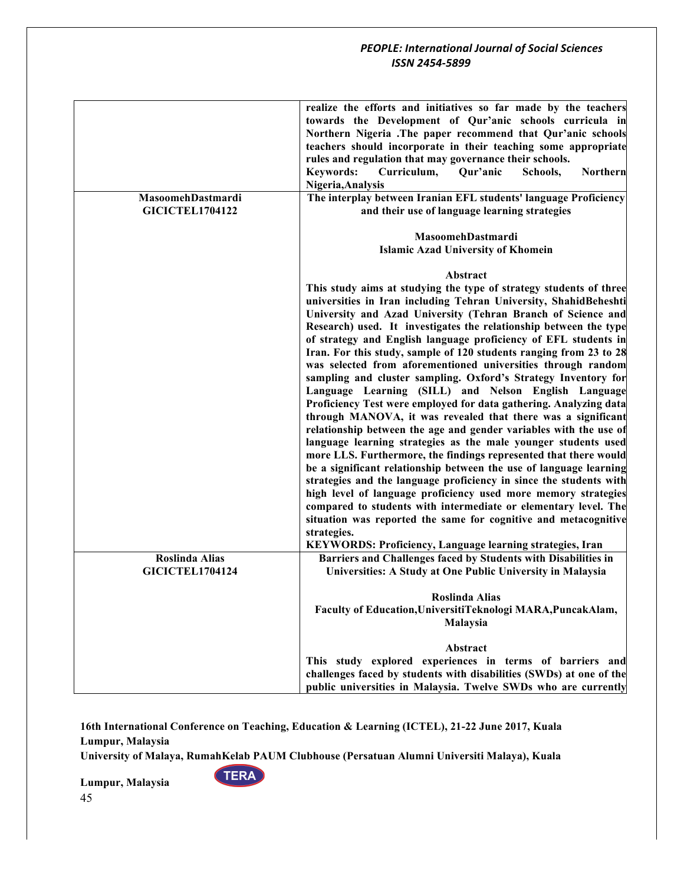| | |
|---|---|
| | **realize the efforts and initiatives so far made by the teachers towards the Development of Qur'anic schools curricula in Northern Nigeria .The paper recommend that Qur'anic schools teachers should incorporate in their teaching some appropriate rules and regulation that may governance their schools.**<br>**Keywords: Curriculum, Qur'anic Schools, Northern Nigeria,Analysis** |
| **MasoomehDastmardi**<br>**GICICTEL1704122** | **The interplay between Iranian EFL students' language Proficiency and their use of language learning strategies**<br><br>**MasoomehDastmardi**<br>**Islamic Azad University of Khomein**<br><br>**Abstract**<br>**This study aims at studying the type of strategy students of three universities in Iran including Tehran University, ShahidBeheshti University and Azad University (Tehran Branch of Science and Research) used. It investigates the relationship between the type of strategy and English language proficiency of EFL students in Iran. For this study, sample of 120 students ranging from 23 to 28 was selected from aforementioned universities through random sampling and cluster sampling. Oxford's Strategy Inventory for Language Learning (SILL) and Nelson English Language Proficiency Test were employed for data gathering. Analyzing data through MANOVA, it was revealed that there was a significant relationship between the age and gender variables with the use of language learning strategies as the male younger students used more LLS. Furthermore, the findings represented that there would be a significant relationship between the use of language learning strategies and the language proficiency in since the students with high level of language proficiency used more memory strategies compared to students with intermediate or elementary level. The situation was reported the same for cognitive and metacognitive strategies.**<br>**KEYWORDS: Proficiency, Language learning strategies, Iran** |
| **Roslinda Alias**<br>**GICICTEL1704124** | **Barriers and Challenges faced by Students with Disabilities in Universities: A Study at One Public University in Malaysia**<br><br>**Roslinda Alias**<br>**Faculty of Education,UniversitiTeknologi MARA,PuncakAlam, Malaysia**<br><br>**Abstract**<br>**This study explored experiences in terms of barriers and challenges faced by students with disabilities (SWDs) at one of the public universities in Malaysia. Twelve SWDs who are currently** |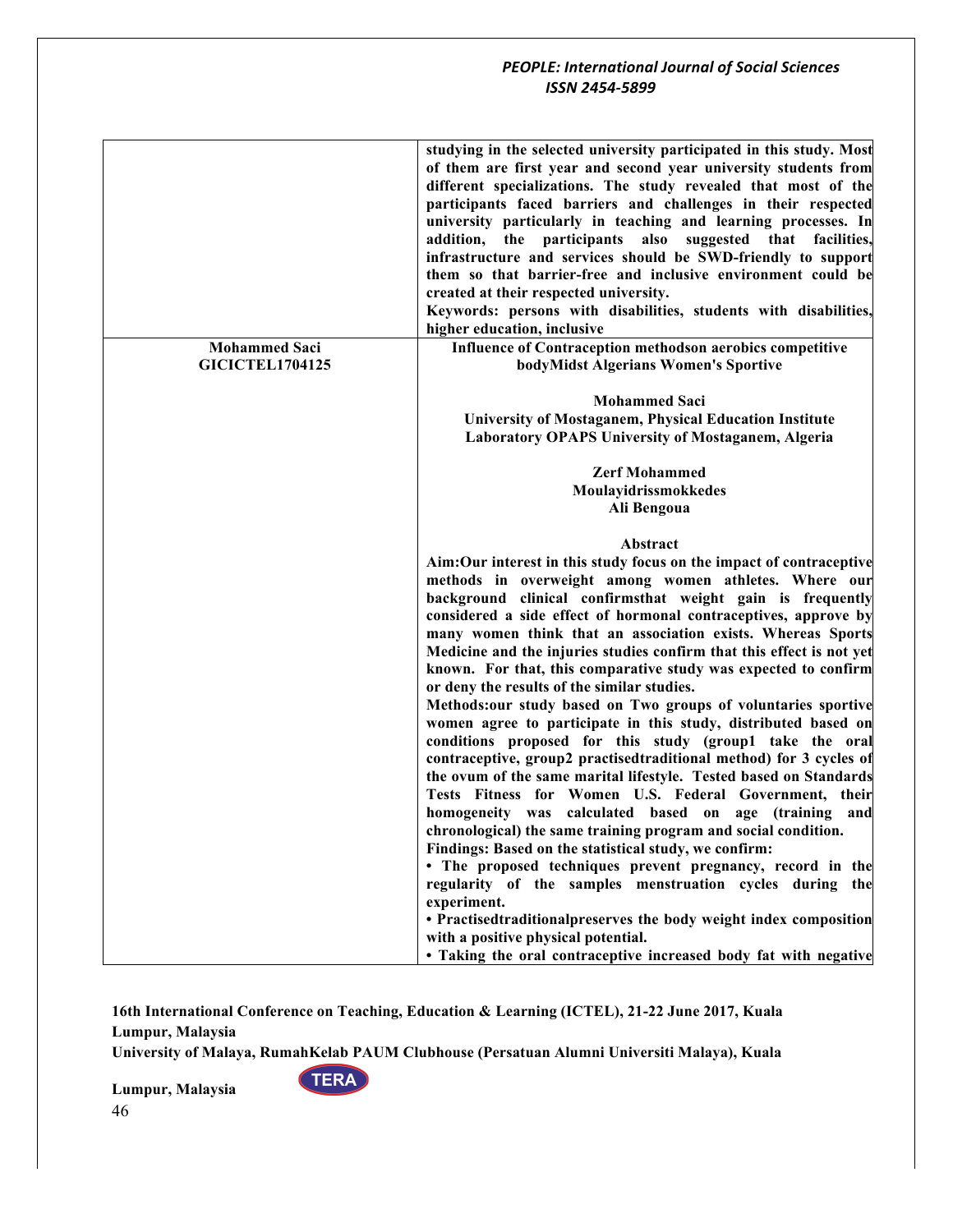| | |
|---|---|
| | **studying in the selected university participated in this study. Most of them are first year and second year university students from different specializations. The study revealed that most of the participants faced barriers and challenges in their respected university particularly in teaching and learning processes. In addition, the participants also suggested that facilities, infrastructure and services should be SWD-friendly to support them so that barrier-free and inclusive environment could be created at their respected university.**<br>**Keywords: persons with disabilities, students with disabilities, higher education, inclusive** |
| **Mohammed Saci**<br>**GICICTEL1704125** | **Influence of Contraception methodson aerobics competitive bodyMidst Algerians Women's Sportive**<br><br>**Mohammed Saci**<br>**University of Mostaganem, Physical Education Institute**<br>**Laboratory OPAPS University of Mostaganem, Algeria**<br><br>**Zerf Mohammed**<br>**Moulayidrissmokkedes**<br>**Ali Bengoua**<br><br>**Abstract**<br>**Aim:Our interest in this study focus on the impact of contraceptive methods in overweight among women athletes. Where our background clinical confirmsthat weight gain is frequently considered a side effect of hormonal contraceptives, approve by many women think that an association exists. Whereas Sports Medicine and the injuries studies confirm that this effect is not yet known. For that, this comparative study was expected to confirm or deny the results of the similar studies.**<br>**Methods:our study based on Two groups of voluntaries sportive women agree to participate in this study, distributed based on conditions proposed for this study (group1 take the oral contraceptive, group2 practisedtraditional method) for 3 cycles of the ovum of the same marital lifestyle. Tested based on Standards Tests Fitness for Women U.S. Federal Government, their homogeneity was calculated based on age (training and chronological) the same training program and social condition.**<br>**Findings: Based on the statistical study, we confirm:**<br>**• The proposed techniques prevent pregnancy, record in the regularity of the samples menstruation cycles during the experiment.**<br>**• Practisedtraditionalpreserves the body weight index composition with a positive physical potential.**<br>**• Taking the oral contraceptive increased body fat with negative** |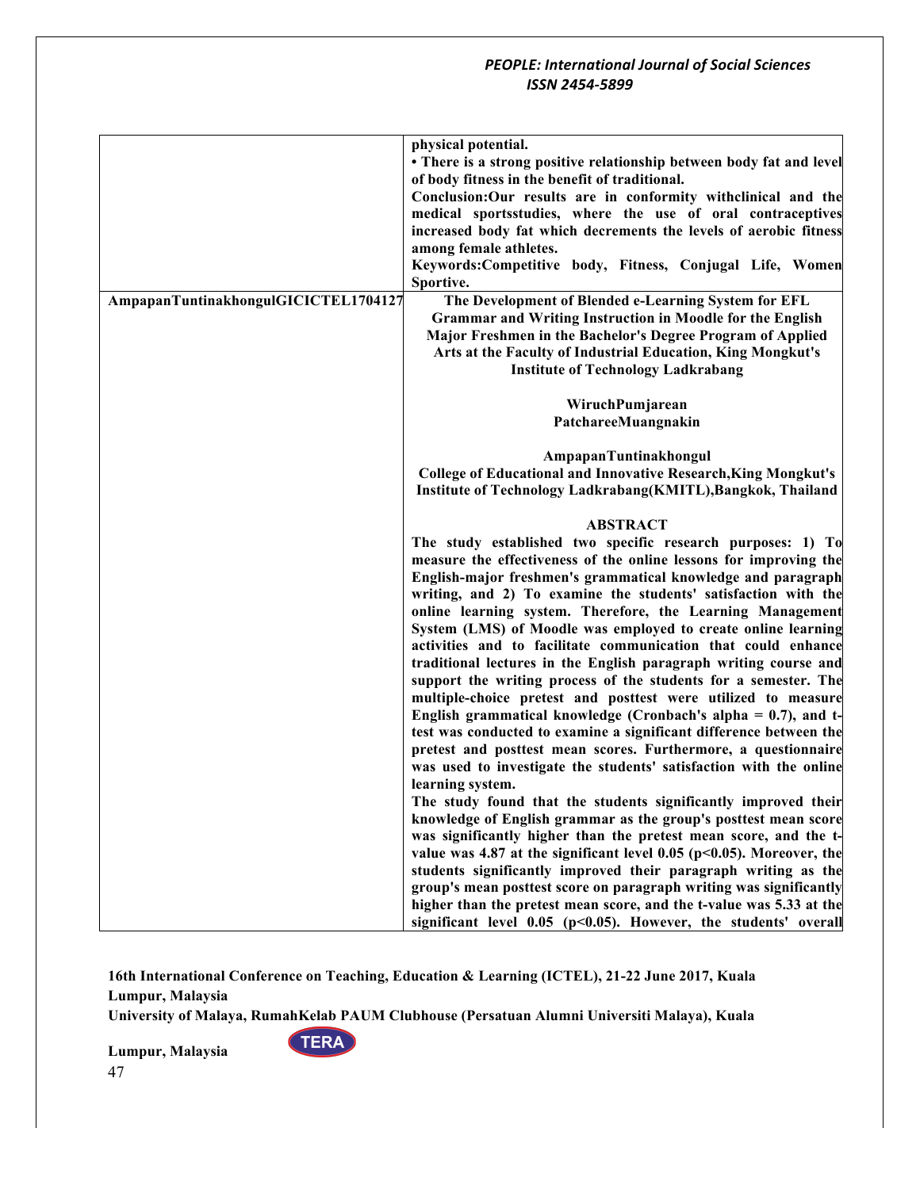| | |
|---|---|
| | **physical potential.**<br>**• There is a strong positive relationship between body fat and level of body fitness in the benefit of traditional.**<br>**Conclusion:Our results are in conformity withclinical and the medical sportsstudies, where the use of oral contraceptives increased body fat which decrements the levels of aerobic fitness among female athletes.**<br>**Keywords:Competitive body, Fitness, Conjugal Life, Women Sportive.** |
| **AmpapanTuntinakhongulGICICTEL1704127** | **The Development of Blended e-Learning System for EFL Grammar and Writing Instruction in Moodle for the English Major Freshmen in the Bachelor's Degree Program of Applied Arts at the Faculty of Industrial Education, King Mongkut's Institute of Technology Ladkrabang**<br><br>**WiruchPumjarean**<br>**PatchareeMuangnakin**<br><br>**AmpapanTuntinakhongul**<br>**College of Educational and Innovative Research,King Mongkut's Institute of Technology Ladkrabang(KMITL),Bangkok, Thailand**<br><br>**ABSTRACT**<br>**The study established two specific research purposes: 1) To measure the effectiveness of the online lessons for improving the English-major freshmen's grammatical knowledge and paragraph writing, and 2) To examine the students' satisfaction with the online learning system. Therefore, the Learning Management System (LMS) of Moodle was employed to create online learning activities and to facilitate communication that could enhance traditional lectures in the English paragraph writing course and support the writing process of the students for a semester. The multiple-choice pretest and posttest were utilized to measure English grammatical knowledge (Cronbach's alpha = 0.7), and t-test was conducted to examine a significant difference between the pretest and posttest mean scores. Furthermore, a questionnaire was used to investigate the students' satisfaction with the online learning system.**<br>**The study found that the students significantly improved their knowledge of English grammar as the group's posttest mean score was significantly higher than the pretest mean score, and the t-value was 4.87 at the significant level 0.05 ($p<0.05$). Moreover, the students significantly improved their paragraph writing as the group's mean posttest score on paragraph writing was significantly higher than the pretest mean score, and the t-value was 5.33 at the significant level 0.05 ($p<0.05$). However, the students' overall** |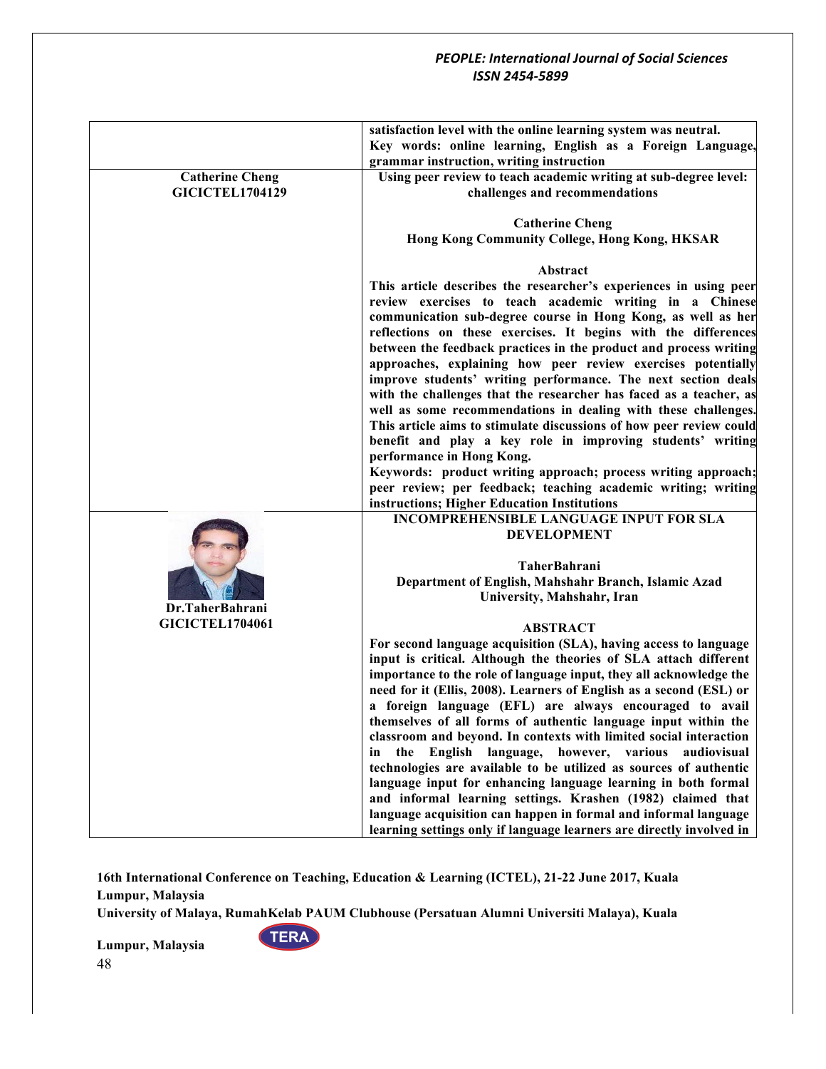| | |
|---|---|
| | **satisfaction level with the online learning system was neutral.**<br>**Key words: online learning, English as a Foreign Language, grammar instruction, writing instruction** |
| **Catherine Cheng**<br>**GICICTEL1704129** | **Using peer review to teach academic writing at sub-degree level: challenges and recommendations**<br><br>**Catherine Cheng**<br>**Hong Kong Community College, Hong Kong, HKSAR**<br><br>**Abstract**<br>**This article describes the researcher's experiences in using peer review exercises to teach academic writing in a Chinese communication sub-degree course in Hong Kong, as well as her reflections on these exercises. It begins with the differences between the feedback practices in the product and process writing approaches, explaining how peer review exercises potentially improve students' writing performance. The next section deals with the challenges that the researcher has faced as a teacher, as well as some recommendations in dealing with these challenges. This article aims to stimulate discussions of how peer review could benefit and play a key role in improving students' writing performance in Hong Kong.**<br>**Keywords: product writing approach; process writing approach; peer review; per feedback; teaching academic writing; writing instructions; Higher Education Institutions** |
| **Dr.TaherBahrani**<br>**GICICTEL1704061** | **INCOMPREHENSIBLE LANGUAGE INPUT FOR SLA DEVELOPMENT**<br><br>**TaherBahrani**<br>**Department of English, Mahshahr Branch, Islamic Azad University, Mahshahr, Iran**<br><br>**ABSTRACT**<br>**For second language acquisition (SLA), having access to language input is critical. Although the theories of SLA attach different importance to the role of language input, they all acknowledge the need for it (Ellis, 2008). Learners of English as a second (ESL) or a foreign language (EFL) are always encouraged to avail themselves of all forms of authentic language input within the classroom and beyond. In contexts with limited social interaction in the English language, however, various audiovisual technologies are available to be utilized as sources of authentic language input for enhancing language learning in both formal and informal learning settings. Krashen (1982) claimed that language acquisition can happen in formal and informal language learning settings only if language learners are directly involved in** |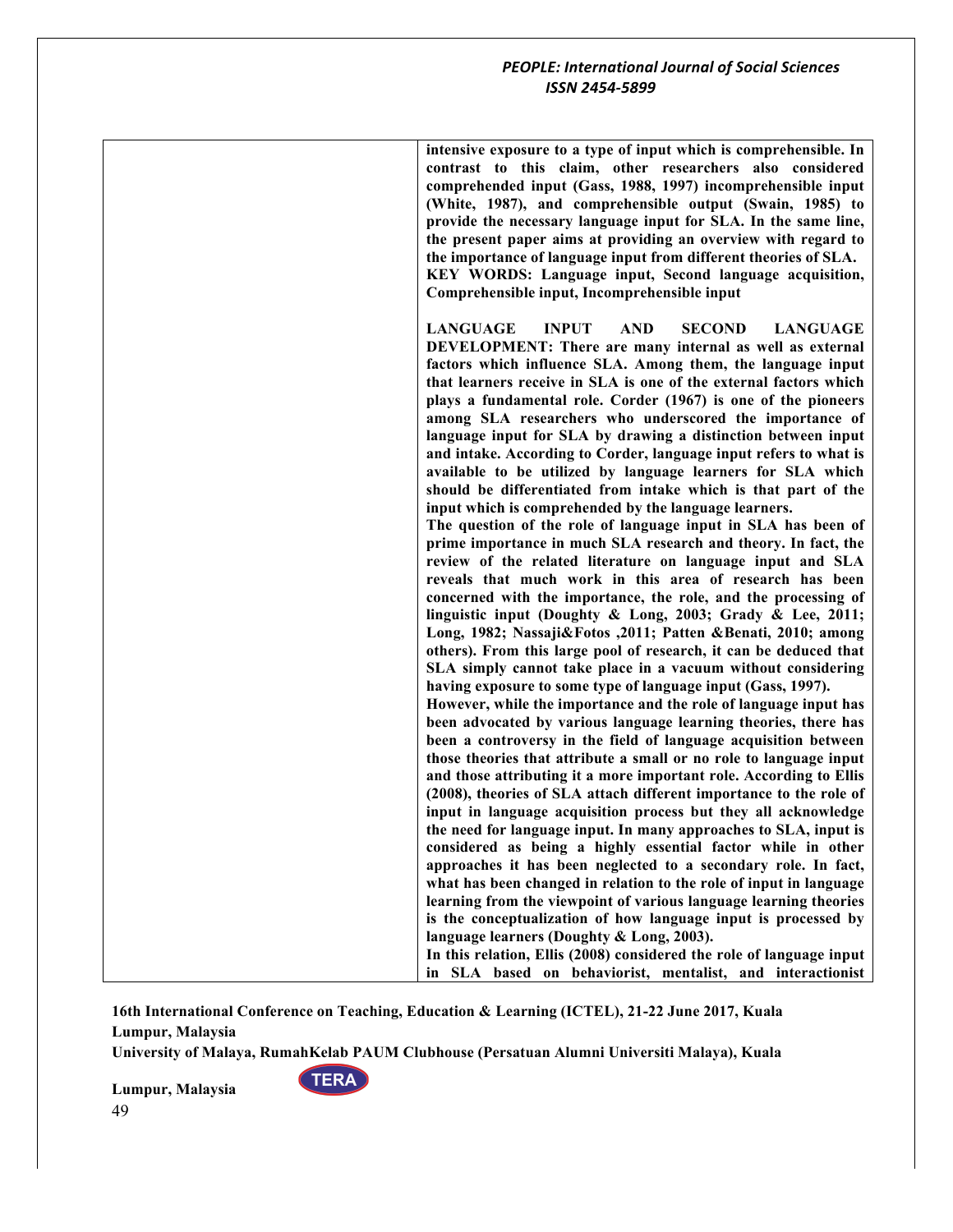**intensive exposure to a type of input which is comprehensible. In contrast to this claim, other researchers also considered comprehended input (Gass, 1988, 1997) incomprehensible input (White, 1987), and comprehensible output (Swain, 1985) to provide the necessary language input for SLA. In the same line, the present paper aims at providing an overview with regard to the importance of language input from different theories of SLA.**

**KEY WORDS: Language input, Second language acquisition, Comprehensible input, Incomprehensible input**

**LANGUAGE INPUT AND SECOND LANGUAGE DEVELOPMENT: There are many internal as well as external factors which influence SLA. Among them, the language input that learners receive in SLA is one of the external factors which plays a fundamental role. Corder (1967) is one of the pioneers among SLA researchers who underscored the importance of language input for SLA by drawing a distinction between input and intake. According to Corder, language input refers to what is available to be utilized by language learners for SLA which should be differentiated from intake which is that part of the input which is comprehended by the language learners.**

**The question of the role of language input in SLA has been of prime importance in much SLA research and theory. In fact, the review of the related literature on language input and SLA reveals that much work in this area of research has been concerned with the importance, the role, and the processing of linguistic input (Doughty & Long, 2003; Grady & Lee, 2011; Long, 1982; Nassaji&Fotos ,2011; Patten &Benati, 2010; among others). From this large pool of research, it can be deduced that SLA simply cannot take place in a vacuum without considering having exposure to some type of language input (Gass, 1997).**

**However, while the importance and the role of language input has been advocated by various language learning theories, there has been a controversy in the field of language acquisition between those theories that attribute a small or no role to language input and those attributing it a more important role. According to Ellis (2008), theories of SLA attach different importance to the role of input in language acquisition process but they all acknowledge the need for language input. In many approaches to SLA, input is considered as being a highly essential factor while in other approaches it has been neglected to a secondary role. In fact, what has been changed in relation to the role of input in language learning from the viewpoint of various language learning theories is the conceptualization of how language input is processed by language learners (Doughty & Long, 2003).**

**In this relation, Ellis (2008) considered the role of language input in SLA based on behaviorist, mentalist, and interactionist**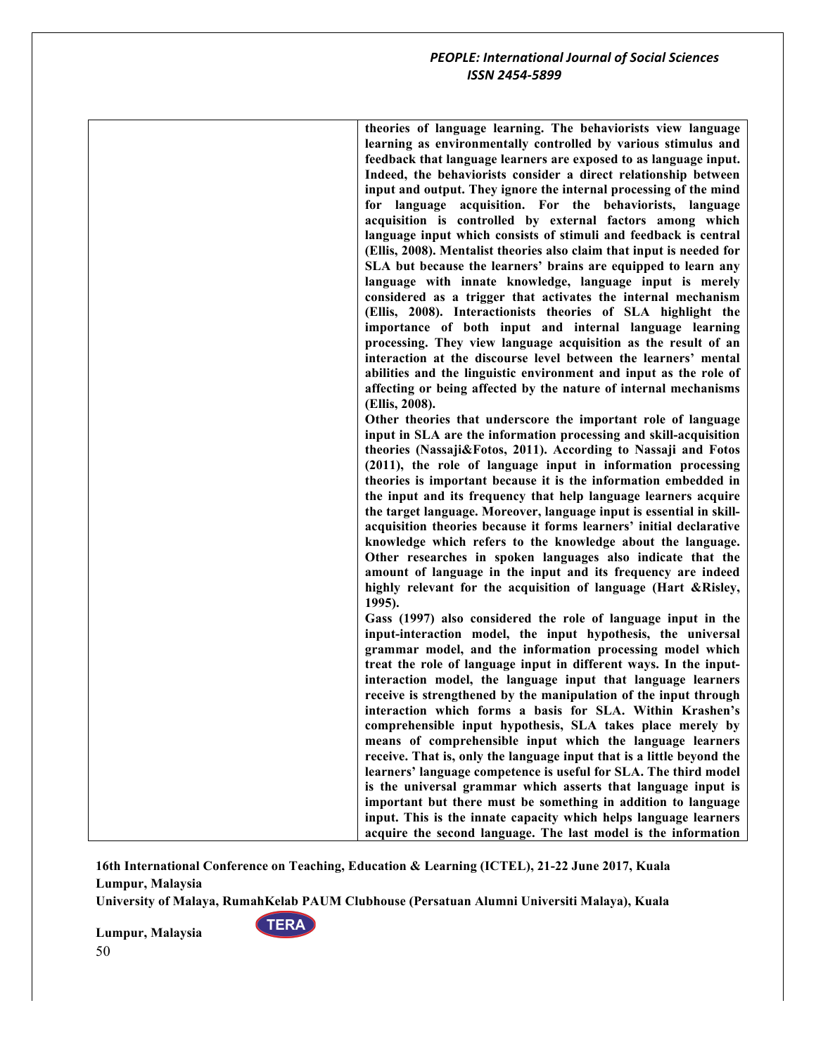**theories of language learning. The behaviorists view language learning as environmentally controlled by various stimulus and feedback that language learners are exposed to as language input. Indeed, the behaviorists consider a direct relationship between input and output. They ignore the internal processing of the mind for language acquisition. For the behaviorists, language acquisition is controlled by external factors among which language input which consists of stimuli and feedback is central (Ellis, 2008). Mentalist theories also claim that input is needed for SLA but because the learners' brains are equipped to learn any language with innate knowledge, language input is merely considered as a trigger that activates the internal mechanism (Ellis, 2008). Interactionists theories of SLA highlight the importance of both input and internal language learning processing. They view language acquisition as the result of an interaction at the discourse level between the learners' mental abilities and the linguistic environment and input as the role of affecting or being affected by the nature of internal mechanisms (Ellis, 2008).**

**Other theories that underscore the important role of language input in SLA are the information processing and skill-acquisition theories (Nassaji&Fotos, 2011). According to Nassaji and Fotos (2011), the role of language input in information processing theories is important because it is the information embedded in the input and its frequency that help language learners acquire the target language. Moreover, language input is essential in skill-acquisition theories because it forms learners' initial declarative knowledge which refers to the knowledge about the language. Other researches in spoken languages also indicate that the amount of language in the input and its frequency are indeed highly relevant for the acquisition of language (Hart &Risley, 1995).**

**Gass (1997) also considered the role of language input in the input-interaction model, the input hypothesis, the universal grammar model, and the information processing model which treat the role of language input in different ways. In the input-interaction model, the language input that language learners receive is strengthened by the manipulation of the input through interaction which forms a basis for SLA. Within Krashen's comprehensible input hypothesis, SLA takes place merely by means of comprehensible input which the language learners receive. That is, only the language input that is a little beyond the learners' language competence is useful for SLA. The third model is the universal grammar which asserts that language input is important but there must be something in addition to language input. This is the innate capacity which helps language learners acquire the second language. The last model is the information**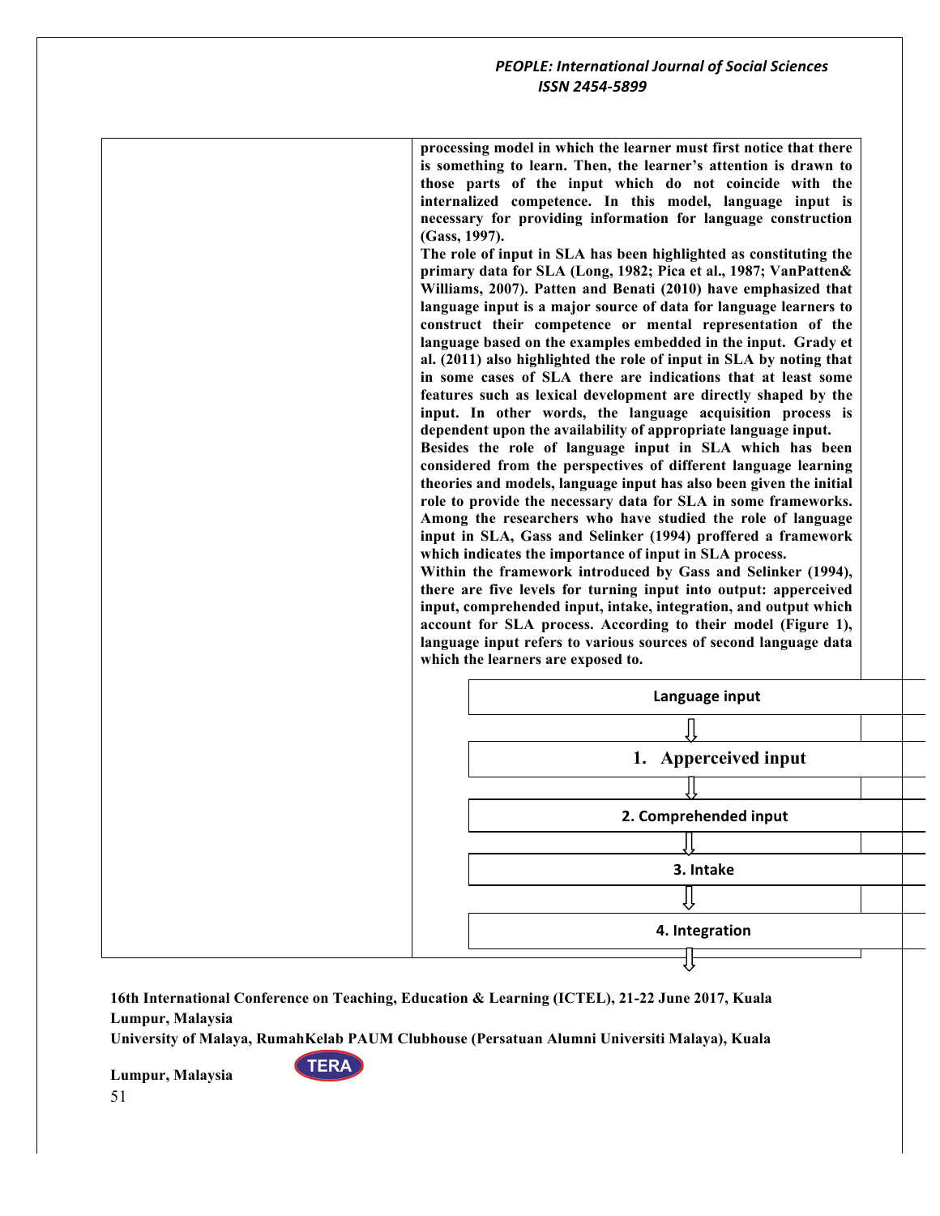**processing model in which the learner must first notice that there is something to learn. Then, the learner's attention is drawn to those parts of the input which do not coincide with the internalized competence. In this model, language input is necessary for providing information for language construction (Gass, 1997).**

**The role of input in SLA has been highlighted as constituting the primary data for SLA (Long, 1982; Pica et al., 1987; VanPatten& Williams, 2007). Patten and Benati (2010) have emphasized that language input is a major source of data for language learners to construct their competence or mental representation of the language based on the examples embedded in the input. Grady et al. (2011) also highlighted the role of input in SLA by noting that in some cases of SLA there are indications that at least some features such as lexical development are directly shaped by the input. In other words, the language acquisition process is dependent upon the availability of appropriate language input.**

**Besides the role of language input in SLA which has been considered from the perspectives of different language learning theories and models, language input has also been given the initial role to provide the necessary data for SLA in some frameworks. Among the researchers who have studied the role of language input in SLA, Gass and Selinker (1994) proffered a framework which indicates the importance of input in SLA process.**

**Within the framework introduced by Gass and Selinker (1994), there are five levels for turning input into output: apperceived input, comprehended input, intake, integration, and output which account for SLA process. According to their model (Figure 1), language input refers to various sources of second language data which the learners are exposed to.**

**Language input**

⇩

**1. Apperceived input**

⇩

**2. Comprehended input**

⇩

**3. Intake**

⇩

**4. Integration**

⇩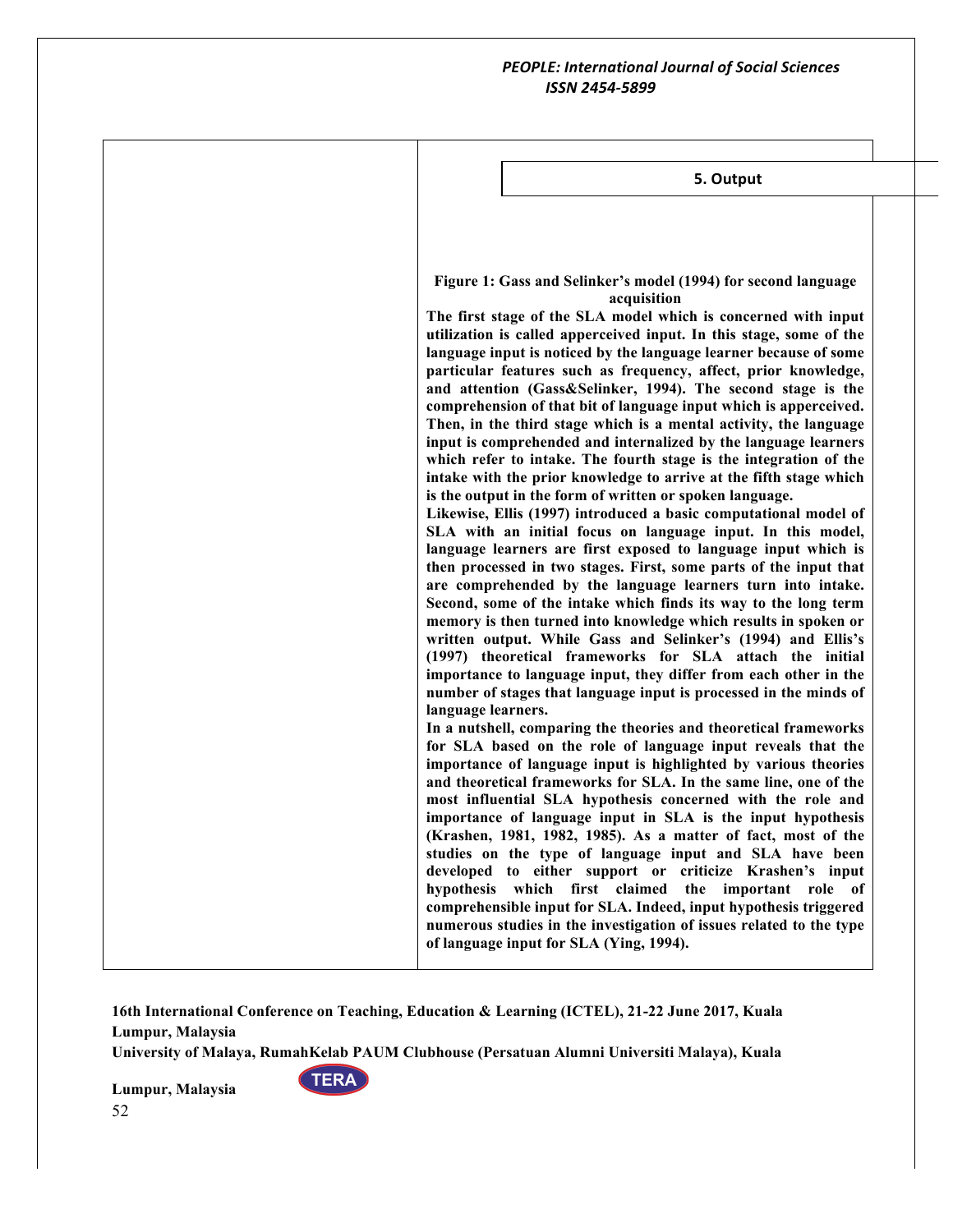5. Output

**Figure 1: Gass and Selinker's model (1994) for second language acquisition**

**The first stage of the SLA model which is concerned with input utilization is called apperceived input. In this stage, some of the language input is noticed by the language learner because of some particular features such as frequency, affect, prior knowledge, and attention (Gass&Selinker, 1994). The second stage is the comprehension of that bit of language input which is apperceived. Then, in the third stage which is a mental activity, the language input is comprehended and internalized by the language learners which refer to intake. The fourth stage is the integration of the intake with the prior knowledge to arrive at the fifth stage which is the output in the form of written or spoken language.**

**Likewise, Ellis (1997) introduced a basic computational model of SLA with an initial focus on language input. In this model, language learners are first exposed to language input which is then processed in two stages. First, some parts of the input that are comprehended by the language learners turn into intake. Second, some of the intake which finds its way to the long term memory is then turned into knowledge which results in spoken or written output. While Gass and Selinker's (1994) and Ellis's (1997) theoretical frameworks for SLA attach the initial importance to language input, they differ from each other in the number of stages that language input is processed in the minds of language learners.**

**In a nutshell, comparing the theories and theoretical frameworks for SLA based on the role of language input reveals that the importance of language input is highlighted by various theories and theoretical frameworks for SLA. In the same line, one of the most influential SLA hypothesis concerned with the role and importance of language input in SLA is the input hypothesis (Krashen, 1981, 1982, 1985). As a matter of fact, most of the studies on the type of language input and SLA have been developed to either support or criticize Krashen's input hypothesis which first claimed the important role of comprehensible input for SLA. Indeed, input hypothesis triggered numerous studies in the investigation of issues related to the type of language input for SLA (Ying, 1994).**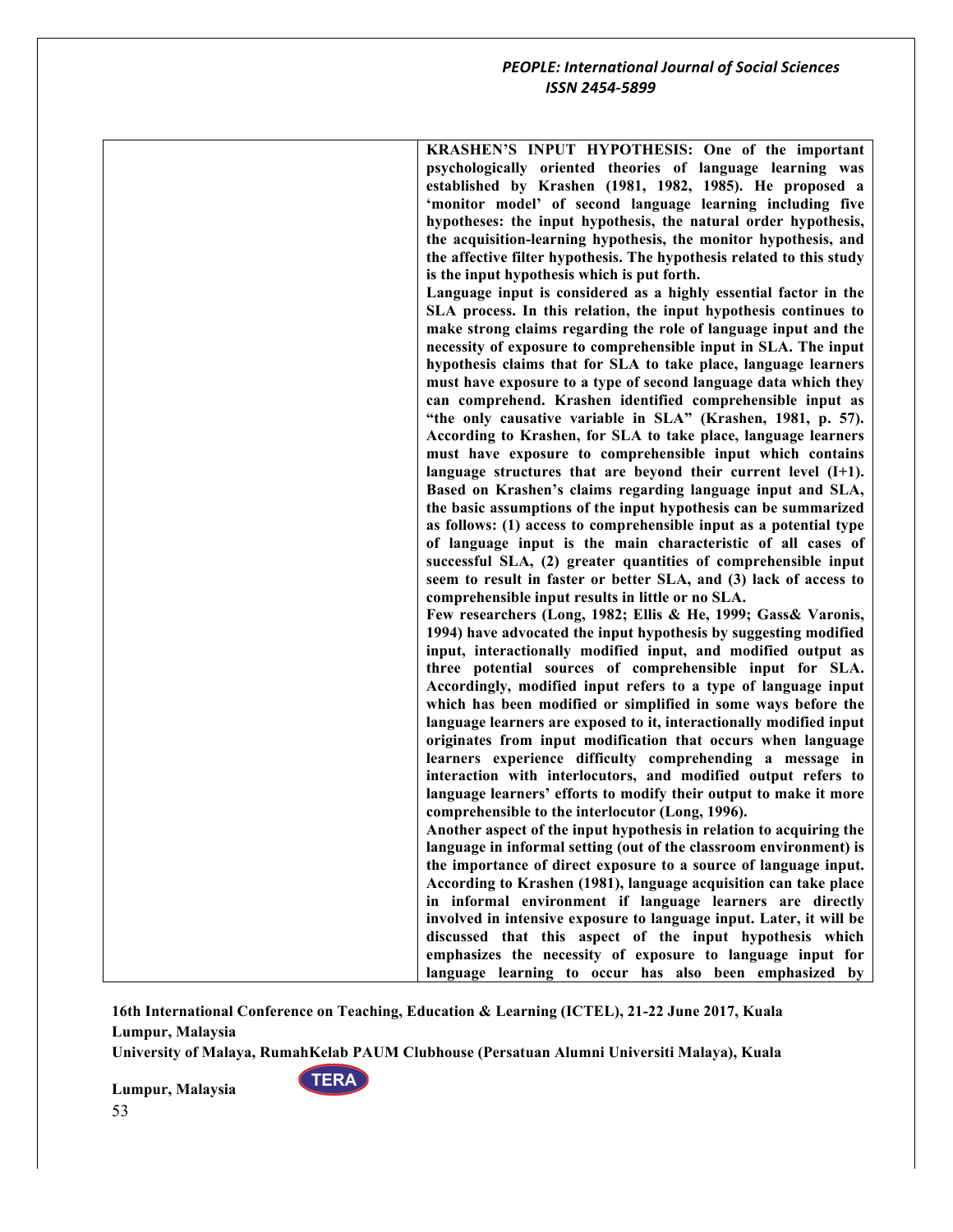**KRASHEN'S INPUT HYPOTHESIS: One of the important psychologically oriented theories of language learning was established by Krashen (1981, 1982, 1985). He proposed a 'monitor model' of second language learning including five hypotheses: the input hypothesis, the natural order hypothesis, the acquisition-learning hypothesis, the monitor hypothesis, and the affective filter hypothesis. The hypothesis related to this study is the input hypothesis which is put forth.**

**Language input is considered as a highly essential factor in the SLA process. In this relation, the input hypothesis continues to make strong claims regarding the role of language input and the necessity of exposure to comprehensible input in SLA. The input hypothesis claims that for SLA to take place, language learners must have exposure to a type of second language data which they can comprehend. Krashen identified comprehensible input as "the only causative variable in SLA" (Krashen, 1981, p. 57). According to Krashen, for SLA to take place, language learners must have exposure to comprehensible input which contains language structures that are beyond their current level (I+1). Based on Krashen's claims regarding language input and SLA, the basic assumptions of the input hypothesis can be summarized as follows: (1) access to comprehensible input as a potential type of language input is the main characteristic of all cases of successful SLA, (2) greater quantities of comprehensible input seem to result in faster or better SLA, and (3) lack of access to comprehensible input results in little or no SLA.**

**Few researchers (Long, 1982; Ellis & He, 1999; Gass& Varonis, 1994) have advocated the input hypothesis by suggesting modified input, interactionally modified input, and modified output as three potential sources of comprehensible input for SLA. Accordingly, modified input refers to a type of language input which has been modified or simplified in some ways before the language learners are exposed to it, interactionally modified input originates from input modification that occurs when language learners experience difficulty comprehending a message in interaction with interlocutors, and modified output refers to language learners' efforts to modify their output to make it more comprehensible to the interlocutor (Long, 1996).**

**Another aspect of the input hypothesis in relation to acquiring the language in informal setting (out of the classroom environment) is the importance of direct exposure to a source of language input. According to Krashen (1981), language acquisition can take place in informal environment if language learners are directly involved in intensive exposure to language input. Later, it will be discussed that this aspect of the input hypothesis which emphasizes the necessity of exposure to language input for language learning to occur has also been emphasized by**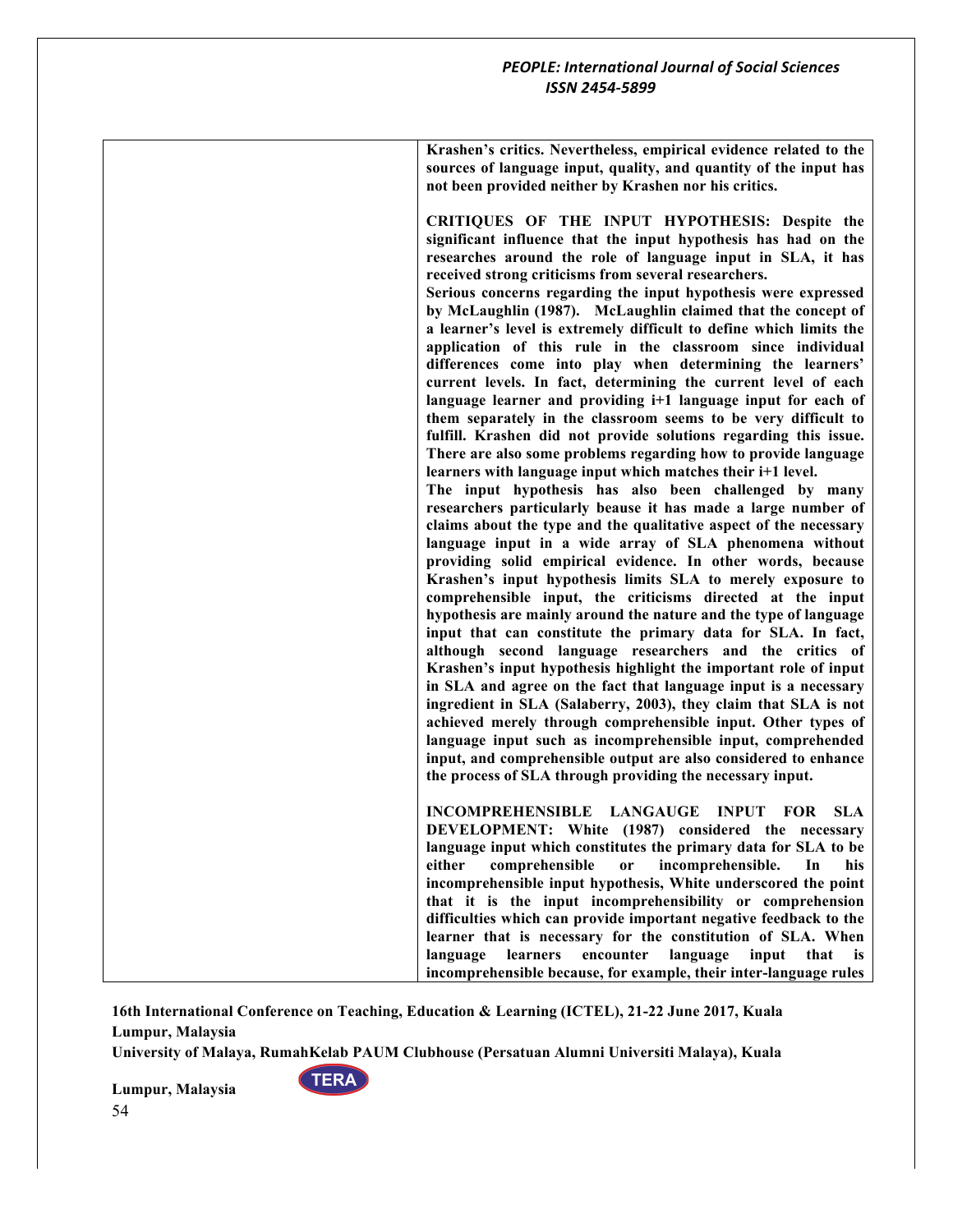**Krashen's critics. Nevertheless, empirical evidence related to the sources of language input, quality, and quantity of the input has not been provided neither by Krashen nor his critics.**

**CRITIQUES OF THE INPUT HYPOTHESIS: Despite the significant influence that the input hypothesis has had on the researches around the role of language input in SLA, it has received strong criticisms from several researchers.**

**Serious concerns regarding the input hypothesis were expressed by McLaughlin (1987). McLaughlin claimed that the concept of a learner's level is extremely difficult to define which limits the application of this rule in the classroom since individual differences come into play when determining the learners' current levels. In fact, determining the current level of each language learner and providing i+1 language input for each of them separately in the classroom seems to be very difficult to fulfill. Krashen did not provide solutions regarding this issue. There are also some problems regarding how to provide language learners with language input which matches their i+1 level.**

**The input hypothesis has also been challenged by many researchers particularly beause it has made a large number of claims about the type and the qualitative aspect of the necessary language input in a wide array of SLA phenomena without providing solid empirical evidence. In other words, because Krashen's input hypothesis limits SLA to merely exposure to comprehensible input, the criticisms directed at the input hypothesis are mainly around the nature and the type of language input that can constitute the primary data for SLA. In fact, although second language researchers and the critics of Krashen's input hypothesis highlight the important role of input in SLA and agree on the fact that language input is a necessary ingredient in SLA (Salaberry, 2003), they claim that SLA is not achieved merely through comprehensible input. Other types of language input such as incomprehensible input, comprehended input, and comprehensible output are also considered to enhance the process of SLA through providing the necessary input.**

**INCOMPREHENSIBLE LANGAUGE INPUT FOR SLA DEVELOPMENT: White (1987) considered the necessary language input which constitutes the primary data for SLA to be either comprehensible or incomprehensible. In his incomprehensible input hypothesis, White underscored the point that it is the input incomprehensibility or comprehension difficulties which can provide important negative feedback to the learner that is necessary for the constitution of SLA. When language learners encounter language input that is incomprehensible because, for example, their inter-language rules**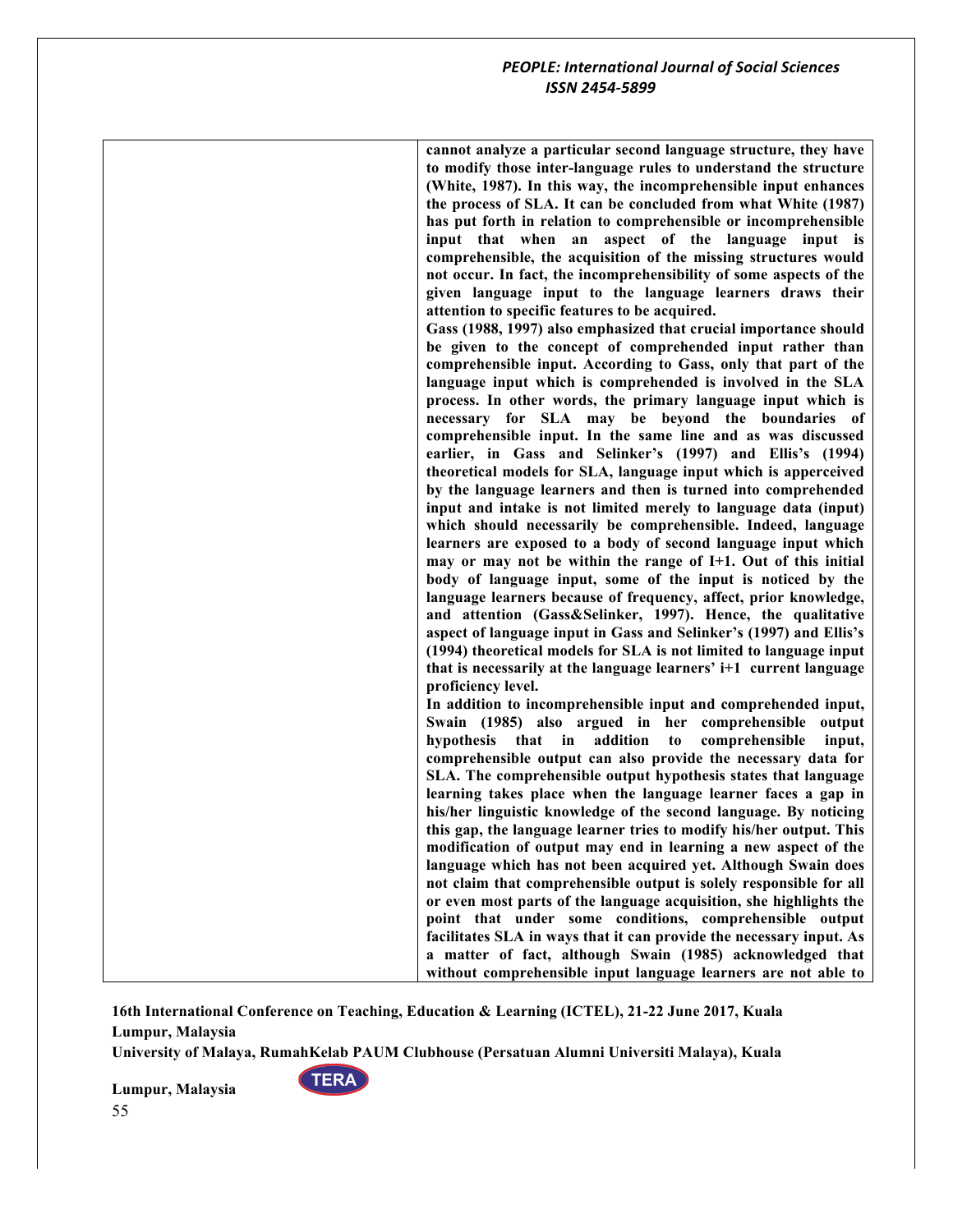**cannot analyze a particular second language structure, they have to modify those inter-language rules to understand the structure (White, 1987). In this way, the incomprehensible input enhances the process of SLA. It can be concluded from what White (1987) has put forth in relation to comprehensible or incomprehensible input that when an aspect of the language input is comprehensible, the acquisition of the missing structures would not occur. In fact, the incomprehensibility of some aspects of the given language input to the language learners draws their attention to specific features to be acquired.**

**Gass (1988, 1997) also emphasized that crucial importance should be given to the concept of comprehended input rather than comprehensible input. According to Gass, only that part of the language input which is comprehended is involved in the SLA process. In other words, the primary language input which is necessary for SLA may be beyond the boundaries of comprehensible input. In the same line and as was discussed earlier, in Gass and Selinker's (1997) and Ellis's (1994) theoretical models for SLA, language input which is apperceived by the language learners and then is turned into comprehended input and intake is not limited merely to language data (input) which should necessarily be comprehensible. Indeed, language learners are exposed to a body of second language input which may or may not be within the range of I+1. Out of this initial body of language input, some of the input is noticed by the language learners because of frequency, affect, prior knowledge, and attention (Gass&Selinker, 1997). Hence, the qualitative aspect of language input in Gass and Selinker's (1997) and Ellis's (1994) theoretical models for SLA is not limited to language input that is necessarily at the language learners' i+1 current language proficiency level.**

**In addition to incomprehensible input and comprehended input, Swain (1985) also argued in her comprehensible output hypothesis that in addition to comprehensible input, comprehensible output can also provide the necessary data for SLA. The comprehensible output hypothesis states that language learning takes place when the language learner faces a gap in his/her linguistic knowledge of the second language. By noticing this gap, the language learner tries to modify his/her output. This modification of output may end in learning a new aspect of the language which has not been acquired yet. Although Swain does not claim that comprehensible output is solely responsible for all or even most parts of the language acquisition, she highlights the point that under some conditions, comprehensible output facilitates SLA in ways that it can provide the necessary input. As a matter of fact, although Swain (1985) acknowledged that without comprehensible input language learners are not able to**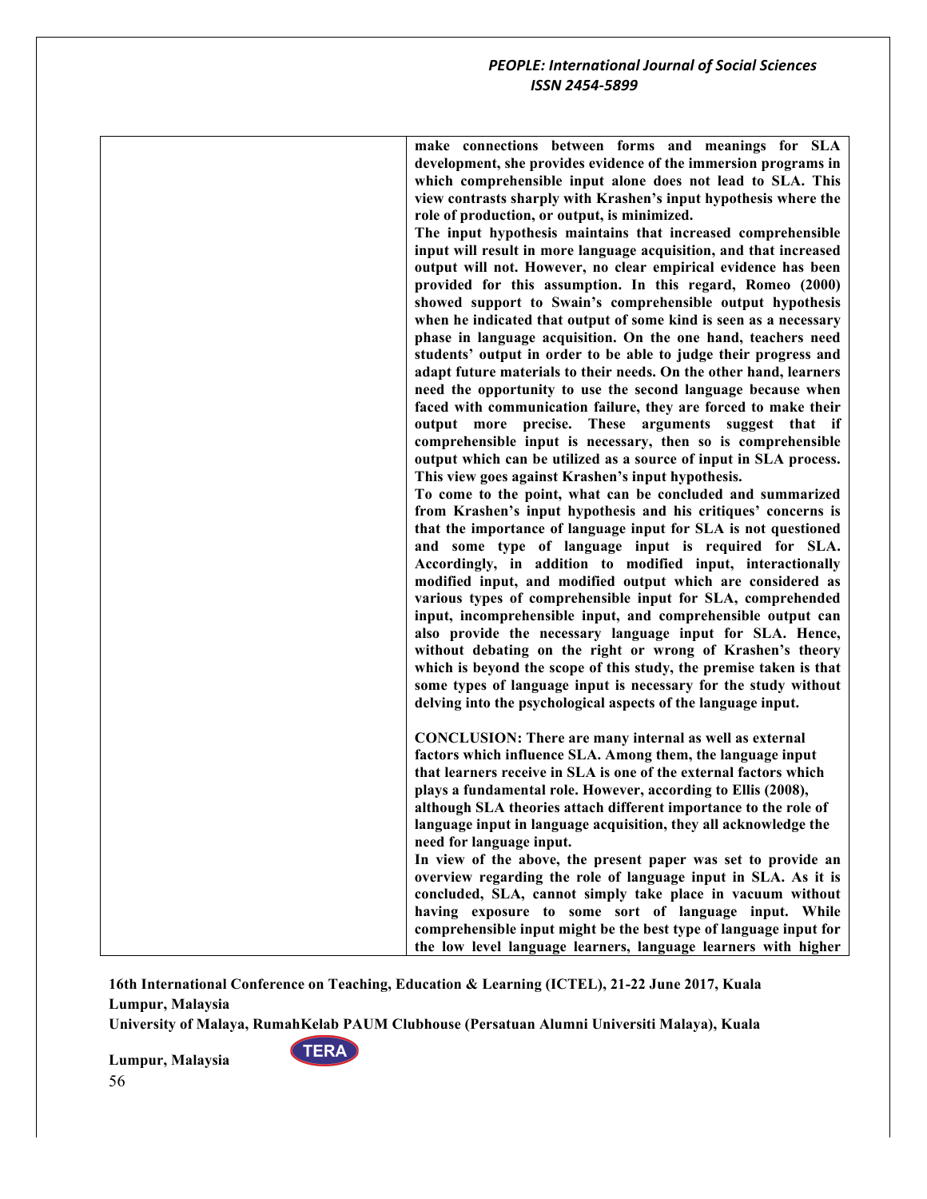**make connections between forms and meanings for SLA development, she provides evidence of the immersion programs in which comprehensible input alone does not lead to SLA. This view contrasts sharply with Krashen's input hypothesis where the role of production, or output, is minimized.**

**The input hypothesis maintains that increased comprehensible input will result in more language acquisition, and that increased output will not. However, no clear empirical evidence has been provided for this assumption. In this regard, Romeo (2000) showed support to Swain's comprehensible output hypothesis when he indicated that output of some kind is seen as a necessary phase in language acquisition. On the one hand, teachers need students' output in order to be able to judge their progress and adapt future materials to their needs. On the other hand, learners need the opportunity to use the second language because when faced with communication failure, they are forced to make their output more precise. These arguments suggest that if comprehensible input is necessary, then so is comprehensible output which can be utilized as a source of input in SLA process. This view goes against Krashen's input hypothesis.**

**To come to the point, what can be concluded and summarized from Krashen's input hypothesis and his critiques' concerns is that the importance of language input for SLA is not questioned and some type of language input is required for SLA. Accordingly, in addition to modified input, interactionally modified input, and modified output which are considered as various types of comprehensible input for SLA, comprehended input, incomprehensible input, and comprehensible output can also provide the necessary language input for SLA. Hence, without debating on the right or wrong of Krashen's theory which is beyond the scope of this study, the premise taken is that some types of language input is necessary for the study without delving into the psychological aspects of the language input.**

**CONCLUSION: There are many internal as well as external factors which influence SLA. Among them, the language input that learners receive in SLA is one of the external factors which plays a fundamental role. However, according to Ellis (2008), although SLA theories attach different importance to the role of language input in language acquisition, they all acknowledge the need for language input.**

**In view of the above, the present paper was set to provide an overview regarding the role of language input in SLA. As it is concluded, SLA, cannot simply take place in vacuum without having exposure to some sort of language input. While comprehensible input might be the best type of language input for the low level language learners, language learners with higher**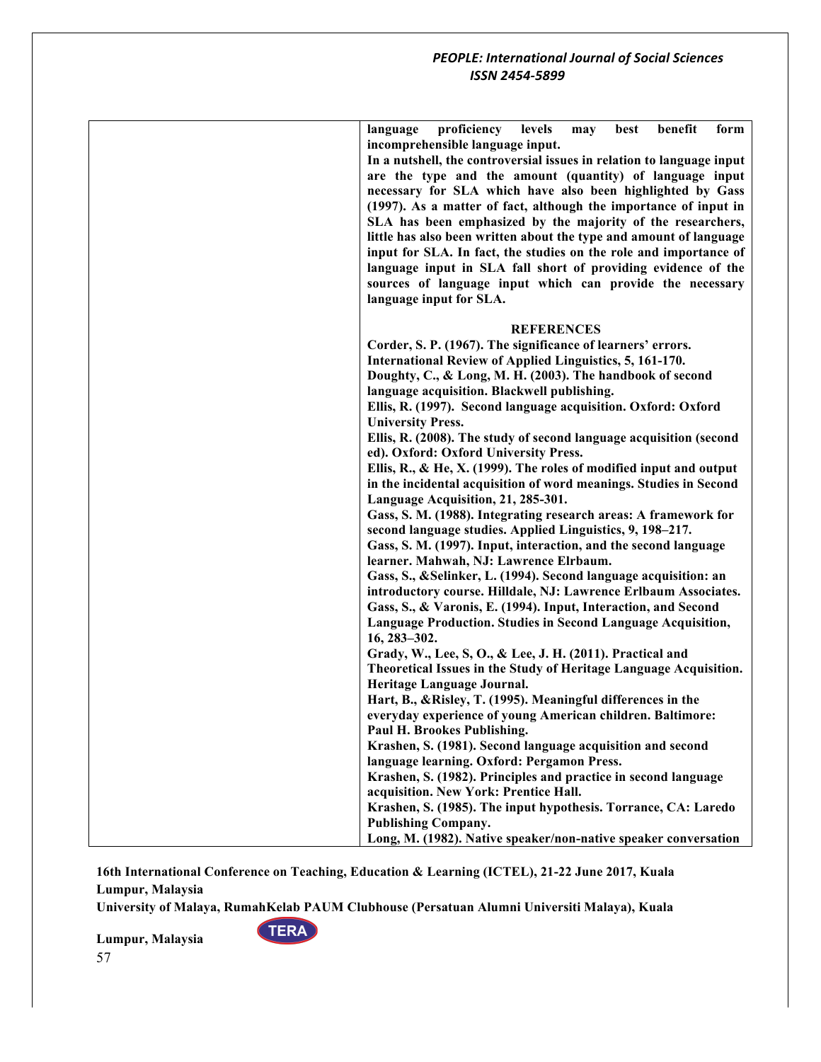**language proficiency levels may best benefit form incomprehensible language input.**

**In a nutshell, the controversial issues in relation to language input are the type and the amount (quantity) of language input necessary for SLA which have also been highlighted by Gass (1997). As a matter of fact, although the importance of input in SLA has been emphasized by the majority of the researchers, little has also been written about the type and amount of language input for SLA. In fact, the studies on the role and importance of language input in SLA fall short of providing evidence of the sources of language input which can provide the necessary language input for SLA.**

## REFERENCES

**Corder, S. P. (1967). The significance of learners' errors. International Review of Applied Linguistics, 5, 161-170.**

**Doughty, C., & Long, M. H. (2003). The handbook of second language acquisition. Blackwell publishing.**

**Ellis, R. (1997). Second language acquisition. Oxford: Oxford University Press.**

**Ellis, R. (2008). The study of second language acquisition (second ed). Oxford: Oxford University Press.**

**Ellis, R., & He, X. (1999). The roles of modified input and output in the incidental acquisition of word meanings. Studies in Second Language Acquisition, 21, 285-301.**

**Gass, S. M. (1988). Integrating research areas: A framework for second language studies. Applied Linguistics, 9, 198–217.**

**Gass, S. M. (1997). Input, interaction, and the second language learner. Mahwah, NJ: Lawrence Elrbaum.**

**Gass, S., &Selinker, L. (1994). Second language acquisition: an introductory course. Hilldale, NJ: Lawrence Erlbaum Associates.**

**Gass, S., & Varonis, E. (1994). Input, Interaction, and Second Language Production. Studies in Second Language Acquisition, 16, 283–302.**

**Grady, W., Lee, S, O., & Lee, J. H. (2011). Practical and Theoretical Issues in the Study of Heritage Language Acquisition. Heritage Language Journal.**

**Hart, B., &Risley, T. (1995). Meaningful differences in the everyday experience of young American children. Baltimore: Paul H. Brookes Publishing.**

**Krashen, S. (1981). Second language acquisition and second language learning. Oxford: Pergamon Press.**

**Krashen, S. (1982). Principles and practice in second language acquisition. New York: Prentice Hall.**

**Krashen, S. (1985). The input hypothesis. Torrance, CA: Laredo Publishing Company.**

**Long, M. (1982). Native speaker/non-native speaker conversation**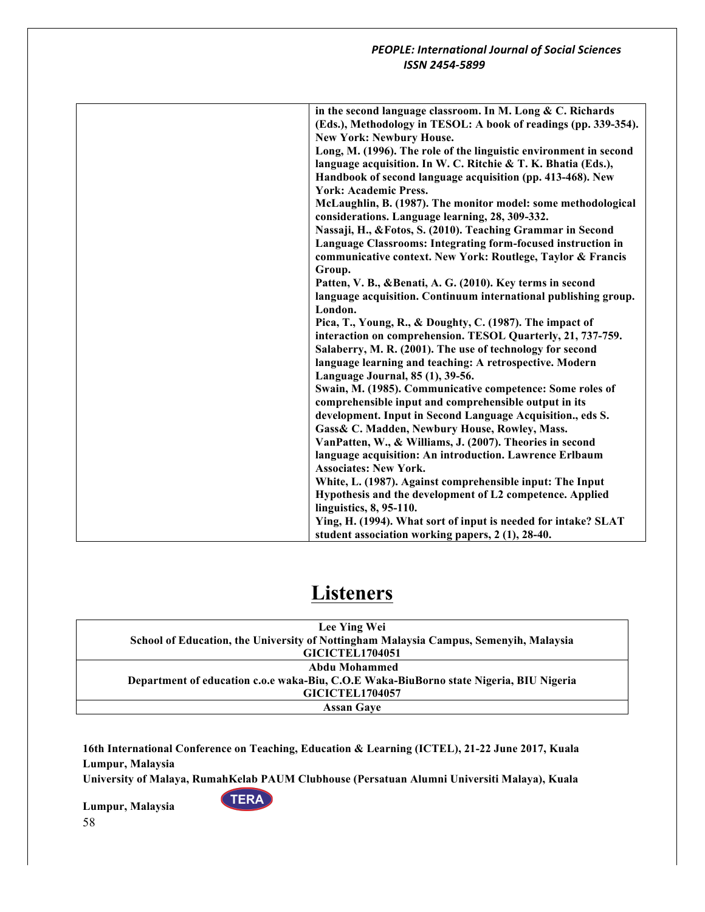| | in the second language classroom. In M. Long & C. Richards (Eds.), Methodology in TESOL: A book of readings (pp. 339-354). New York: Newbury House.<br>Long, M. (1996). The role of the linguistic environment in second language acquisition. In W. C. Ritchie & T. K. Bhatia (Eds.), Handbook of second language acquisition (pp. 413-468). New York: Academic Press.<br>McLaughlin, B. (1987). The monitor model: some methodological considerations. Language learning, 28, 309-332.<br>Nassaji, H., &Fotos, S. (2010). Teaching Grammar in Second Language Classrooms: Integrating form-focused instruction in communicative context. New York: Routlege, Taylor & Francis Group.<br>Patten, V. B., &Benati, A. G. (2010). Key terms in second language acquisition. Continuum international publishing group. London.<br>Pica, T., Young, R., & Doughty, C. (1987). The impact of interaction on comprehension. TESOL Quarterly, 21, 737-759.<br>Salaberry, M. R. (2001). The use of technology for second language learning and teaching: A retrospective. Modern Language Journal, 85 (1), 39-56.<br>Swain, M. (1985). Communicative competence: Some roles of comprehensible input and comprehensible output in its development. Input in Second Language Acquisition., eds S. Gass& C. Madden, Newbury House, Rowley, Mass.<br>VanPatten, W., & Williams, J. (2007). Theories in second language acquisition: An introduction. Lawrence Erlbaum Associates: New York.<br>White, L. (1987). Against comprehensible input: The Input Hypothesis and the development of L2 competence. Applied linguistics, 8, 95-110.<br>Ying, H. (1994). What sort of input is needed for intake? SLAT student association working papers, 2 (1), 28-40. |
|---|---|

# Listeners

| **Lee Ying Wei**<br>**School of Education, the University of Nottingham Malaysia Campus, Semenyih, Malaysia**<br>**GICICTEL1704051** |
|---|
| **Abdu Mohammed**<br>**Department of education c.o.e waka-Biu, C.O.E Waka-BiuBorno state Nigeria, BIU Nigeria**<br>**GICICTEL1704057** |
| **Assan Gaye** |

**16th International Conference on Teaching, Education & Learning (ICTEL), 21-22 June 2017, Kuala Lumpur, Malaysia**
**University of Malaya, RumahKelab PAUM Clubhouse (Persatuan Alumni Universiti Malaya), Kuala Lumpur, Malaysia**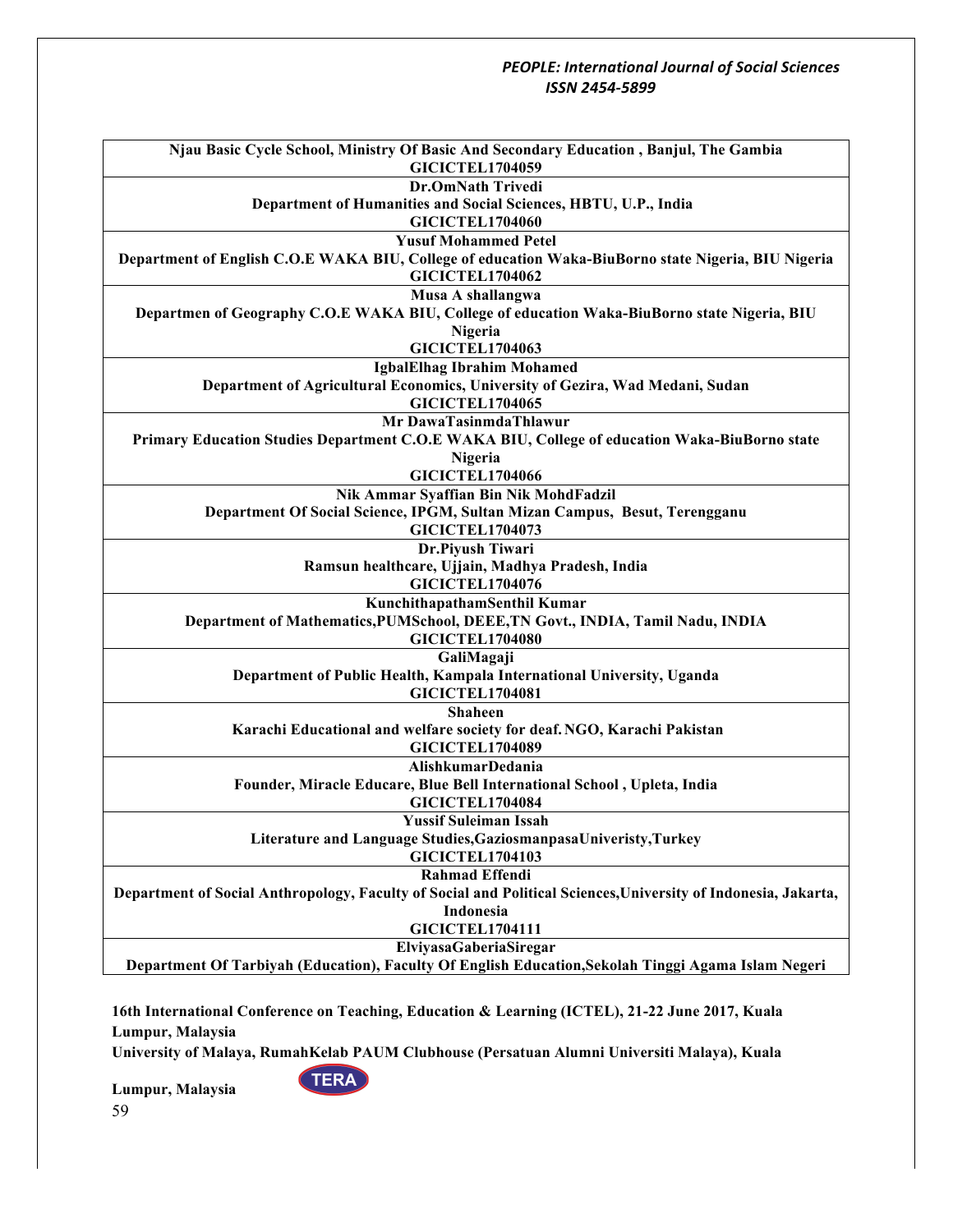| Njau Basic Cycle School, Ministry Of Basic And Secondary Education , Banjul, The Gambia<br>GICICTEL1704059 |
|---|
| Dr.OmNath Trivedi<br>Department of Humanities and Social Sciences, HBTU, U.P., India<br>GICICTEL1704060 |
| Yusuf Mohammed Petel<br>Department of English C.O.E WAKA BIU, College of education Waka-BiuBorno state Nigeria, BIU Nigeria<br>GICICTEL1704062 |
| Musa A shallangwa<br>Departmen of Geography C.O.E WAKA BIU, College of education Waka-BiuBorno state Nigeria, BIU Nigeria<br>GICICTEL1704063 |
| IgbalElhag Ibrahim Mohamed<br>Department of Agricultural Economics, University of Gezira, Wad Medani, Sudan<br>GICICTEL1704065 |
| Mr DawaTasinmdaThlawur<br>Primary Education Studies Department C.O.E WAKA BIU, College of education Waka-BiuBorno state Nigeria<br>GICICTEL1704066 |
| Nik Ammar Syaffian Bin Nik MohdFadzil<br>Department Of Social Science, IPGM, Sultan Mizan Campus, Besut, Terengganu<br>GICICTEL1704073 |
| Dr.Piyush Tiwari<br>Ramsun healthcare, Ujjain, Madhya Pradesh, India<br>GICICTEL1704076 |
| KunchithapathamSenthil Kumar<br>Department of Mathematics,PUMSchool, DEEE,TN Govt., INDIA, Tamil Nadu, INDIA<br>GICICTEL1704080 |
| GaliMagaji<br>Department of Public Health, Kampala International University, Uganda<br>GICICTEL1704081 |
| Shaheen<br>Karachi Educational and welfare society for deaf. NGO, Karachi Pakistan<br>GICICTEL1704089 |
| AlishkumarDedania<br>Founder, Miracle Educare, Blue Bell International School , Upleta, India<br>GICICTEL1704084 |
| Yussif Suleiman Issah<br>Literature and Language Studies,GaziosmanpasaUniveristy,Turkey<br>GICICTEL1704103 |
| Rahmad Effendi<br>Department of Social Anthropology, Faculty of Social and Political Sciences,University of Indonesia, Jakarta, Indonesia<br>GICICTEL1704111 |
| ElviyasaGaberiaSiregar<br>Department Of Tarbiyah (Education), Faculty Of English Education,Sekolah Tinggi Agama Islam Negeri |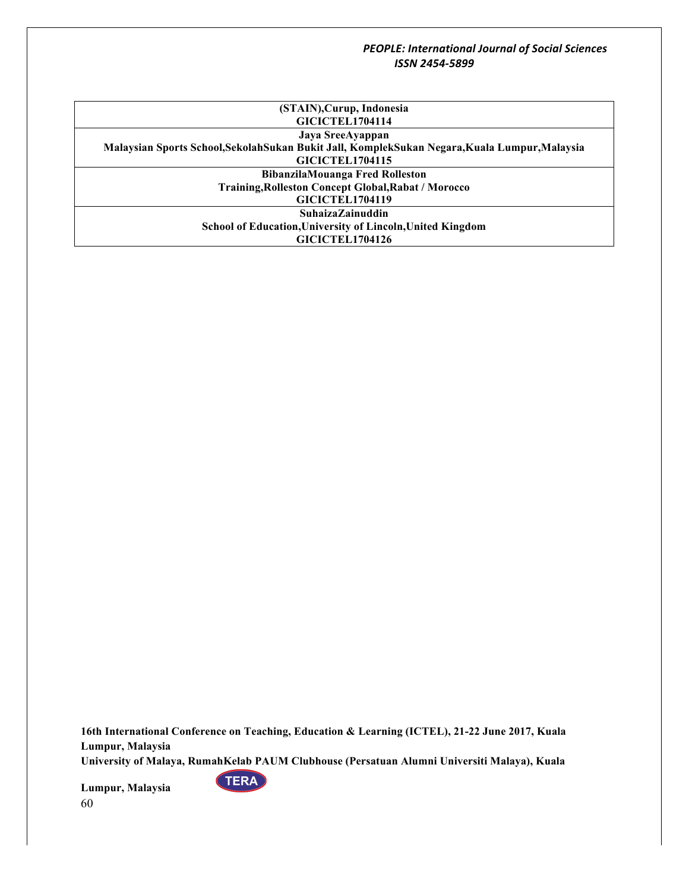| |
|---|
| **(STAIN),Curup, Indonesia**<br>**GICICTEL1704114** |
| **Jaya SreeAyappan**<br>**Malaysian Sports School,SekolahSukan Bukit Jall, KomplekSukan Negara,Kuala Lumpur,Malaysia**<br>**GICICTEL1704115** |
| **BibanzilaMouanga Fred Rolleston**<br>**Training,Rolleston Concept Global,Rabat / Morocco**<br>**GICICTEL1704119** |
| **SuhaizaZainuddin**<br>**School of Education,University of Lincoln,United Kingdom**<br>**GICICTEL1704126** |